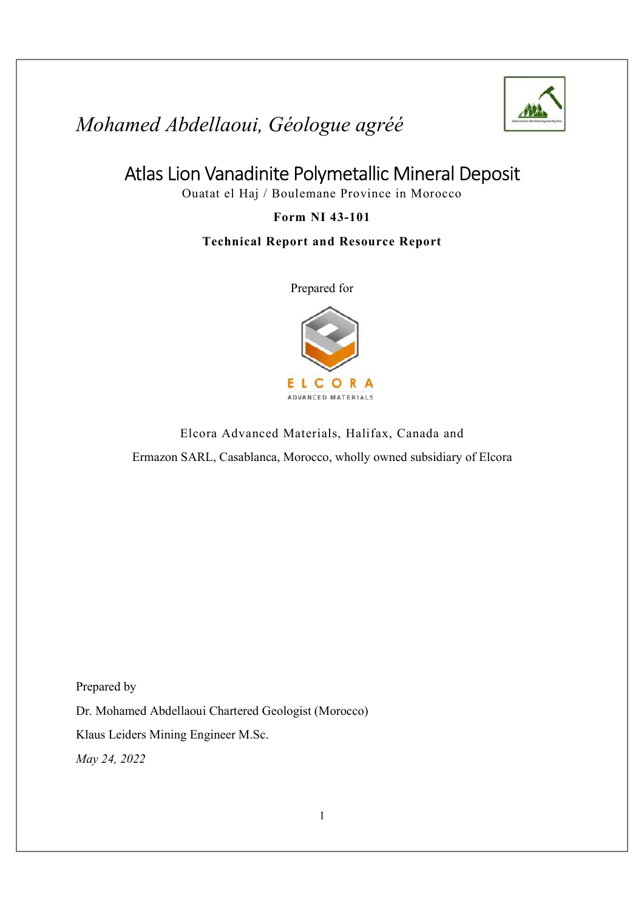*Mohamed Abdellaoui, Géologue agréé*

# Atlas Lion Vanadinite Polymetallic Mineral Deposit

Ouatat el Haj / Boulemane Province in Morocco

**Form NI 43-101**

**Technical Report and Resource Report**

Prepared for

ELCORA
ADVANCED MATERIALS

Elcora Advanced Materials, Halifax, Canada and

Ermazon SARL, Casablanca, Morocco, wholly owned subsidiary of Elcora

Prepared by

Dr. Mohamed Abdellaoui Chartered Geologist (Morocco)

Klaus Leiders Mining Engineer M.Sc.

*May 24, 2022*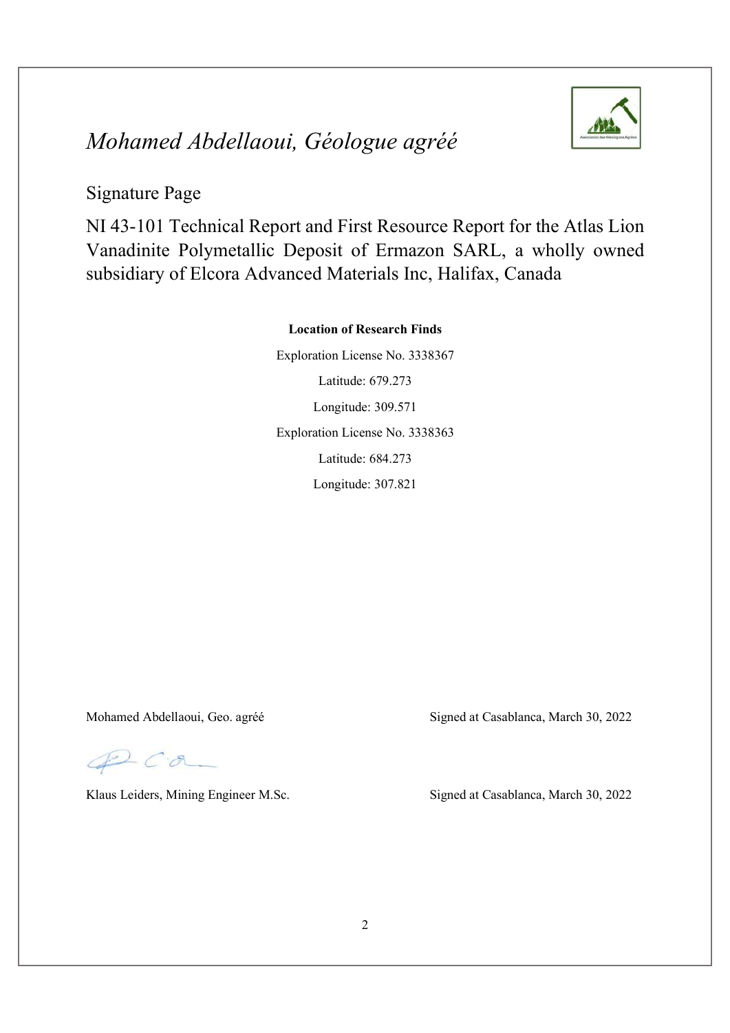# *Mohamed Abdellaoui, Géologue agréé*

Signature Page

NI 43-101 Technical Report and First Resource Report for the Atlas Lion Vanadinite Polymetallic Deposit of Ermazon SARL, a wholly owned subsidiary of Elcora Advanced Materials Inc, Halifax, Canada

**Location of Research Finds**

Exploration License No. 3338367

Latitude: 679.273

Longitude: 309.571

Exploration License No. 3338363

Latitude: 684.273

Longitude: 307.821

Mohamed Abdellaoui, Geo. agréé — Signed at Casablanca, March 30, 2022

Klaus Leiders, Mining Engineer M.Sc. — Signed at Casablanca, March 30, 2022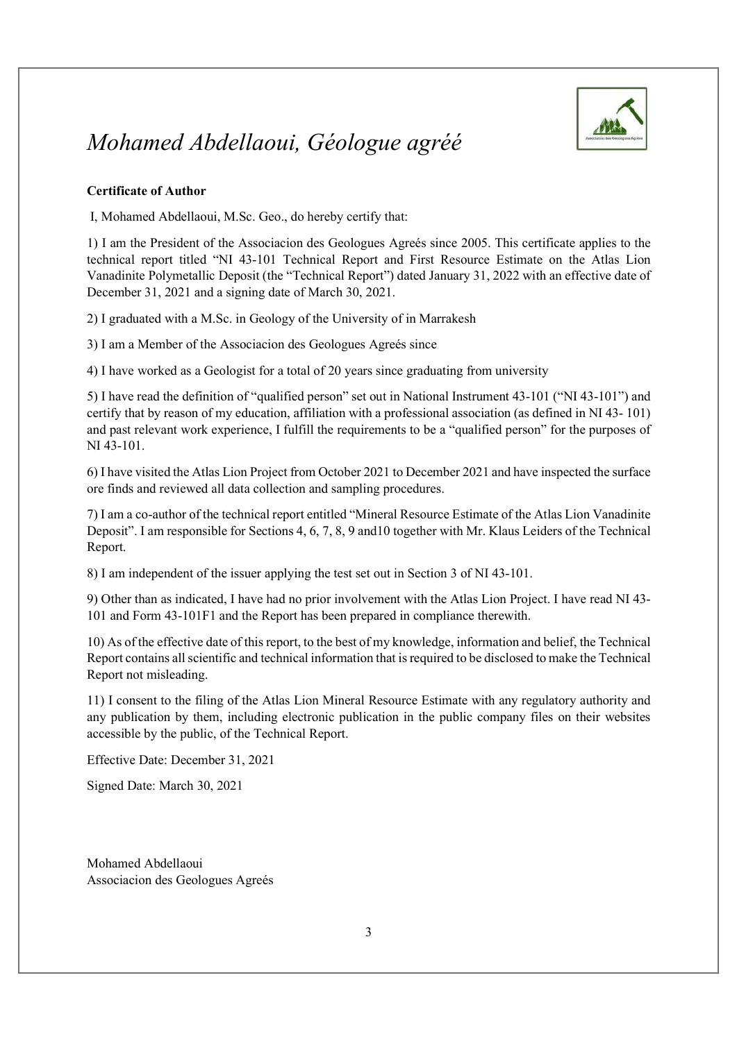# *Mohamed Abdellaoui, Géologue agréé*

**Certificate of Author**

I, Mohamed Abdellaoui, M.Sc. Geo., do hereby certify that:

1) I am the President of the Associacion des Geologues Agreés since 2005. This certificate applies to the technical report titled "NI 43-101 Technical Report and First Resource Estimate on the Atlas Lion Vanadinite Polymetallic Deposit (the "Technical Report") dated January 31, 2022 with an effective date of December 31, 2021 and a signing date of March 30, 2021.

2) I graduated with a M.Sc. in Geology of the University of in Marrakesh

3) I am a Member of the Associacion des Geologues Agreés since

4) I have worked as a Geologist for a total of 20 years since graduating from university

5) I have read the definition of "qualified person" set out in National Instrument 43-101 ("NI 43-101") and certify that by reason of my education, affiliation with a professional association (as defined in NI 43- 101) and past relevant work experience, I fulfill the requirements to be a "qualified person" for the purposes of NI 43-101.

6) I have visited the Atlas Lion Project from October 2021 to December 2021 and have inspected the surface ore finds and reviewed all data collection and sampling procedures.

7) I am a co-author of the technical report entitled "Mineral Resource Estimate of the Atlas Lion Vanadinite Deposit". I am responsible for Sections 4, 6, 7, 8, 9 and10 together with Mr. Klaus Leiders of the Technical Report.

8) I am independent of the issuer applying the test set out in Section 3 of NI 43-101.

9) Other than as indicated, I have had no prior involvement with the Atlas Lion Project. I have read NI 43-101 and Form 43-101F1 and the Report has been prepared in compliance therewith.

10) As of the effective date of this report, to the best of my knowledge, information and belief, the Technical Report contains all scientific and technical information that is required to be disclosed to make the Technical Report not misleading.

11) I consent to the filing of the Atlas Lion Mineral Resource Estimate with any regulatory authority and any publication by them, including electronic publication in the public company files on their websites accessible by the public, of the Technical Report.

Effective Date: December 31, 2021

Signed Date: March 30, 2021

Mohamed Abdellaoui
Associacion des Geologues Agreés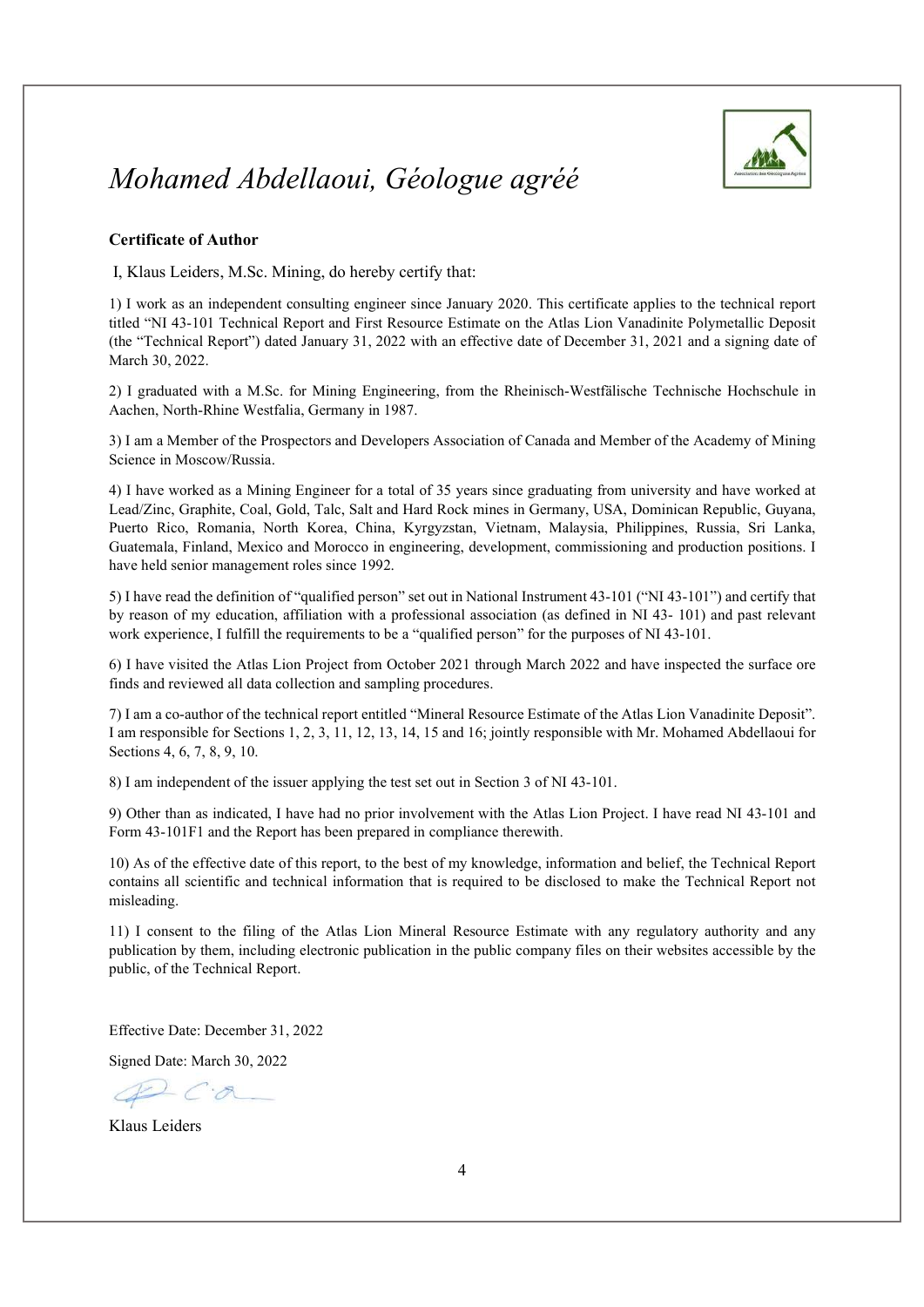# *Mohamed Abdellaoui, Géologue agréé*

**Certificate of Author**

I, Klaus Leiders, M.Sc. Mining, do hereby certify that:

1) I work as an independent consulting engineer since January 2020. This certificate applies to the technical report titled "NI 43-101 Technical Report and First Resource Estimate on the Atlas Lion Vanadinite Polymetallic Deposit (the "Technical Report") dated January 31, 2022 with an effective date of December 31, 2021 and a signing date of March 30, 2022.

2) I graduated with a M.Sc. for Mining Engineering, from the Rheinisch-Westfälische Technische Hochschule in Aachen, North-Rhine Westfalia, Germany in 1987.

3) I am a Member of the Prospectors and Developers Association of Canada and Member of the Academy of Mining Science in Moscow/Russia.

4) I have worked as a Mining Engineer for a total of 35 years since graduating from university and have worked at Lead/Zinc, Graphite, Coal, Gold, Talc, Salt and Hard Rock mines in Germany, USA, Dominican Republic, Guyana, Puerto Rico, Romania, North Korea, China, Kyrgyzstan, Vietnam, Malaysia, Philippines, Russia, Sri Lanka, Guatemala, Finland, Mexico and Morocco in engineering, development, commissioning and production positions. I have held senior management roles since 1992.

5) I have read the definition of "qualified person" set out in National Instrument 43-101 ("NI 43-101") and certify that by reason of my education, affiliation with a professional association (as defined in NI 43- 101) and past relevant work experience, I fulfill the requirements to be a "qualified person" for the purposes of NI 43-101.

6) I have visited the Atlas Lion Project from October 2021 through March 2022 and have inspected the surface ore finds and reviewed all data collection and sampling procedures.

7) I am a co-author of the technical report entitled "Mineral Resource Estimate of the Atlas Lion Vanadinite Deposit". I am responsible for Sections 1, 2, 3, 11, 12, 13, 14, 15 and 16; jointly responsible with Mr. Mohamed Abdellaoui for Sections 4, 6, 7, 8, 9, 10.

8) I am independent of the issuer applying the test set out in Section 3 of NI 43-101.

9) Other than as indicated, I have had no prior involvement with the Atlas Lion Project. I have read NI 43-101 and Form 43-101F1 and the Report has been prepared in compliance therewith.

10) As of the effective date of this report, to the best of my knowledge, information and belief, the Technical Report contains all scientific and technical information that is required to be disclosed to make the Technical Report not misleading.

11) I consent to the filing of the Atlas Lion Mineral Resource Estimate with any regulatory authority and any publication by them, including electronic publication in the public company files on their websites accessible by the public, of the Technical Report.

Effective Date: December 31, 2022

Signed Date: March 30, 2022

Klaus Leiders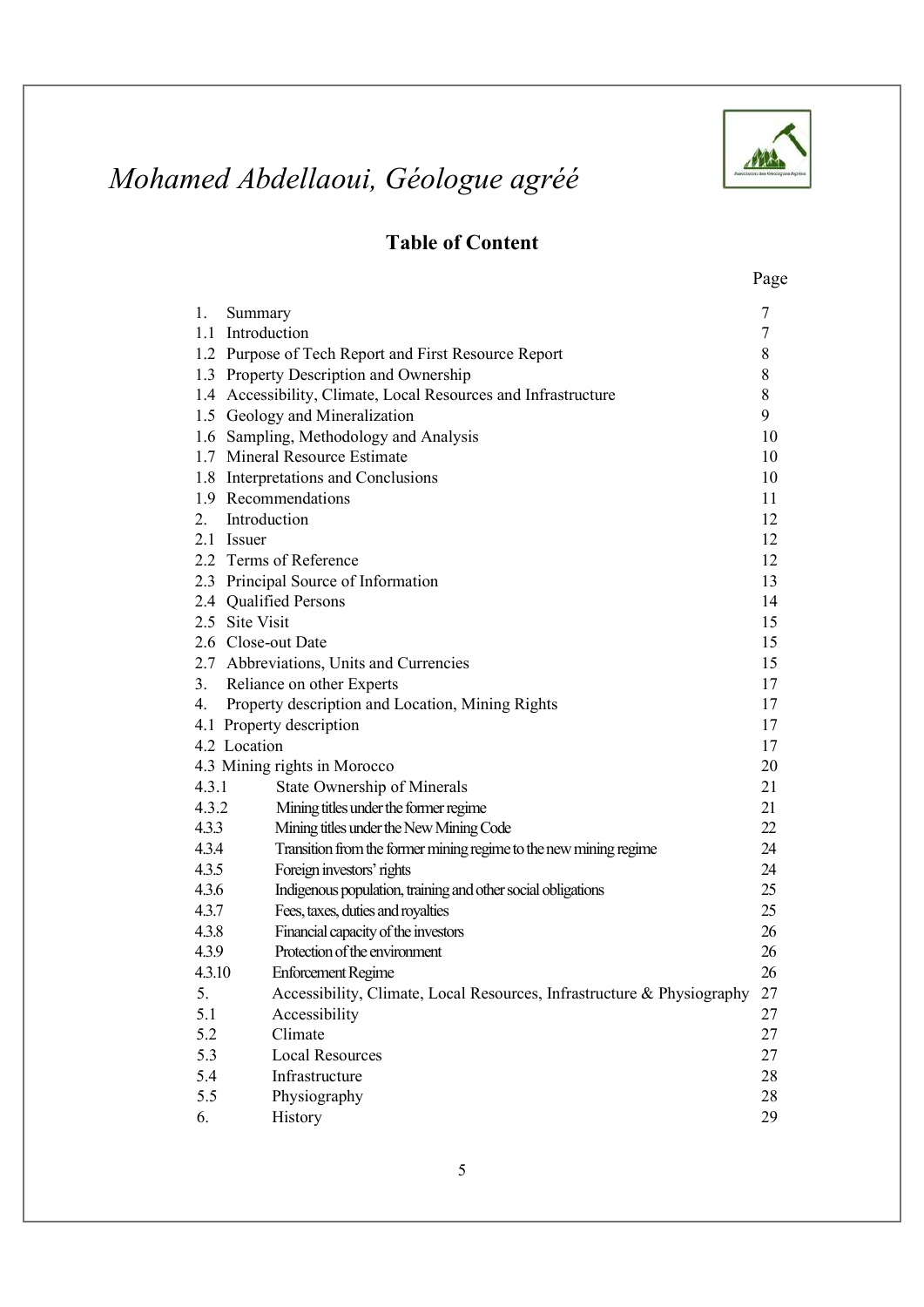*Mohamed Abdellaoui, Géologue agréé*

## Table of Content

| | | Page |
|---|---|---|
| 1. | Summary | 7 |
| 1.1 | Introduction | 7 |
| 1.2 | Purpose of Tech Report and First Resource Report | 8 |
| 1.3 | Property Description and Ownership | 8 |
| 1.4 | Accessibility, Climate, Local Resources and Infrastructure | 8 |
| 1.5 | Geology and Mineralization | 9 |
| 1.6 | Sampling, Methodology and Analysis | 10 |
| 1.7 | Mineral Resource Estimate | 10 |
| 1.8 | Interpretations and Conclusions | 10 |
| 1.9 | Recommendations | 11 |
| 2. | Introduction | 12 |
| 2.1 | Issuer | 12 |
| 2.2 | Terms of Reference | 12 |
| 2.3 | Principal Source of Information | 13 |
| 2.4 | Qualified Persons | 14 |
| 2.5 | Site Visit | 15 |
| 2.6 | Close-out Date | 15 |
| 2.7 | Abbreviations, Units and Currencies | 15 |
| 3. | Reliance on other Experts | 17 |
| 4. | Property description and Location, Mining Rights | 17 |
| 4.1 | Property description | 17 |
| 4.2 | Location | 17 |
| 4.3 | Mining rights in Morocco | 20 |
| 4.3.1 | State Ownership of Minerals | 21 |
| 4.3.2 | Mining titles under the former regime | 21 |
| 4.3.3 | Mining titles under the New Mining Code | 22 |
| 4.3.4 | Transition from the former mining regime to the new mining regime | 24 |
| 4.3.5 | Foreign investors' rights | 24 |
| 4.3.6 | Indigenous population, training and other social obligations | 25 |
| 4.3.7 | Fees, taxes, duties and royalties | 25 |
| 4.3.8 | Financial capacity of the investors | 26 |
| 4.3.9 | Protection of the environment | 26 |
| 4.3.10 | Enforcement Regime | 26 |
| 5. | Accessibility, Climate, Local Resources, Infrastructure & Physiography | 27 |
| 5.1 | Accessibility | 27 |
| 5.2 | Climate | 27 |
| 5.3 | Local Resources | 27 |
| 5.4 | Infrastructure | 28 |
| 5.5 | Physiography | 28 |
| 6. | History | 29 |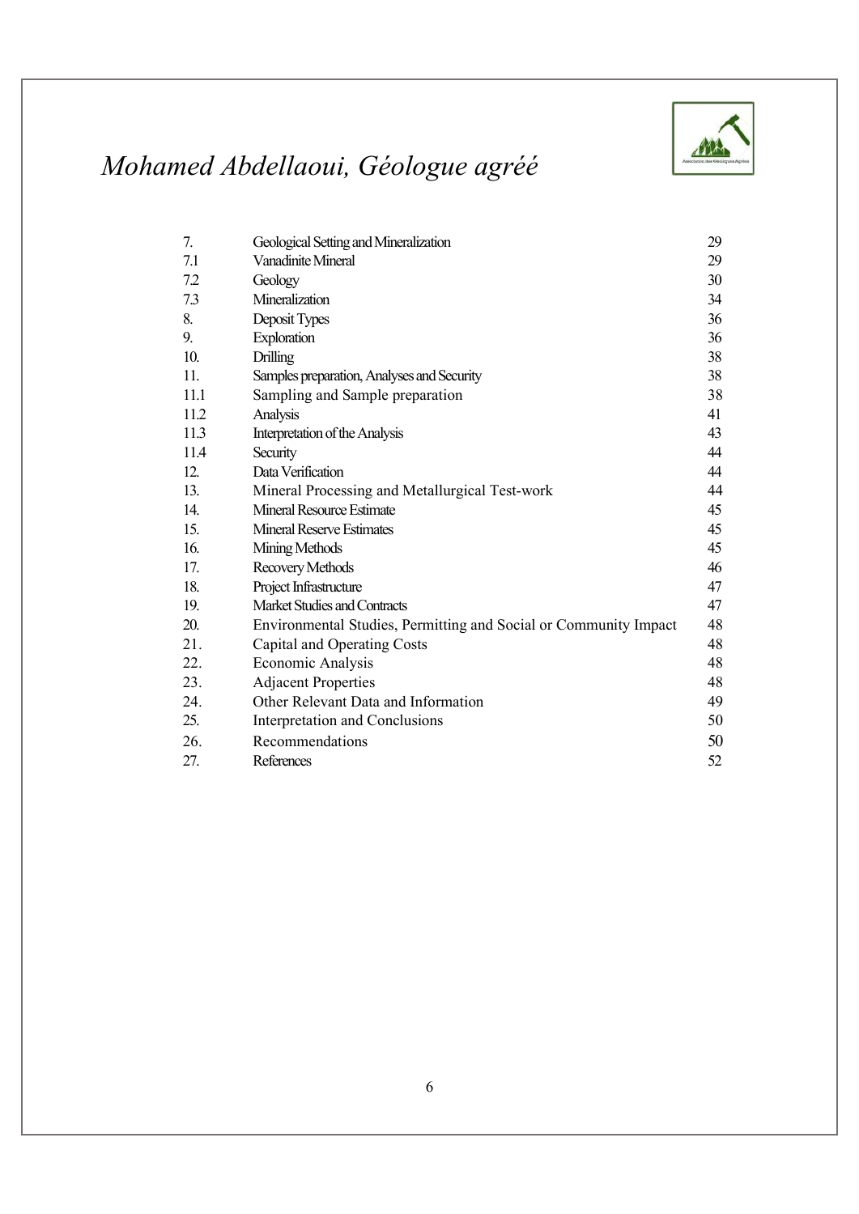| | | |
|---|---|---|
| 7. | Geological Setting and Mineralization | 29 |
| 7.1 | Vanadinite Mineral | 29 |
| 7.2 | Geology | 30 |
| 7.3 | Mineralization | 34 |
| 8. | Deposit Types | 36 |
| 9. | Exploration | 36 |
| 10. | Drilling | 38 |
| 11. | Samples preparation, Analyses and Security | 38 |
| 11.1 | Sampling and Sample preparation | 38 |
| 11.2 | Analysis | 41 |
| 11.3 | Interpretation of the Analysis | 43 |
| 11.4 | Security | 44 |
| 12. | Data Verification | 44 |
| 13. | Mineral Processing and Metallurgical Test-work | 44 |
| 14. | Mineral Resource Estimate | 45 |
| 15. | Mineral Reserve Estimates | 45 |
| 16. | Mining Methods | 45 |
| 17. | Recovery Methods | 46 |
| 18. | Project Infrastructure | 47 |
| 19. | Market Studies and Contracts | 47 |
| 20. | Environmental Studies, Permitting and Social or Community Impact | 48 |
| 21. | Capital and Operating Costs | 48 |
| 22. | Economic Analysis | 48 |
| 23. | Adjacent Properties | 48 |
| 24. | Other Relevant Data and Information | 49 |
| 25. | Interpretation and Conclusions | 50 |
| 26. | Recommendations | 50 |
| 27. | References | 52 |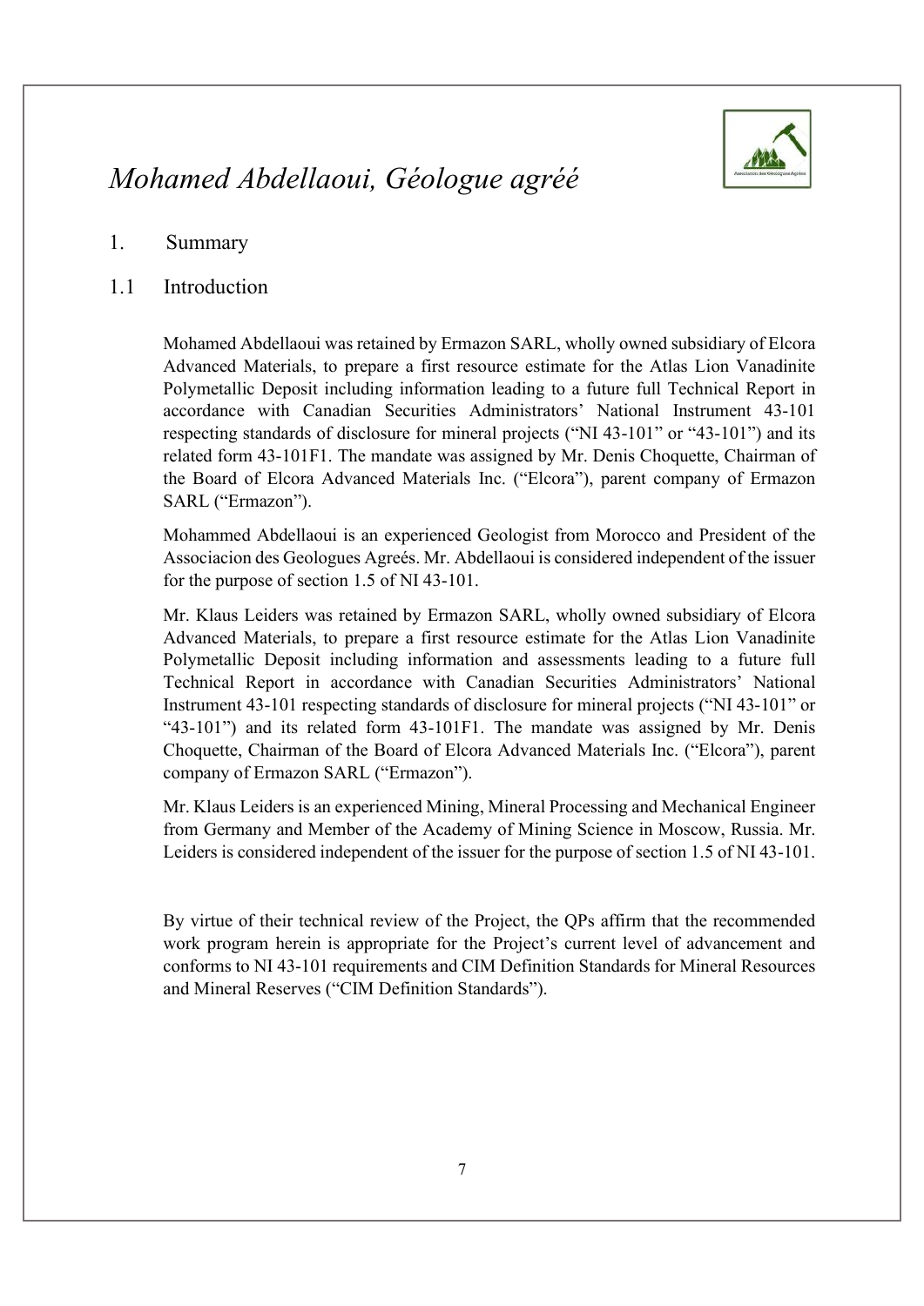*Mohamed Abdellaoui, Géologue agréé*

# 1. Summary

## 1.1 Introduction

Mohamed Abdellaoui was retained by Ermazon SARL, wholly owned subsidiary of Elcora Advanced Materials, to prepare a first resource estimate for the Atlas Lion Vanadinite Polymetallic Deposit including information leading to a future full Technical Report in accordance with Canadian Securities Administrators' National Instrument 43-101 respecting standards of disclosure for mineral projects ("NI 43-101" or "43-101") and its related form 43-101F1. The mandate was assigned by Mr. Denis Choquette, Chairman of the Board of Elcora Advanced Materials Inc. ("Elcora"), parent company of Ermazon SARL ("Ermazon").

Mohammed Abdellaoui is an experienced Geologist from Morocco and President of the Associacion des Geologues Agreés. Mr. Abdellaoui is considered independent of the issuer for the purpose of section 1.5 of NI 43-101.

Mr. Klaus Leiders was retained by Ermazon SARL, wholly owned subsidiary of Elcora Advanced Materials, to prepare a first resource estimate for the Atlas Lion Vanadinite Polymetallic Deposit including information and assessments leading to a future full Technical Report in accordance with Canadian Securities Administrators' National Instrument 43-101 respecting standards of disclosure for mineral projects ("NI 43-101" or "43-101") and its related form 43-101F1. The mandate was assigned by Mr. Denis Choquette, Chairman of the Board of Elcora Advanced Materials Inc. ("Elcora"), parent company of Ermazon SARL ("Ermazon").

Mr. Klaus Leiders is an experienced Mining, Mineral Processing and Mechanical Engineer from Germany and Member of the Academy of Mining Science in Moscow, Russia. Mr. Leiders is considered independent of the issuer for the purpose of section 1.5 of NI 43-101.

By virtue of their technical review of the Project, the QPs affirm that the recommended work program herein is appropriate for the Project's current level of advancement and conforms to NI 43-101 requirements and CIM Definition Standards for Mineral Resources and Mineral Reserves ("CIM Definition Standards").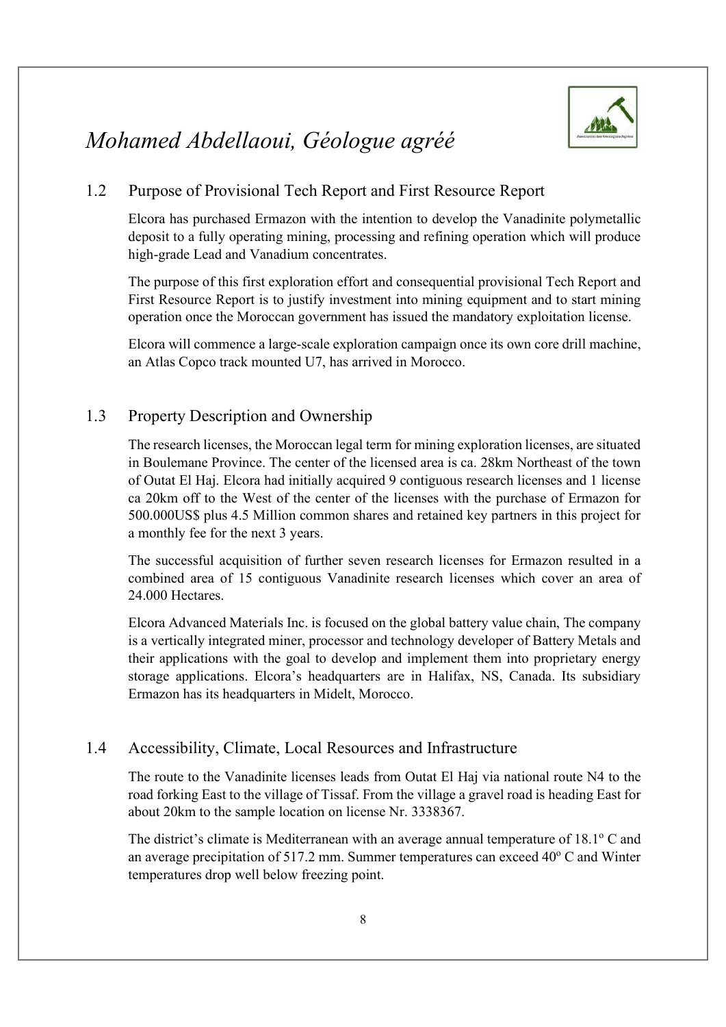## 1.2 Purpose of Provisional Tech Report and First Resource Report

Elcora has purchased Ermazon with the intention to develop the Vanadinite polymetallic deposit to a fully operating mining, processing and refining operation which will produce high-grade Lead and Vanadium concentrates.

The purpose of this first exploration effort and consequential provisional Tech Report and First Resource Report is to justify investment into mining equipment and to start mining operation once the Moroccan government has issued the mandatory exploitation license.

Elcora will commence a large-scale exploration campaign once its own core drill machine, an Atlas Copco track mounted U7, has arrived in Morocco.

## 1.3 Property Description and Ownership

The research licenses, the Moroccan legal term for mining exploration licenses, are situated in Boulemane Province. The center of the licensed area is ca. 28km Northeast of the town of Outat El Haj. Elcora had initially acquired 9 contiguous research licenses and 1 license ca 20km off to the West of the center of the licenses with the purchase of Ermazon for 500.000US$ plus 4.5 Million common shares and retained key partners in this project for a monthly fee for the next 3 years.

The successful acquisition of further seven research licenses for Ermazon resulted in a combined area of 15 contiguous Vanadinite research licenses which cover an area of 24.000 Hectares.

Elcora Advanced Materials Inc. is focused on the global battery value chain, The company is a vertically integrated miner, processor and technology developer of Battery Metals and their applications with the goal to develop and implement them into proprietary energy storage applications. Elcora's headquarters are in Halifax, NS, Canada. Its subsidiary Ermazon has its headquarters in Midelt, Morocco.

## 1.4 Accessibility, Climate, Local Resources and Infrastructure

The route to the Vanadinite licenses leads from Outat El Haj via national route N4 to the road forking East to the village of Tissaf. From the village a gravel road is heading East for about 20km to the sample location on license Nr. 3338367.

The district's climate is Mediterranean with an average annual temperature of 18.1$^{o}$ C and an average precipitation of 517.2 mm. Summer temperatures can exceed 40$^{o}$ C and Winter temperatures drop well below freezing point.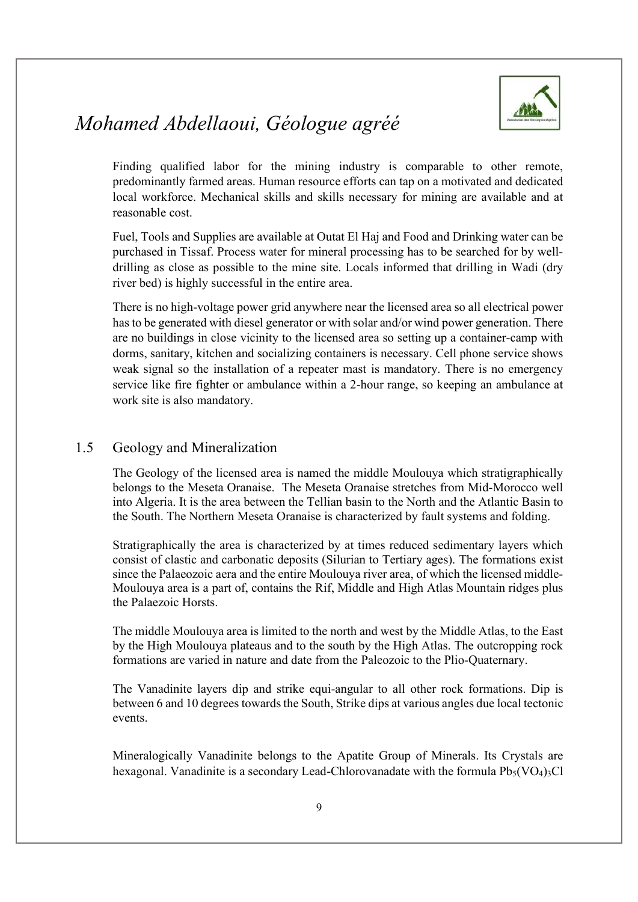Finding qualified labor for the mining industry is comparable to other remote, predominantly farmed areas. Human resource efforts can tap on a motivated and dedicated local workforce. Mechanical skills and skills necessary for mining are available and at reasonable cost.

Fuel, Tools and Supplies are available at Outat El Haj and Food and Drinking water can be purchased in Tissaf. Process water for mineral processing has to be searched for by well-drilling as close as possible to the mine site. Locals informed that drilling in Wadi (dry river bed) is highly successful in the entire area.

There is no high-voltage power grid anywhere near the licensed area so all electrical power has to be generated with diesel generator or with solar and/or wind power generation. There are no buildings in close vicinity to the licensed area so setting up a container-camp with dorms, sanitary, kitchen and socializing containers is necessary. Cell phone service shows weak signal so the installation of a repeater mast is mandatory. There is no emergency service like fire fighter or ambulance within a 2-hour range, so keeping an ambulance at work site is also mandatory.

## 1.5 Geology and Mineralization

The Geology of the licensed area is named the middle Moulouya which stratigraphically belongs to the Meseta Oranaise. The Meseta Oranaise stretches from Mid-Morocco well into Algeria. It is the area between the Tellian basin to the North and the Atlantic Basin to the South. The Northern Meseta Oranaise is characterized by fault systems and folding.

Stratigraphically the area is characterized by at times reduced sedimentary layers which consist of clastic and carbonatic deposits (Silurian to Tertiary ages). The formations exist since the Palaeozoic aera and the entire Moulouya river area, of which the licensed middle-Moulouya area is a part of, contains the Rif, Middle and High Atlas Mountain ridges plus the Palaezoic Horsts.

The middle Moulouya area is limited to the north and west by the Middle Atlas, to the East by the High Moulouya plateaus and to the south by the High Atlas. The outcropping rock formations are varied in nature and date from the Paleozoic to the Plio-Quaternary.

The Vanadinite layers dip and strike equi-angular to all other rock formations. Dip is between 6 and 10 degrees towards the South, Strike dips at various angles due local tectonic events.

Mineralogically Vanadinite belongs to the Apatite Group of Minerals. Its Crystals are hexagonal. Vanadinite is a secondary Lead-Chlorovanadate with the formula $Pb_5(VO_4)_3Cl$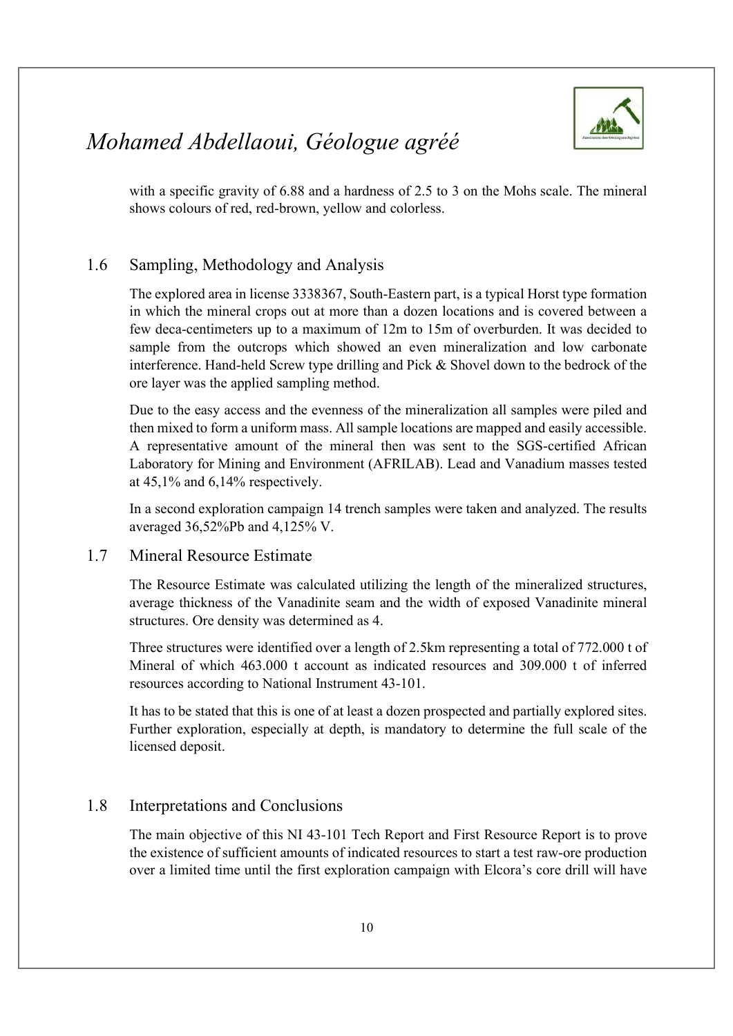with a specific gravity of 6.88 and a hardness of 2.5 to 3 on the Mohs scale. The mineral shows colours of red, red-brown, yellow and colorless.

## 1.6 Sampling, Methodology and Analysis

The explored area in license 3338367, South-Eastern part, is a typical Horst type formation in which the mineral crops out at more than a dozen locations and is covered between a few deca-centimeters up to a maximum of 12m to 15m of overburden. It was decided to sample from the outcrops which showed an even mineralization and low carbonate interference. Hand-held Screw type drilling and Pick & Shovel down to the bedrock of the ore layer was the applied sampling method.

Due to the easy access and the evenness of the mineralization all samples were piled and then mixed to form a uniform mass. All sample locations are mapped and easily accessible. A representative amount of the mineral then was sent to the SGS-certified African Laboratory for Mining and Environment (AFRILAB). Lead and Vanadium masses tested at 45,1% and 6,14% respectively.

In a second exploration campaign 14 trench samples were taken and analyzed. The results averaged 36,52%Pb and 4,125% V.

## 1.7 Mineral Resource Estimate

The Resource Estimate was calculated utilizing the length of the mineralized structures, average thickness of the Vanadinite seam and the width of exposed Vanadinite mineral structures. Ore density was determined as 4.

Three structures were identified over a length of 2.5km representing a total of 772.000 t of Mineral of which 463.000 t account as indicated resources and 309.000 t of inferred resources according to National Instrument 43-101.

It has to be stated that this is one of at least a dozen prospected and partially explored sites. Further exploration, especially at depth, is mandatory to determine the full scale of the licensed deposit.

## 1.8 Interpretations and Conclusions

The main objective of this NI 43-101 Tech Report and First Resource Report is to prove the existence of sufficient amounts of indicated resources to start a test raw-ore production over a limited time until the first exploration campaign with Elcora's core drill will have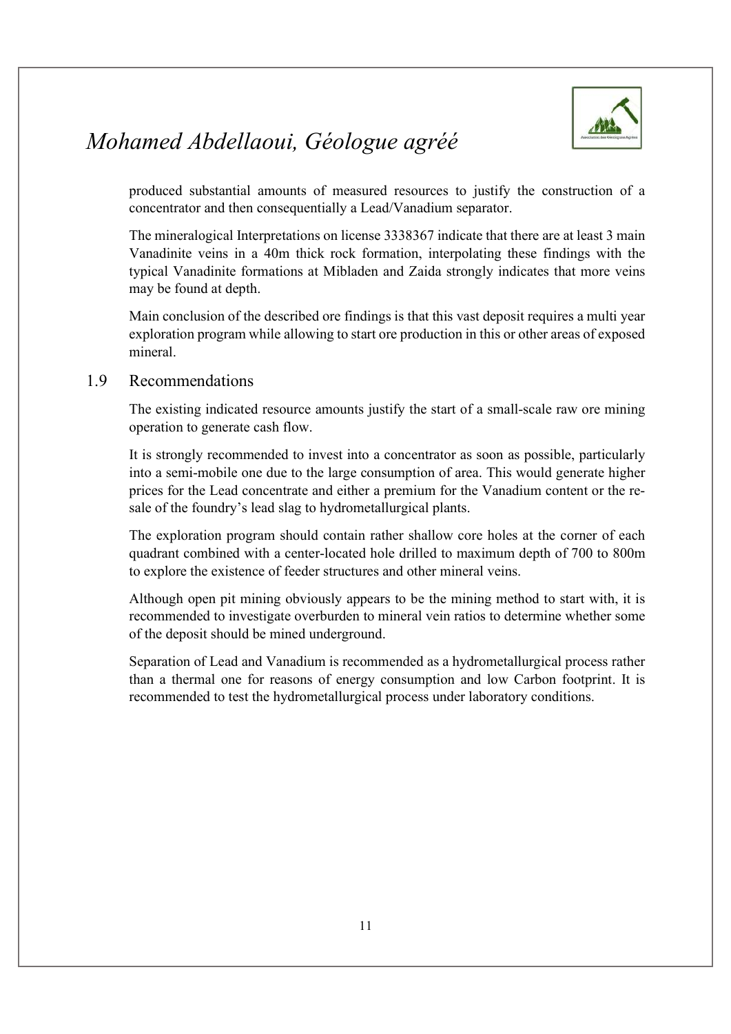produced substantial amounts of measured resources to justify the construction of a concentrator and then consequentially a Lead/Vanadium separator.

The mineralogical Interpretations on license 3338367 indicate that there are at least 3 main Vanadinite veins in a 40m thick rock formation, interpolating these findings with the typical Vanadinite formations at Mibladen and Zaida strongly indicates that more veins may be found at depth.

Main conclusion of the described ore findings is that this vast deposit requires a multi year exploration program while allowing to start ore production in this or other areas of exposed mineral.

## 1.9 Recommendations

The existing indicated resource amounts justify the start of a small-scale raw ore mining operation to generate cash flow.

It is strongly recommended to invest into a concentrator as soon as possible, particularly into a semi-mobile one due to the large consumption of area. This would generate higher prices for the Lead concentrate and either a premium for the Vanadium content or the re-sale of the foundry's lead slag to hydrometallurgical plants.

The exploration program should contain rather shallow core holes at the corner of each quadrant combined with a center-located hole drilled to maximum depth of 700 to 800m to explore the existence of feeder structures and other mineral veins.

Although open pit mining obviously appears to be the mining method to start with, it is recommended to investigate overburden to mineral vein ratios to determine whether some of the deposit should be mined underground.

Separation of Lead and Vanadium is recommended as a hydrometallurgical process rather than a thermal one for reasons of energy consumption and low Carbon footprint. It is recommended to test the hydrometallurgical process under laboratory conditions.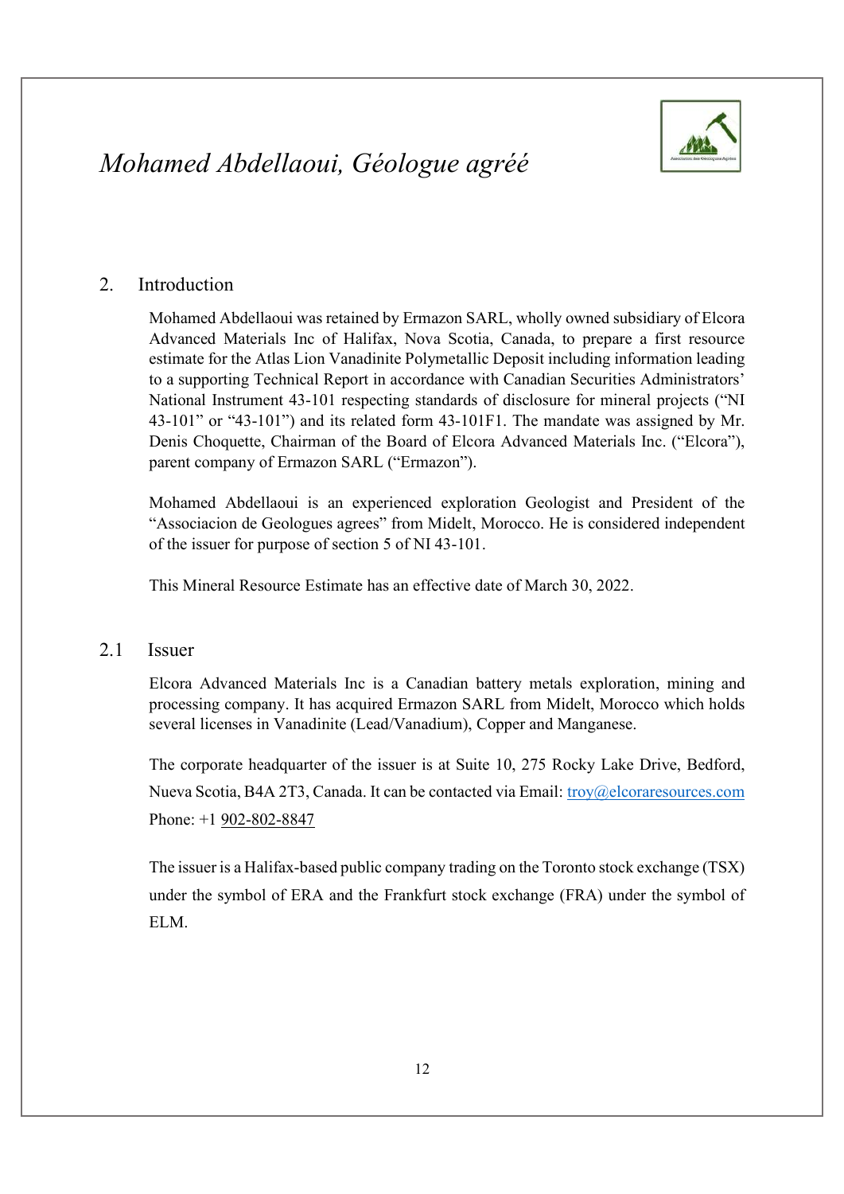## 2. Introduction

Mohamed Abdellaoui was retained by Ermazon SARL, wholly owned subsidiary of Elcora Advanced Materials Inc of Halifax, Nova Scotia, Canada, to prepare a first resource estimate for the Atlas Lion Vanadinite Polymetallic Deposit including information leading to a supporting Technical Report in accordance with Canadian Securities Administrators' National Instrument 43-101 respecting standards of disclosure for mineral projects ("NI 43-101" or "43-101") and its related form 43-101F1. The mandate was assigned by Mr. Denis Choquette, Chairman of the Board of Elcora Advanced Materials Inc. ("Elcora"), parent company of Ermazon SARL ("Ermazon").

Mohamed Abdellaoui is an experienced exploration Geologist and President of the "Associacion de Geologues agrees" from Midelt, Morocco. He is considered independent of the issuer for purpose of section 5 of NI 43-101.

This Mineral Resource Estimate has an effective date of March 30, 2022.

### 2.1 Issuer

Elcora Advanced Materials Inc is a Canadian battery metals exploration, mining and processing company. It has acquired Ermazon SARL from Midelt, Morocco which holds several licenses in Vanadinite (Lead/Vanadium), Copper and Manganese.

The corporate headquarter of the issuer is at Suite 10, 275 Rocky Lake Drive, Bedford, Nueva Scotia, B4A 2T3, Canada. It can be contacted via Email: troy@elcoraresources.com Phone: +1 902-802-8847

The issuer is a Halifax-based public company trading on the Toronto stock exchange (TSX) under the symbol of ERA and the Frankfurt stock exchange (FRA) under the symbol of ELM.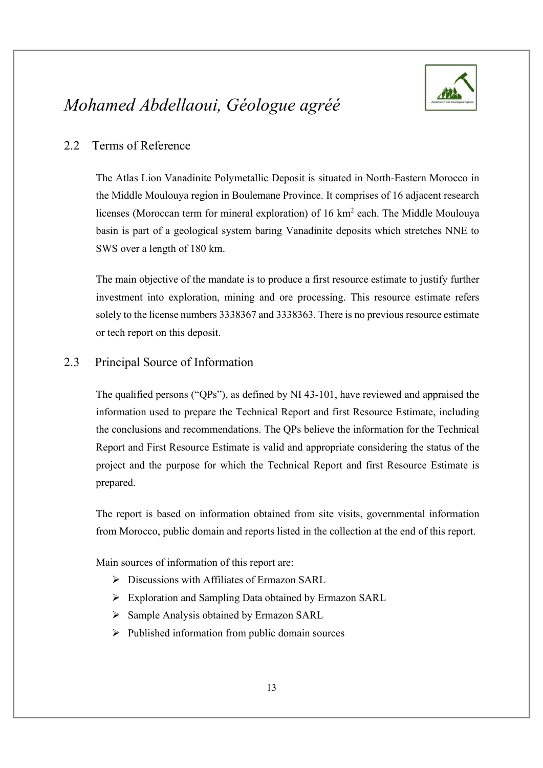## 2.2 Terms of Reference

The Atlas Lion Vanadinite Polymetallic Deposit is situated in North-Eastern Morocco in the Middle Moulouya region in Boulemane Province. It comprises of 16 adjacent research licenses (Moroccan term for mineral exploration) of 16 $km^2$ each. The Middle Moulouya basin is part of a geological system baring Vanadinite deposits which stretches NNE to SWS over a length of 180 km.

The main objective of the mandate is to produce a first resource estimate to justify further investment into exploration, mining and ore processing. This resource estimate refers solely to the license numbers 3338367 and 3338363. There is no previous resource estimate or tech report on this deposit.

## 2.3 Principal Source of Information

The qualified persons ("QPs"), as defined by NI 43-101, have reviewed and appraised the information used to prepare the Technical Report and first Resource Estimate, including the conclusions and recommendations. The QPs believe the information for the Technical Report and First Resource Estimate is valid and appropriate considering the status of the project and the purpose for which the Technical Report and first Resource Estimate is prepared.

The report is based on information obtained from site visits, governmental information from Morocco, public domain and reports listed in the collection at the end of this report.

Main sources of information of this report are:

- Discussions with Affiliates of Ermazon SARL
- Exploration and Sampling Data obtained by Ermazon SARL
- Sample Analysis obtained by Ermazon SARL
- Published information from public domain sources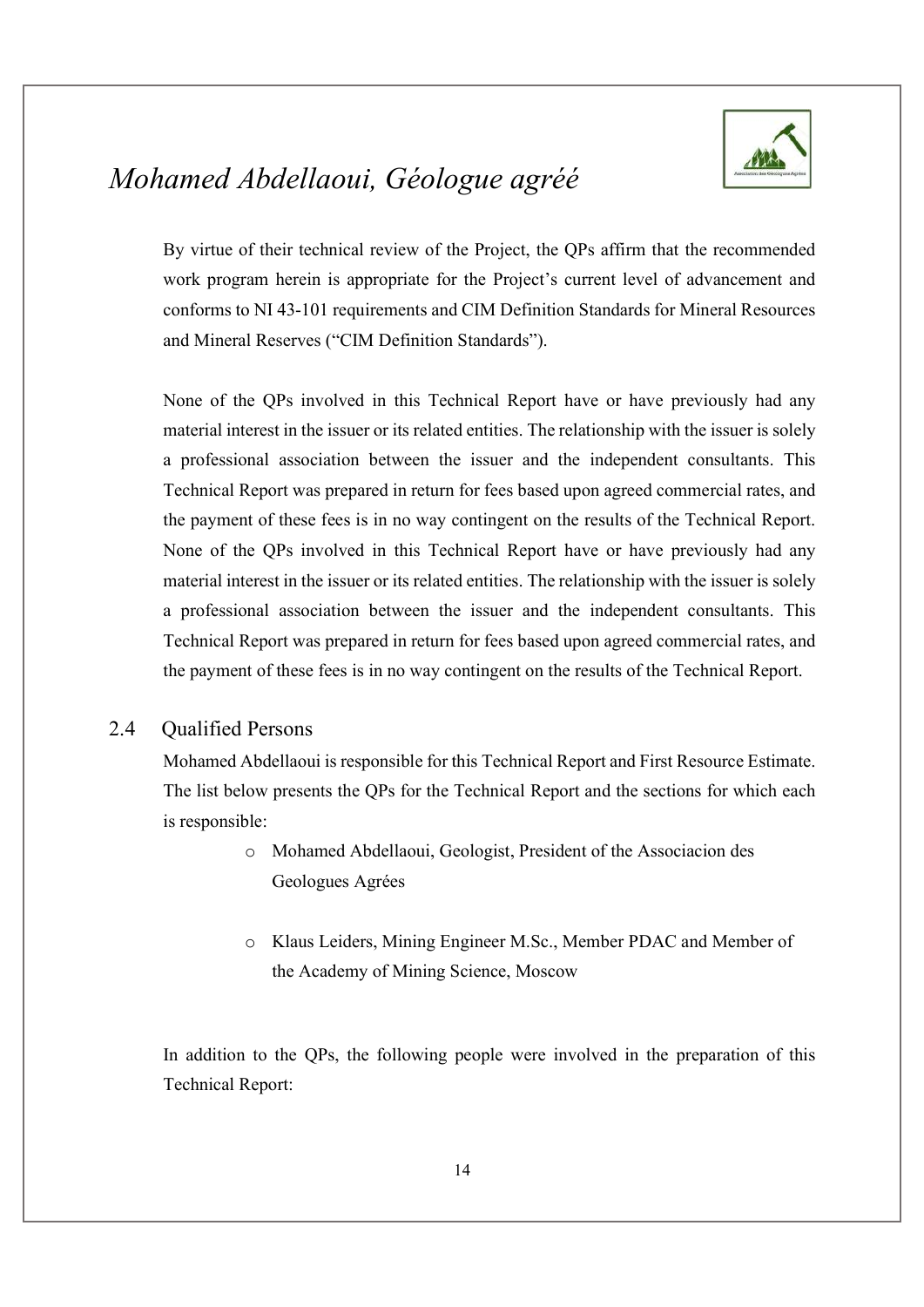By virtue of their technical review of the Project, the QPs affirm that the recommended work program herein is appropriate for the Project's current level of advancement and conforms to NI 43-101 requirements and CIM Definition Standards for Mineral Resources and Mineral Reserves ("CIM Definition Standards").

None of the QPs involved in this Technical Report have or have previously had any material interest in the issuer or its related entities. The relationship with the issuer is solely a professional association between the issuer and the independent consultants. This Technical Report was prepared in return for fees based upon agreed commercial rates, and the payment of these fees is in no way contingent on the results of the Technical Report. None of the QPs involved in this Technical Report have or have previously had any material interest in the issuer or its related entities. The relationship with the issuer is solely a professional association between the issuer and the independent consultants. This Technical Report was prepared in return for fees based upon agreed commercial rates, and the payment of these fees is in no way contingent on the results of the Technical Report.

## 2.4 Qualified Persons

Mohamed Abdellaoui is responsible for this Technical Report and First Resource Estimate. The list below presents the QPs for the Technical Report and the sections for which each is responsible:

- Mohamed Abdellaoui, Geologist, President of the Associacion des Geologues Agrées
- Klaus Leiders, Mining Engineer M.Sc., Member PDAC and Member of the Academy of Mining Science, Moscow

In addition to the QPs, the following people were involved in the preparation of this Technical Report: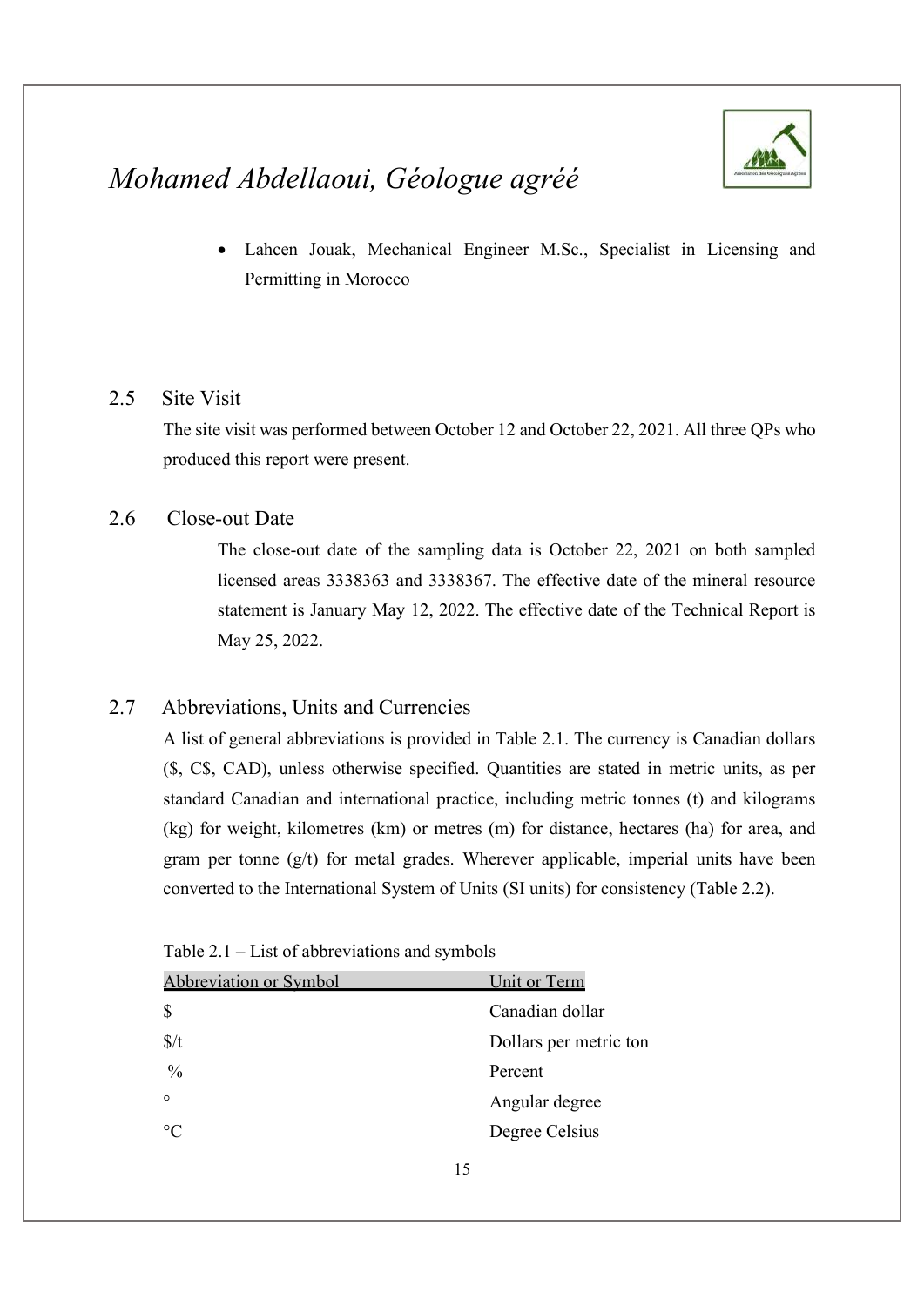- Lahcen Jouak, Mechanical Engineer M.Sc., Specialist in Licensing and Permitting in Morocco

## 2.5 Site Visit

The site visit was performed between October 12 and October 22, 2021. All three QPs who produced this report were present.

## 2.6 Close-out Date

The close-out date of the sampling data is October 22, 2021 on both sampled licensed areas 3338363 and 3338367. The effective date of the mineral resource statement is January May 12, 2022. The effective date of the Technical Report is May 25, 2022.

## 2.7 Abbreviations, Units and Currencies

A list of general abbreviations is provided in Table 2.1. The currency is Canadian dollars ($, C$, CAD), unless otherwise specified. Quantities are stated in metric units, as per standard Canadian and international practice, including metric tonnes (t) and kilograms (kg) for weight, kilometres (km) or metres (m) for distance, hectares (ha) for area, and gram per tonne (g/t) for metal grades. Wherever applicable, imperial units have been converted to the International System of Units (SI units) for consistency (Table 2.2).

Table 2.1 – List of abbreviations and symbols

| Abbreviation or Symbol | Unit or Term |
|---|---|
| $ | Canadian dollar |
| $/t | Dollars per metric ton |
| % | Percent |
| ° | Angular degree |
| °C | Degree Celsius |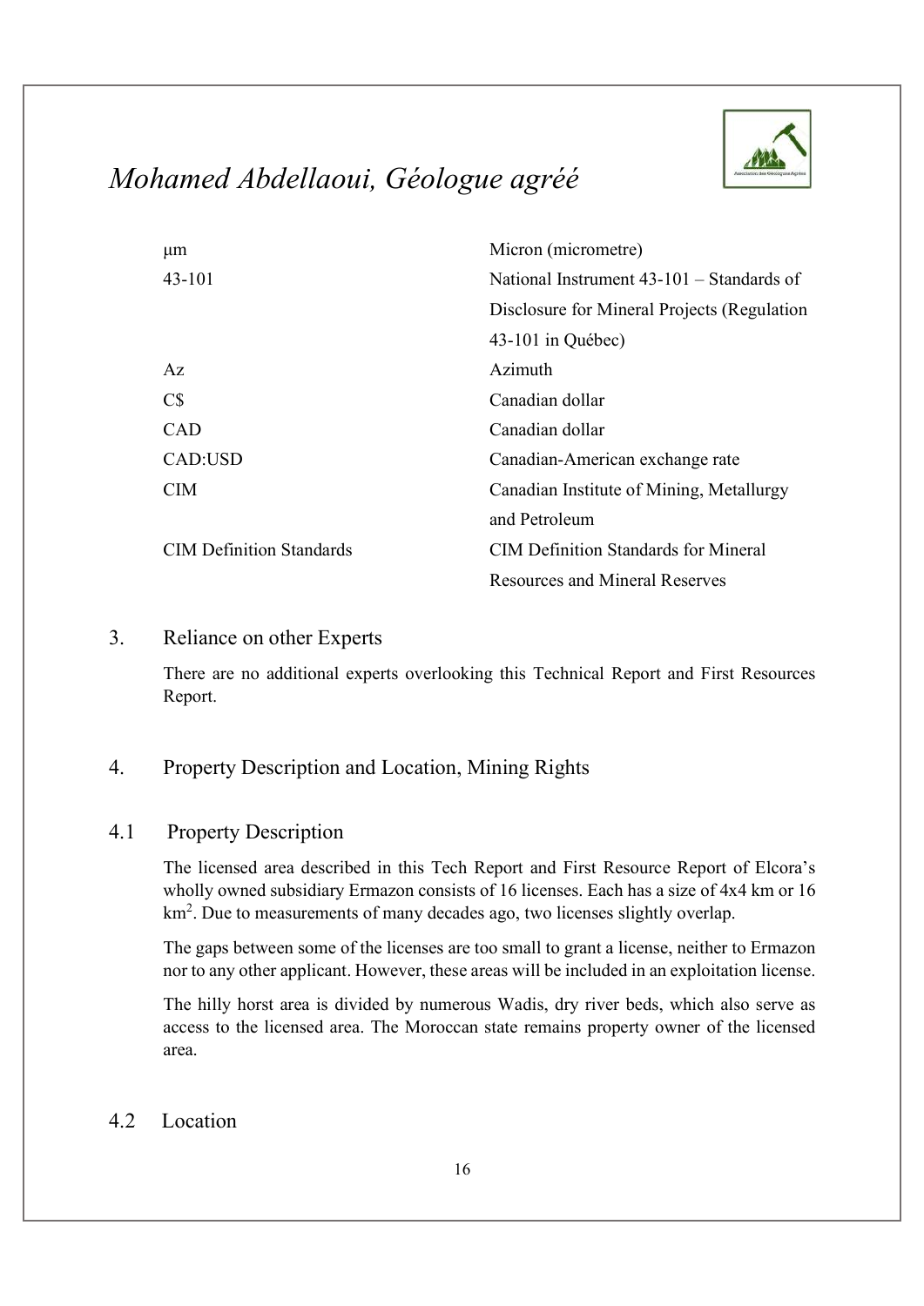| | |
|---|---|
| µm | Micron (micrometre) |
| 43-101 | National Instrument 43-101 – Standards of Disclosure for Mineral Projects (Regulation 43-101 in Québec) |
| Az | Azimuth |
| C$ | Canadian dollar |
| CAD | Canadian dollar |
| CAD:USD | Canadian-American exchange rate |
| CIM | Canadian Institute of Mining, Metallurgy and Petroleum |
| CIM Definition Standards | CIM Definition Standards for Mineral Resources and Mineral Reserves |

## 3. Reliance on other Experts

There are no additional experts overlooking this Technical Report and First Resources Report.

## 4. Property Description and Location, Mining Rights

### 4.1 Property Description

The licensed area described in this Tech Report and First Resource Report of Elcora's wholly owned subsidiary Ermazon consists of 16 licenses. Each has a size of 4x4 km or 16 km$^2$. Due to measurements of many decades ago, two licenses slightly overlap.

The gaps between some of the licenses are too small to grant a license, neither to Ermazon nor to any other applicant. However, these areas will be included in an exploitation license.

The hilly horst area is divided by numerous Wadis, dry river beds, which also serve as access to the licensed area. The Moroccan state remains property owner of the licensed area.

### 4.2 Location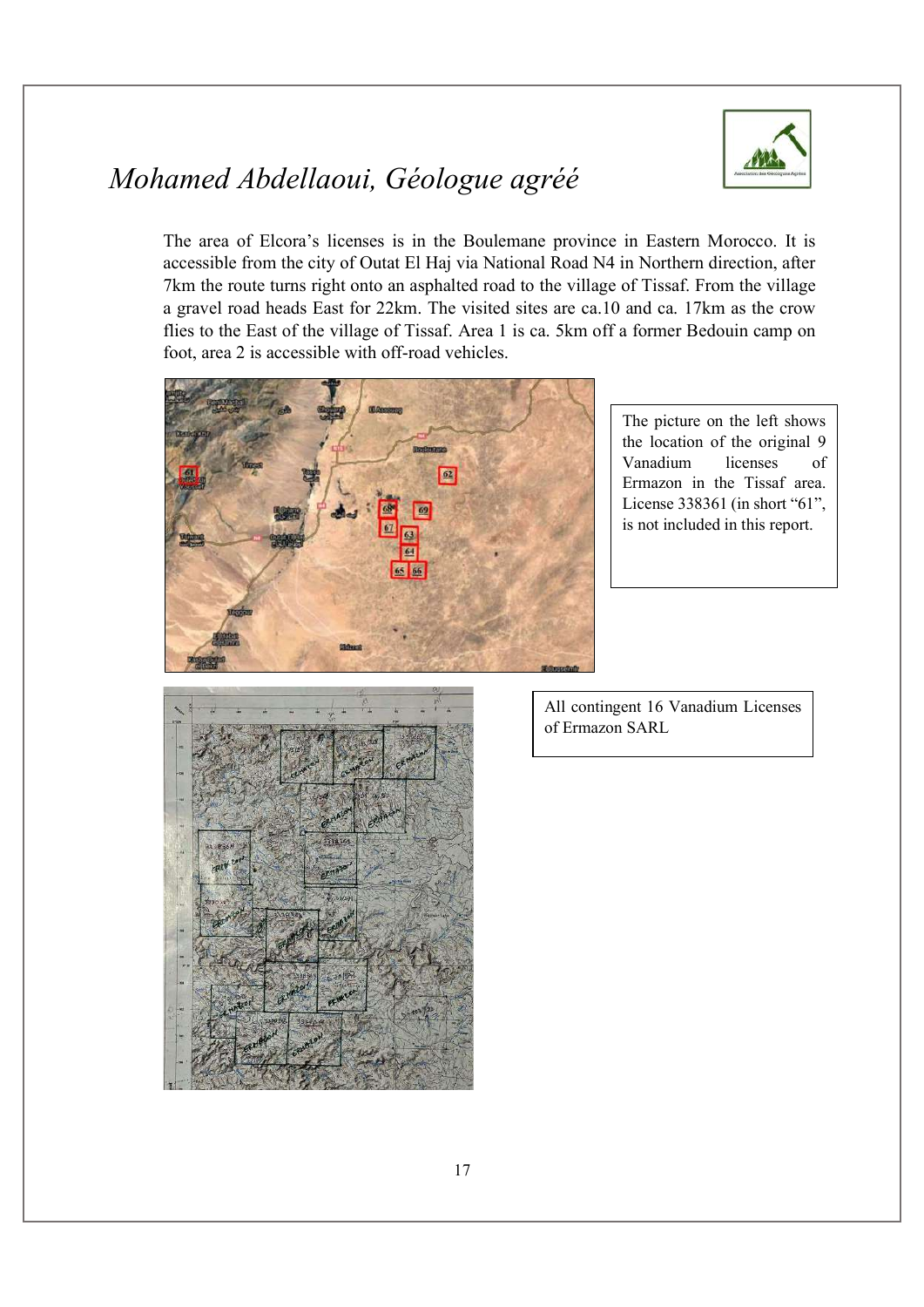The area of Elcora's licenses is in the Boulemane province in Eastern Morocco. It is accessible from the city of Outat El Haj via National Road N4 in Northern direction, after 7km the route turns right onto an asphalted road to the village of Tissaf. From the village a gravel road heads East for 22km. The visited sites are ca.10 and ca. 17km as the crow flies to the East of the village of Tissaf. Area 1 is ca. 5km off a former Bedouin camp on foot, area 2 is accessible with off-road vehicles.

The picture on the left shows the location of the original 9 Vanadium licenses of Ermazon in the Tissaf area. License 338361 (in short "61", is not included in this report.

All contingent 16 Vanadium Licenses of Ermazon SARL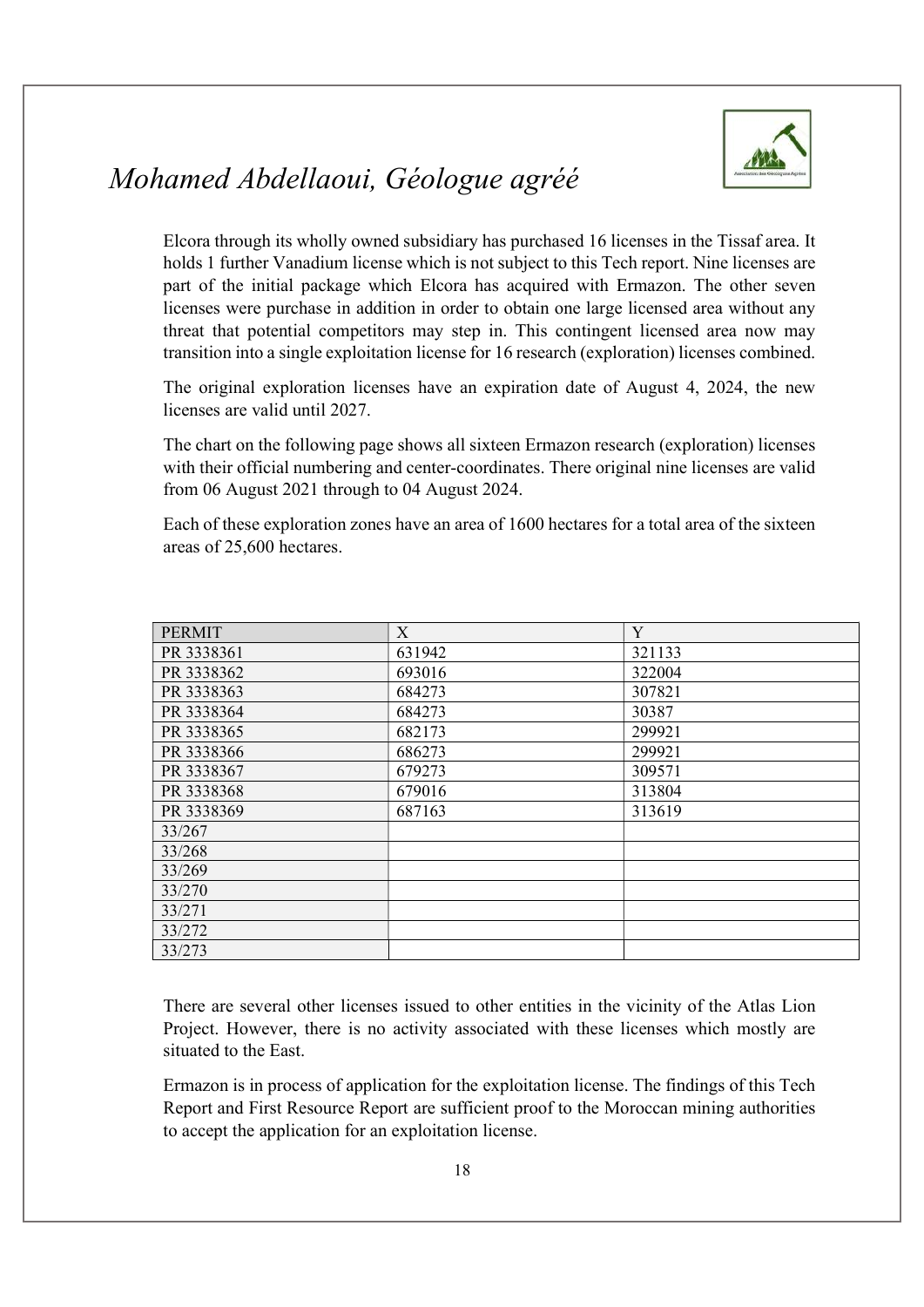Elcora through its wholly owned subsidiary has purchased 16 licenses in the Tissaf area. It holds 1 further Vanadium license which is not subject to this Tech report. Nine licenses are part of the initial package which Elcora has acquired with Ermazon. The other seven licenses were purchase in addition in order to obtain one large licensed area without any threat that potential competitors may step in. This contingent licensed area now may transition into a single exploitation license for 16 research (exploration) licenses combined.

The original exploration licenses have an expiration date of August 4, 2024, the new licenses are valid until 2027.

The chart on the following page shows all sixteen Ermazon research (exploration) licenses with their official numbering and center-coordinates. There original nine licenses are valid from 06 August 2021 through to 04 August 2024.

Each of these exploration zones have an area of 1600 hectares for a total area of the sixteen areas of 25,600 hectares.

| PERMIT | X | Y |
|---|---|---|
| PR 3338361 | 631942 | 321133 |
| PR 3338362 | 693016 | 322004 |
| PR 3338363 | 684273 | 307821 |
| PR 3338364 | 684273 | 30387 |
| PR 3338365 | 682173 | 299921 |
| PR 3338366 | 686273 | 299921 |
| PR 3338367 | 679273 | 309571 |
| PR 3338368 | 679016 | 313804 |
| PR 3338369 | 687163 | 313619 |
| 33/267 | | |
| 33/268 | | |
| 33/269 | | |
| 33/270 | | |
| 33/271 | | |
| 33/272 | | |
| 33/273 | | |

There are several other licenses issued to other entities in the vicinity of the Atlas Lion Project. However, there is no activity associated with these licenses which mostly are situated to the East.

Ermazon is in process of application for the exploitation license. The findings of this Tech Report and First Resource Report are sufficient proof to the Moroccan mining authorities to accept the application for an exploitation license.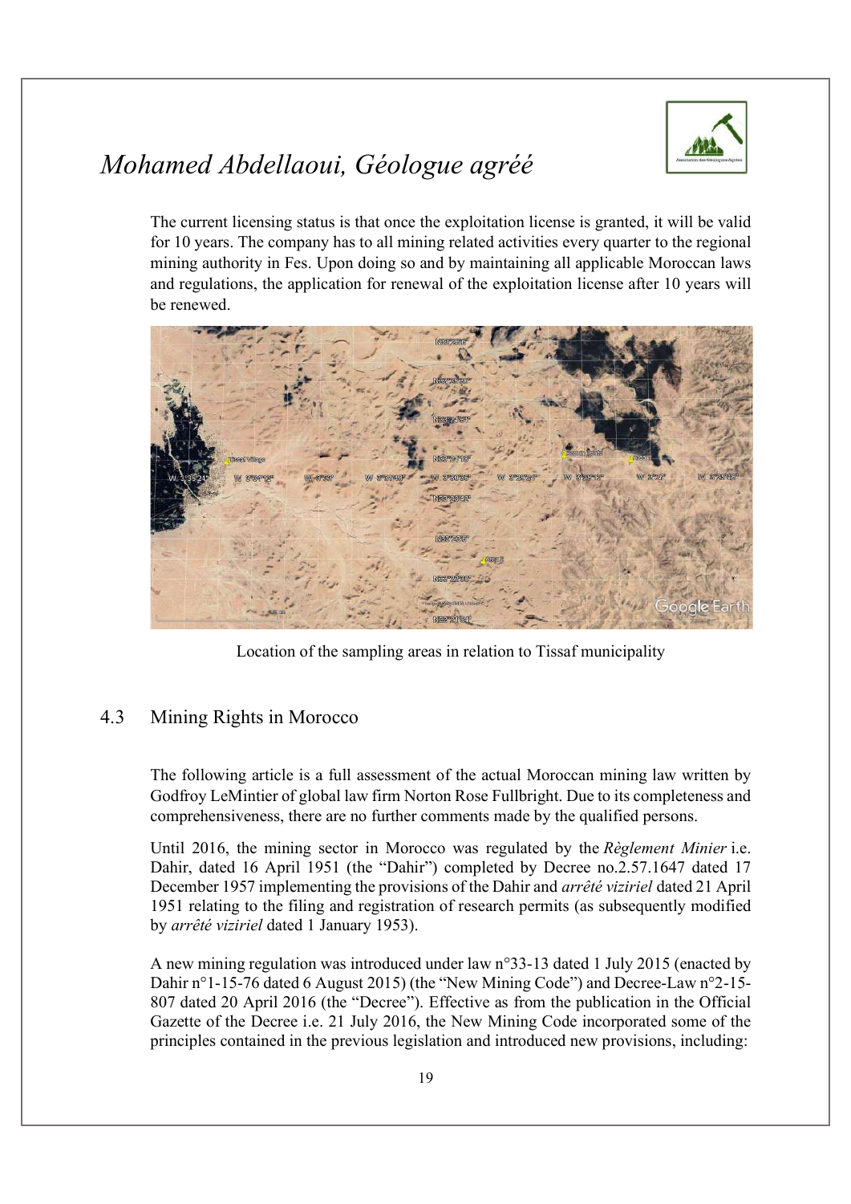The current licensing status is that once the exploitation license is granted, it will be valid for 10 years. The company has to all mining related activities every quarter to the regional mining authority in Fes. Upon doing so and by maintaining all applicable Moroccan laws and regulations, the application for renewal of the exploitation license after 10 years will be renewed.

Location of the sampling areas in relation to Tissaf municipality

## 4.3 Mining Rights in Morocco

The following article is a full assessment of the actual Moroccan mining law written by Godfroy LeMintier of global law firm Norton Rose Fullbright. Due to its completeness and comprehensiveness, there are no further comments made by the qualified persons.

Until 2016, the mining sector in Morocco was regulated by the *Règlement Minier* i.e. Dahir, dated 16 April 1951 (the "Dahir") completed by Decree no.2.57.1647 dated 17 December 1957 implementing the provisions of the Dahir and *arrêté viziriel* dated 21 April 1951 relating to the filing and registration of research permits (as subsequently modified by *arrêté viziriel* dated 1 January 1953).

A new mining regulation was introduced under law n°33-13 dated 1 July 2015 (enacted by Dahir n°1-15-76 dated 6 August 2015) (the "New Mining Code") and Decree-Law n°2-15-807 dated 20 April 2016 (the "Decree"). Effective as from the publication in the Official Gazette of the Decree i.e. 21 July 2016, the New Mining Code incorporated some of the principles contained in the previous legislation and introduced new provisions, including: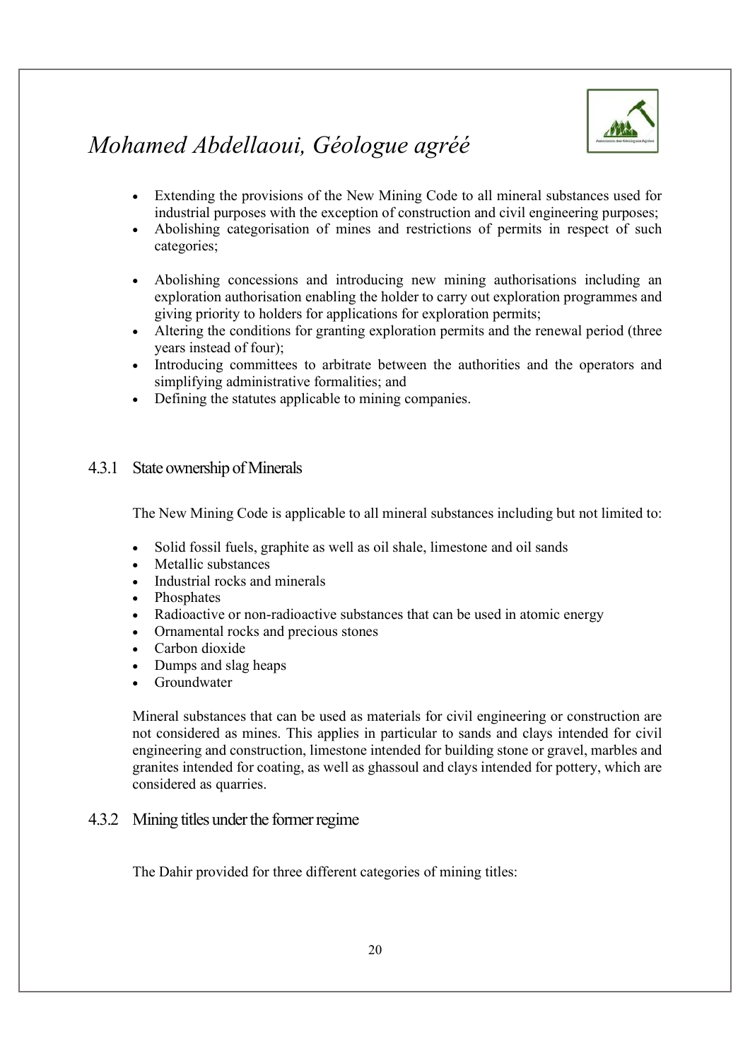- Extending the provisions of the New Mining Code to all mineral substances used for industrial purposes with the exception of construction and civil engineering purposes;
- Abolishing categorisation of mines and restrictions of permits in respect of such categories;
- Abolishing concessions and introducing new mining authorisations including an exploration authorisation enabling the holder to carry out exploration programmes and giving priority to holders for applications for exploration permits;
- Altering the conditions for granting exploration permits and the renewal period (three years instead of four);
- Introducing committees to arbitrate between the authorities and the operators and simplifying administrative formalities; and
- Defining the statutes applicable to mining companies.

### 4.3.1 State ownership of Minerals

The New Mining Code is applicable to all mineral substances including but not limited to:

- Solid fossil fuels, graphite as well as oil shale, limestone and oil sands
- Metallic substances
- Industrial rocks and minerals
- Phosphates
- Radioactive or non-radioactive substances that can be used in atomic energy
- Ornamental rocks and precious stones
- Carbon dioxide
- Dumps and slag heaps
- Groundwater

Mineral substances that can be used as materials for civil engineering or construction are not considered as mines. This applies in particular to sands and clays intended for civil engineering and construction, limestone intended for building stone or gravel, marbles and granites intended for coating, as well as ghassoul and clays intended for pottery, which are considered as quarries.

### 4.3.2 Mining titles under the former regime

The Dahir provided for three different categories of mining titles: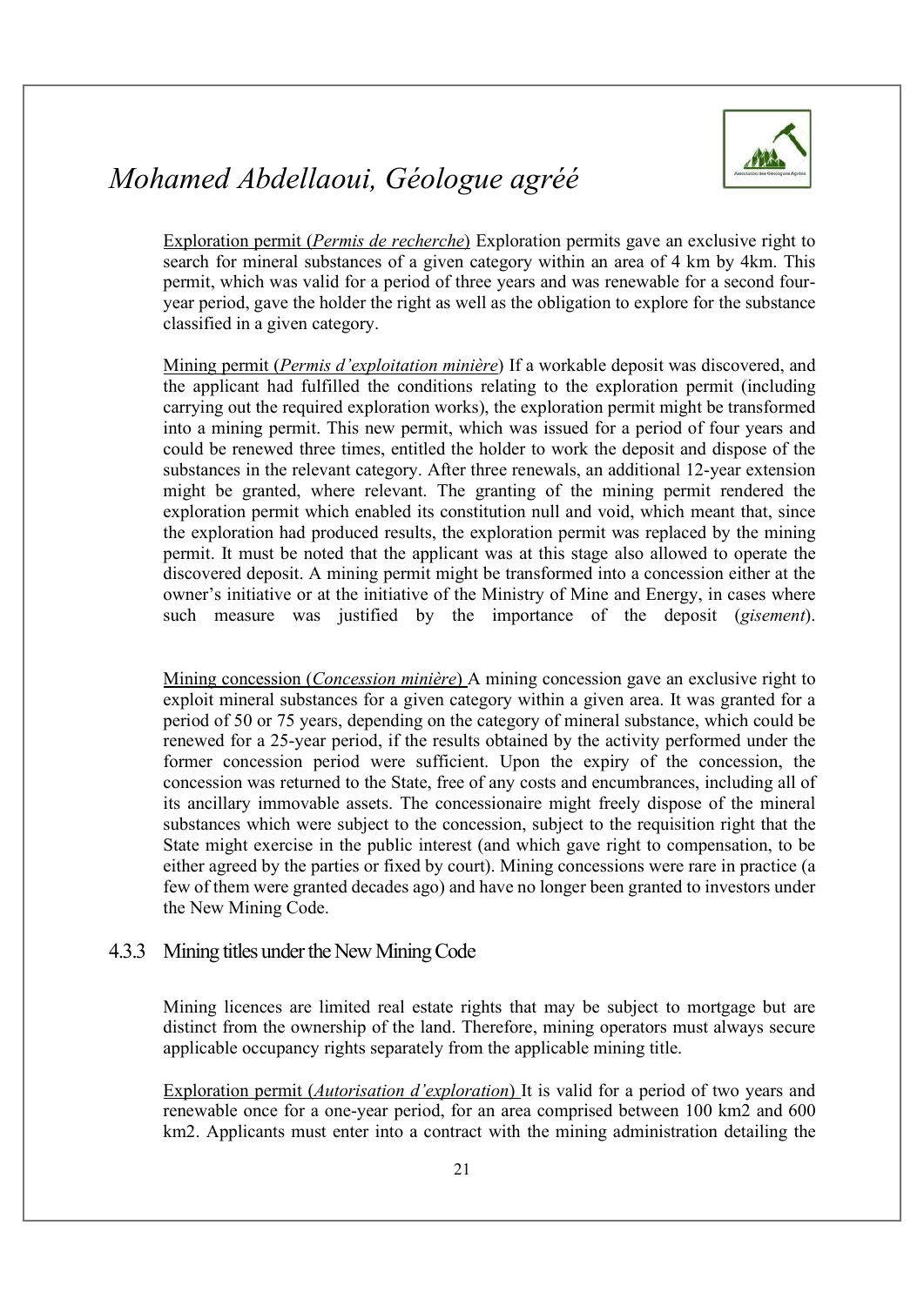Exploration permit (*Permis de recherche*) Exploration permits gave an exclusive right to search for mineral substances of a given category within an area of 4 km by 4km. This permit, which was valid for a period of three years and was renewable for a second four-year period, gave the holder the right as well as the obligation to explore for the substance classified in a given category.

Mining permit (*Permis d'exploitation minière*) If a workable deposit was discovered, and the applicant had fulfilled the conditions relating to the exploration permit (including carrying out the required exploration works), the exploration permit might be transformed into a mining permit. This new permit, which was issued for a period of four years and could be renewed three times, entitled the holder to work the deposit and dispose of the substances in the relevant category. After three renewals, an additional 12-year extension might be granted, where relevant. The granting of the mining permit rendered the exploration permit which enabled its constitution null and void, which meant that, since the exploration had produced results, the exploration permit was replaced by the mining permit. It must be noted that the applicant was at this stage also allowed to operate the discovered deposit. A mining permit might be transformed into a concession either at the owner's initiative or at the initiative of the Ministry of Mine and Energy, in cases where such measure was justified by the importance of the deposit (*gisement*).

Mining concession (*Concession minière*) A mining concession gave an exclusive right to exploit mineral substances for a given category within a given area. It was granted for a period of 50 or 75 years, depending on the category of mineral substance, which could be renewed for a 25-year period, if the results obtained by the activity performed under the former concession period were sufficient. Upon the expiry of the concession, the concession was returned to the State, free of any costs and encumbrances, including all of its ancillary immovable assets. The concessionaire might freely dispose of the mineral substances which were subject to the concession, subject to the requisition right that the State might exercise in the public interest (and which gave right to compensation, to be either agreed by the parties or fixed by court). Mining concessions were rare in practice (a few of them were granted decades ago) and have no longer been granted to investors under the New Mining Code.

### 4.3.3 Mining titles under the New Mining Code

Mining licences are limited real estate rights that may be subject to mortgage but are distinct from the ownership of the land. Therefore, mining operators must always secure applicable occupancy rights separately from the applicable mining title.

Exploration permit (*Autorisation d'exploration*) It is valid for a period of two years and renewable once for a one-year period, for an area comprised between 100 km2 and 600 km2. Applicants must enter into a contract with the mining administration detailing the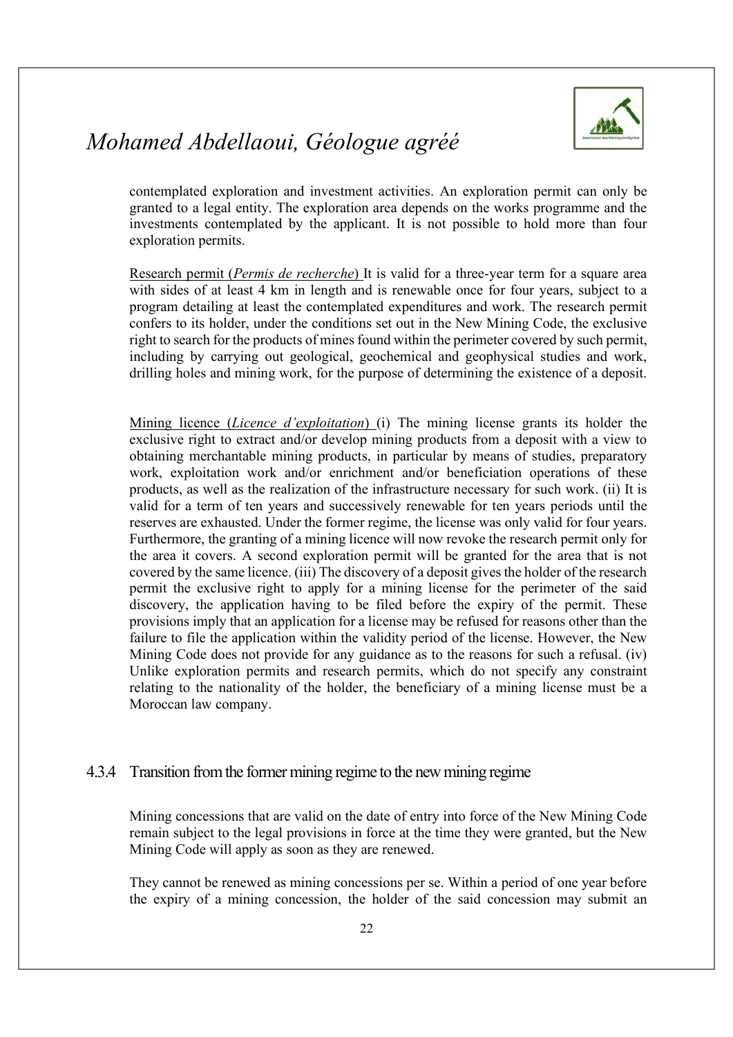contemplated exploration and investment activities. An exploration permit can only be granted to a legal entity. The exploration area depends on the works programme and the investments contemplated by the applicant. It is not possible to hold more than four exploration permits.

Research permit (*Permis de recherche*) It is valid for a three-year term for a square area with sides of at least 4 km in length and is renewable once for four years, subject to a program detailing at least the contemplated expenditures and work. The research permit confers to its holder, under the conditions set out in the New Mining Code, the exclusive right to search for the products of mines found within the perimeter covered by such permit, including by carrying out geological, geochemical and geophysical studies and work, drilling holes and mining work, for the purpose of determining the existence of a deposit.

Mining licence (*Licence d'exploitation*) (i) The mining license grants its holder the exclusive right to extract and/or develop mining products from a deposit with a view to obtaining merchantable mining products, in particular by means of studies, preparatory work, exploitation work and/or enrichment and/or beneficiation operations of these products, as well as the realization of the infrastructure necessary for such work. (ii) It is valid for a term of ten years and successively renewable for ten years periods until the reserves are exhausted. Under the former regime, the license was only valid for four years. Furthermore, the granting of a mining licence will now revoke the research permit only for the area it covers. A second exploration permit will be granted for the area that is not covered by the same licence. (iii) The discovery of a deposit gives the holder of the research permit the exclusive right to apply for a mining license for the perimeter of the said discovery, the application having to be filed before the expiry of the permit. These provisions imply that an application for a license may be refused for reasons other than the failure to file the application within the validity period of the license. However, the New Mining Code does not provide for any guidance as to the reasons for such a refusal. (iv) Unlike exploration permits and research permits, which do not specify any constraint relating to the nationality of the holder, the beneficiary of a mining license must be a Moroccan law company.

### 4.3.4 Transition from the former mining regime to the new mining regime

Mining concessions that are valid on the date of entry into force of the New Mining Code remain subject to the legal provisions in force at the time they were granted, but the New Mining Code will apply as soon as they are renewed.

They cannot be renewed as mining concessions per se. Within a period of one year before the expiry of a mining concession, the holder of the said concession may submit an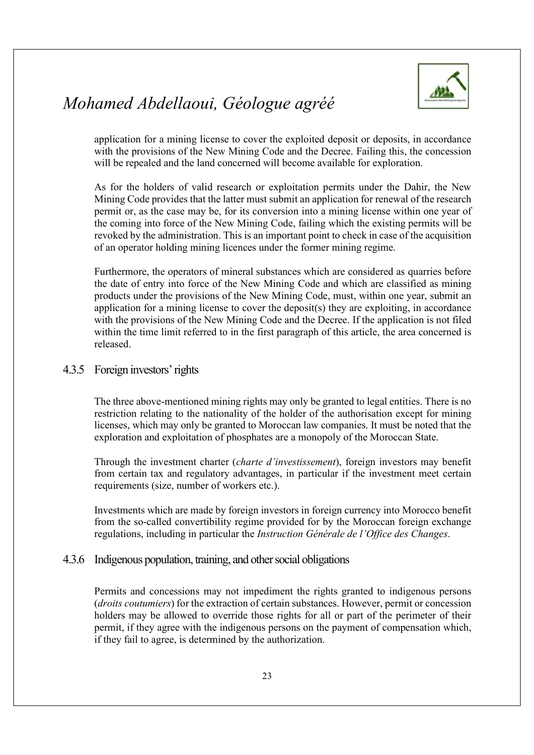application for a mining license to cover the exploited deposit or deposits, in accordance with the provisions of the New Mining Code and the Decree. Failing this, the concession will be repealed and the land concerned will become available for exploration.

As for the holders of valid research or exploitation permits under the Dahir, the New Mining Code provides that the latter must submit an application for renewal of the research permit or, as the case may be, for its conversion into a mining license within one year of the coming into force of the New Mining Code, failing which the existing permits will be revoked by the administration. This is an important point to check in case of the acquisition of an operator holding mining licences under the former mining regime.

Furthermore, the operators of mineral substances which are considered as quarries before the date of entry into force of the New Mining Code and which are classified as mining products under the provisions of the New Mining Code, must, within one year, submit an application for a mining license to cover the deposit(s) they are exploiting, in accordance with the provisions of the New Mining Code and the Decree. If the application is not filed within the time limit referred to in the first paragraph of this article, the area concerned is released.

### 4.3.5 Foreign investors' rights

The three above-mentioned mining rights may only be granted to legal entities. There is no restriction relating to the nationality of the holder of the authorisation except for mining licenses, which may only be granted to Moroccan law companies. It must be noted that the exploration and exploitation of phosphates are a monopoly of the Moroccan State.

Through the investment charter (*charte d'investissement*), foreign investors may benefit from certain tax and regulatory advantages, in particular if the investment meet certain requirements (size, number of workers etc.).

Investments which are made by foreign investors in foreign currency into Morocco benefit from the so-called convertibility regime provided for by the Moroccan foreign exchange regulations, including in particular the *Instruction Générale de l'Office des Changes*.

### 4.3.6 Indigenous population, training, and other social obligations

Permits and concessions may not impediment the rights granted to indigenous persons (*droits coutumiers*) for the extraction of certain substances. However, permit or concession holders may be allowed to override those rights for all or part of the perimeter of their permit, if they agree with the indigenous persons on the payment of compensation which, if they fail to agree, is determined by the authorization.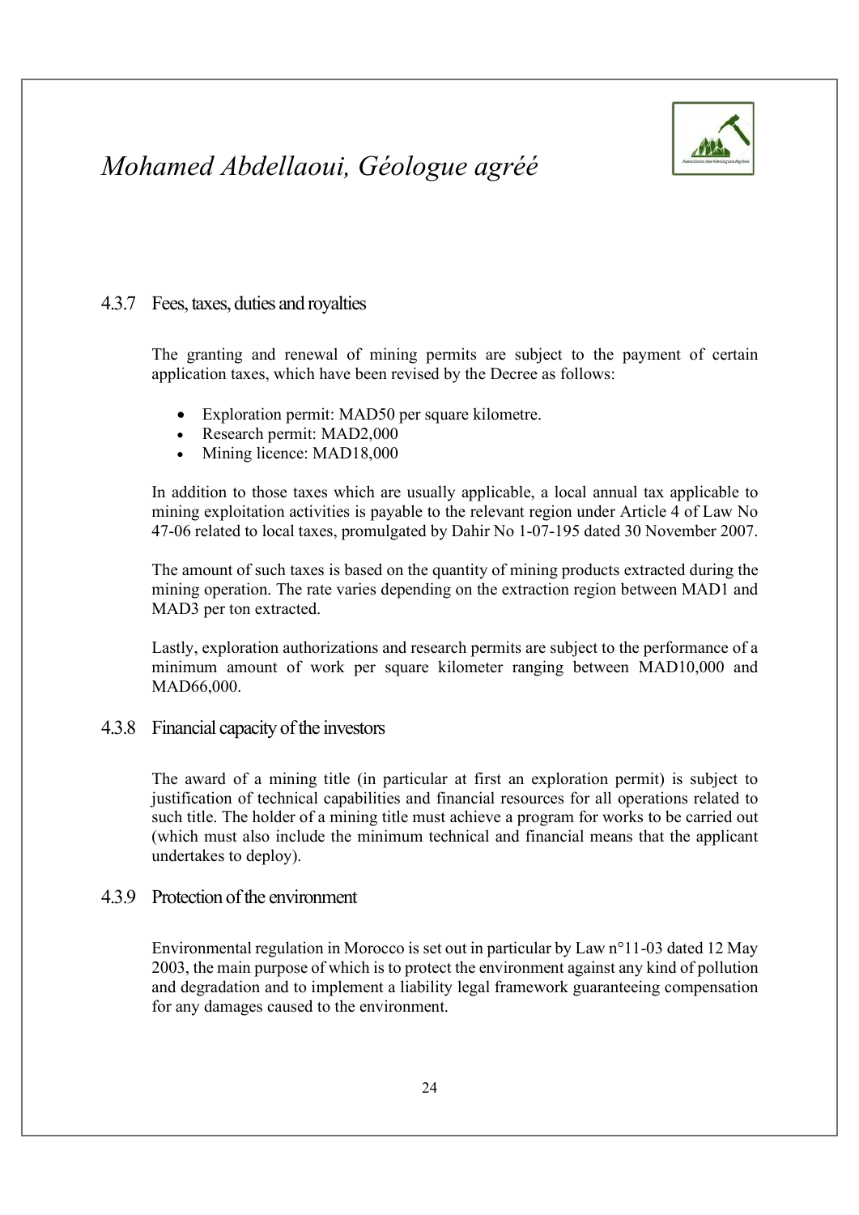### 4.3.7 Fees, taxes, duties and royalties

The granting and renewal of mining permits are subject to the payment of certain application taxes, which have been revised by the Decree as follows:

- Exploration permit: MAD50 per square kilometre.
- Research permit: MAD2,000
- Mining licence: MAD18,000

In addition to those taxes which are usually applicable, a local annual tax applicable to mining exploitation activities is payable to the relevant region under Article 4 of Law No 47-06 related to local taxes, promulgated by Dahir No 1-07-195 dated 30 November 2007.

The amount of such taxes is based on the quantity of mining products extracted during the mining operation. The rate varies depending on the extraction region between MAD1 and MAD3 per ton extracted.

Lastly, exploration authorizations and research permits are subject to the performance of a minimum amount of work per square kilometer ranging between MAD10,000 and MAD66,000.

### 4.3.8 Financial capacity of the investors

The award of a mining title (in particular at first an exploration permit) is subject to justification of technical capabilities and financial resources for all operations related to such title. The holder of a mining title must achieve a program for works to be carried out (which must also include the minimum technical and financial means that the applicant undertakes to deploy).

### 4.3.9 Protection of the environment

Environmental regulation in Morocco is set out in particular by Law n°11-03 dated 12 May 2003, the main purpose of which is to protect the environment against any kind of pollution and degradation and to implement a liability legal framework guaranteeing compensation for any damages caused to the environment.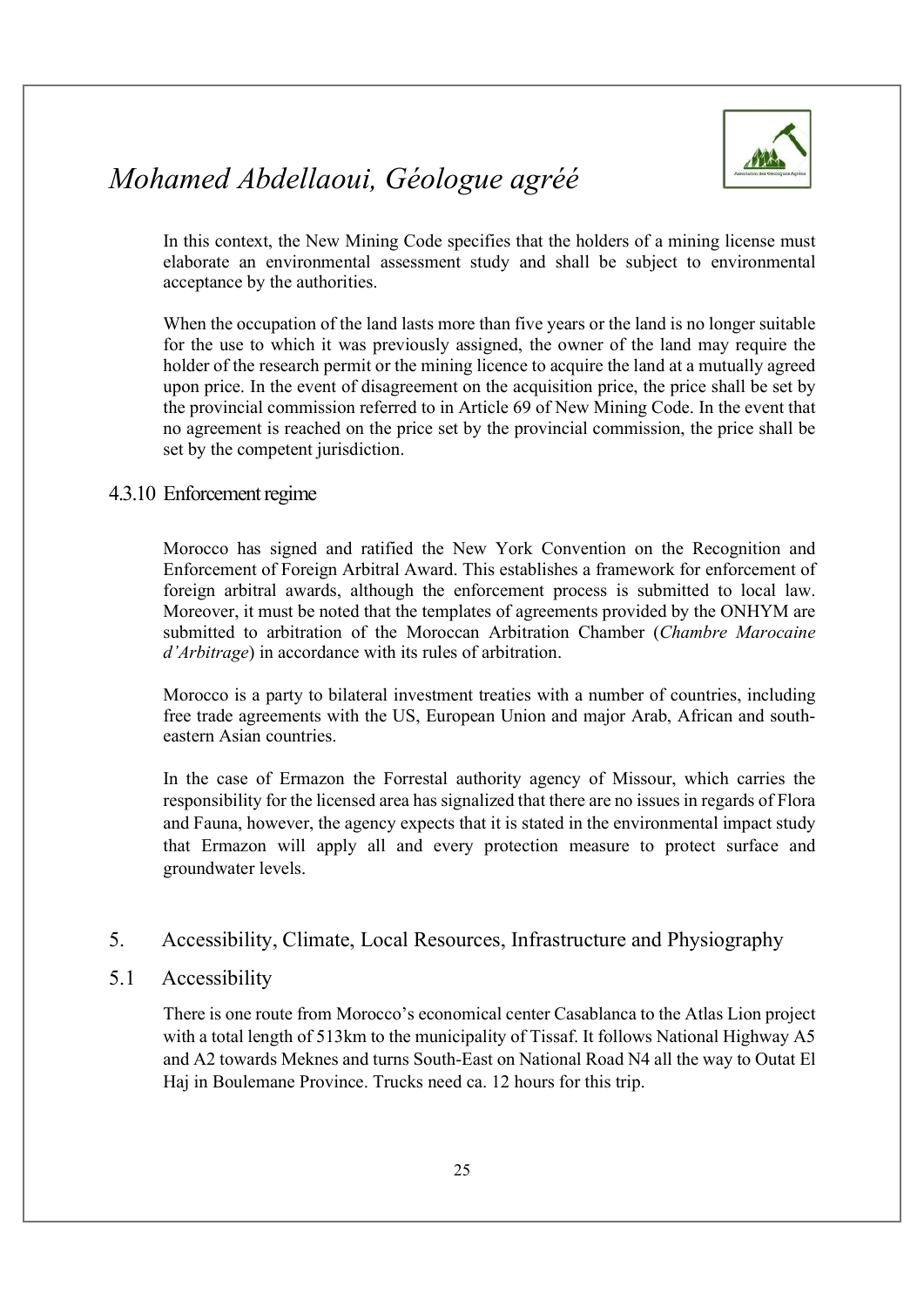In this context, the New Mining Code specifies that the holders of a mining license must elaborate an environmental assessment study and shall be subject to environmental acceptance by the authorities.

When the occupation of the land lasts more than five years or the land is no longer suitable for the use to which it was previously assigned, the owner of the land may require the holder of the research permit or the mining licence to acquire the land at a mutually agreed upon price. In the event of disagreement on the acquisition price, the price shall be set by the provincial commission referred to in Article 69 of New Mining Code. In the event that no agreement is reached on the price set by the provincial commission, the price shall be set by the competent jurisdiction.

### 4.3.10 Enforcement regime

Morocco has signed and ratified the New York Convention on the Recognition and Enforcement of Foreign Arbitral Award. This establishes a framework for enforcement of foreign arbitral awards, although the enforcement process is submitted to local law. Moreover, it must be noted that the templates of agreements provided by the ONHYM are submitted to arbitration of the Moroccan Arbitration Chamber (*Chambre Marocaine d'Arbitrage*) in accordance with its rules of arbitration.

Morocco is a party to bilateral investment treaties with a number of countries, including free trade agreements with the US, European Union and major Arab, African and south-eastern Asian countries.

In the case of Ermazon the Forrestal authority agency of Missour, which carries the responsibility for the licensed area has signalized that there are no issues in regards of Flora and Fauna, however, the agency expects that it is stated in the environmental impact study that Ermazon will apply all and every protection measure to protect surface and groundwater levels.

## 5. Accessibility, Climate, Local Resources, Infrastructure and Physiography

### 5.1 Accessibility

There is one route from Morocco's economical center Casablanca to the Atlas Lion project with a total length of 513km to the municipality of Tissaf. It follows National Highway A5 and A2 towards Meknes and turns South-East on National Road N4 all the way to Outat El Haj in Boulemane Province. Trucks need ca. 12 hours for this trip.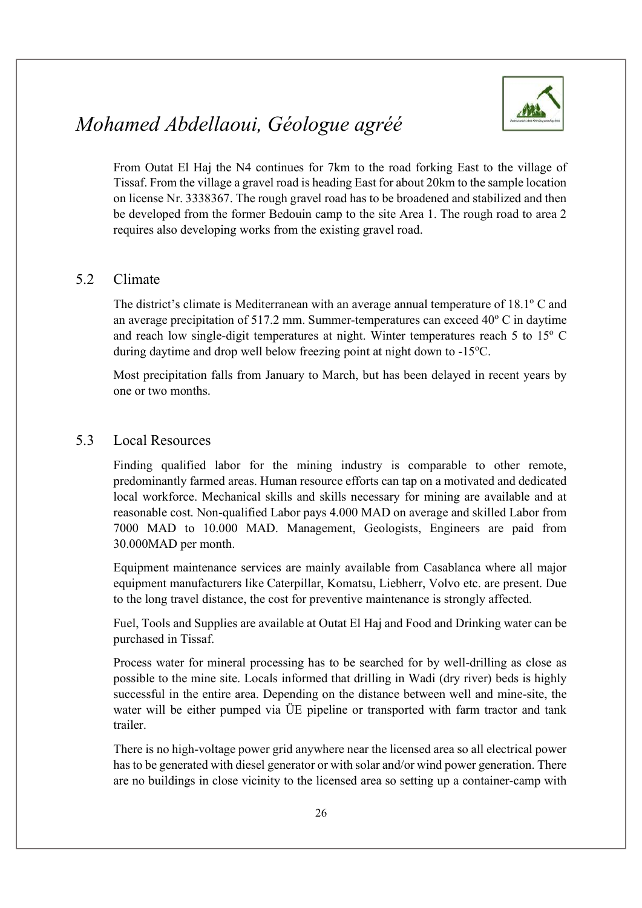From Outat El Haj the N4 continues for 7km to the road forking East to the village of Tissaf. From the village a gravel road is heading East for about 20km to the sample location on license Nr. 3338367. The rough gravel road has to be broadened and stabilized and then be developed from the former Bedouin camp to the site Area 1. The rough road to area 2 requires also developing works from the existing gravel road.

## 5.2 Climate

The district's climate is Mediterranean with an average annual temperature of 18.1º C and an average precipitation of 517.2 mm. Summer-temperatures can exceed 40º C in daytime and reach low single-digit temperatures at night. Winter temperatures reach 5 to 15º C during daytime and drop well below freezing point at night down to -15ºC.

Most precipitation falls from January to March, but has been delayed in recent years by one or two months.

## 5.3 Local Resources

Finding qualified labor for the mining industry is comparable to other remote, predominantly farmed areas. Human resource efforts can tap on a motivated and dedicated local workforce. Mechanical skills and skills necessary for mining are available and at reasonable cost. Non-qualified Labor pays 4.000 MAD on average and skilled Labor from 7000 MAD to 10.000 MAD. Management, Geologists, Engineers are paid from 30.000MAD per month.

Equipment maintenance services are mainly available from Casablanca where all major equipment manufacturers like Caterpillar, Komatsu, Liebherr, Volvo etc. are present. Due to the long travel distance, the cost for preventive maintenance is strongly affected.

Fuel, Tools and Supplies are available at Outat El Haj and Food and Drinking water can be purchased in Tissaf.

Process water for mineral processing has to be searched for by well-drilling as close as possible to the mine site. Locals informed that drilling in Wadi (dry river) beds is highly successful in the entire area. Depending on the distance between well and mine-site, the water will be either pumped via ÜE pipeline or transported with farm tractor and tank trailer.

There is no high-voltage power grid anywhere near the licensed area so all electrical power has to be generated with diesel generator or with solar and/or wind power generation. There are no buildings in close vicinity to the licensed area so setting up a container-camp with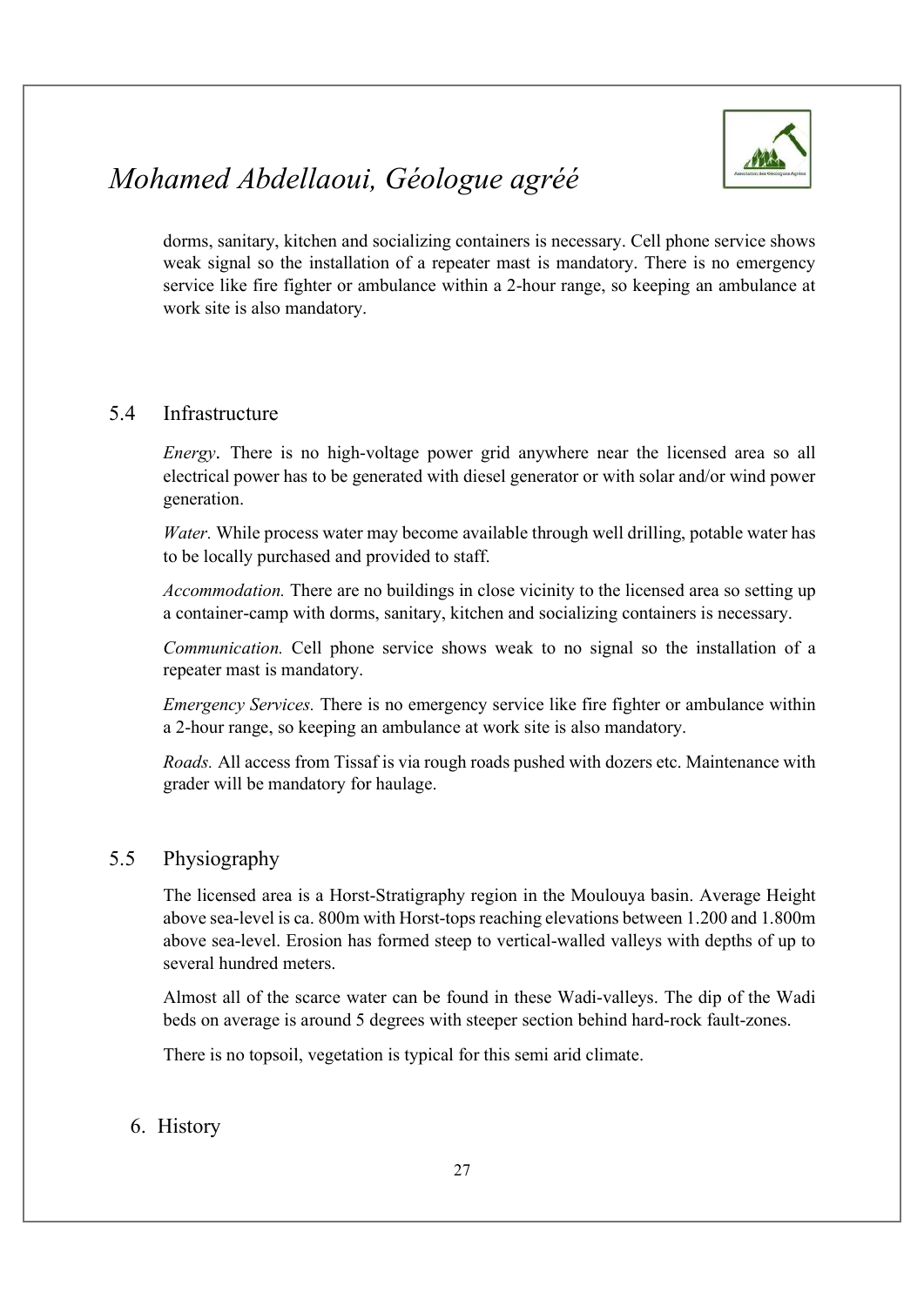dorms, sanitary, kitchen and socializing containers is necessary. Cell phone service shows weak signal so the installation of a repeater mast is mandatory. There is no emergency service like fire fighter or ambulance within a 2-hour range, so keeping an ambulance at work site is also mandatory.

## 5.4 Infrastructure

*Energy*. There is no high-voltage power grid anywhere near the licensed area so all electrical power has to be generated with diesel generator or with solar and/or wind power generation.

*Water.* While process water may become available through well drilling, potable water has to be locally purchased and provided to staff.

*Accommodation.* There are no buildings in close vicinity to the licensed area so setting up a container-camp with dorms, sanitary, kitchen and socializing containers is necessary.

*Communication.* Cell phone service shows weak to no signal so the installation of a repeater mast is mandatory.

*Emergency Services.* There is no emergency service like fire fighter or ambulance within a 2-hour range, so keeping an ambulance at work site is also mandatory.

*Roads.* All access from Tissaf is via rough roads pushed with dozers etc. Maintenance with grader will be mandatory for haulage.

## 5.5 Physiography

The licensed area is a Horst-Stratigraphy region in the Moulouya basin. Average Height above sea-level is ca. 800m with Horst-tops reaching elevations between 1.200 and 1.800m above sea-level. Erosion has formed steep to vertical-walled valleys with depths of up to several hundred meters.

Almost all of the scarce water can be found in these Wadi-valleys. The dip of the Wadi beds on average is around 5 degrees with steeper section behind hard-rock fault-zones.

There is no topsoil, vegetation is typical for this semi arid climate.

# 6. History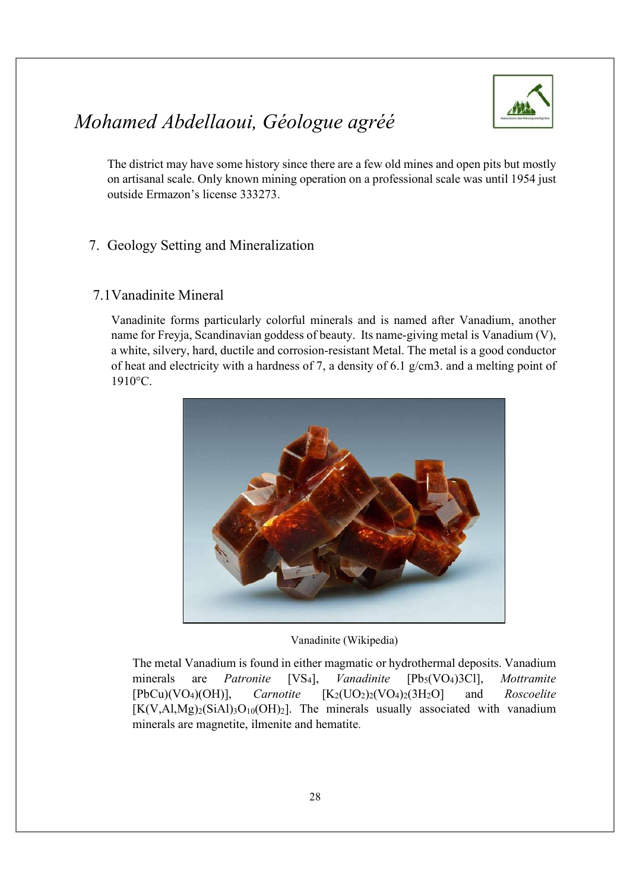The district may have some history since there are a few old mines and open pits but mostly on artisanal scale. Only known mining operation on a professional scale was until 1954 just outside Ermazon's license 333273.

## 7. Geology Setting and Mineralization

### 7.1 Vanadinite Mineral

Vanadinite forms particularly colorful minerals and is named after Vanadium, another name for Freyja, Scandinavian goddess of beauty. Its name-giving metal is Vanadium (V), a white, silvery, hard, ductile and corrosion-resistant Metal. The metal is a good conductor of heat and electricity with a hardness of 7, a density of 6.1 g/cm3. and a melting point of 1910°C.

Vanadinite (Wikipedia)

The metal Vanadium is found in either magmatic or hydrothermal deposits. Vanadium minerals are *Patronite* [$VS_4$], *Vanadinite* [$Pb_5(VO_4)3Cl$], *Mottramite* [$PbCu)(VO_4)(OH)$], *Carnotite* [$K_2(UO_2)_2(VO_4)_2(3H_2O$] and *Roscoelite* [$K(V,Al,Mg)_2(SiAl)_3O_{10}(OH)_2$]. The minerals usually associated with vanadium minerals are magnetite, ilmenite and hematite.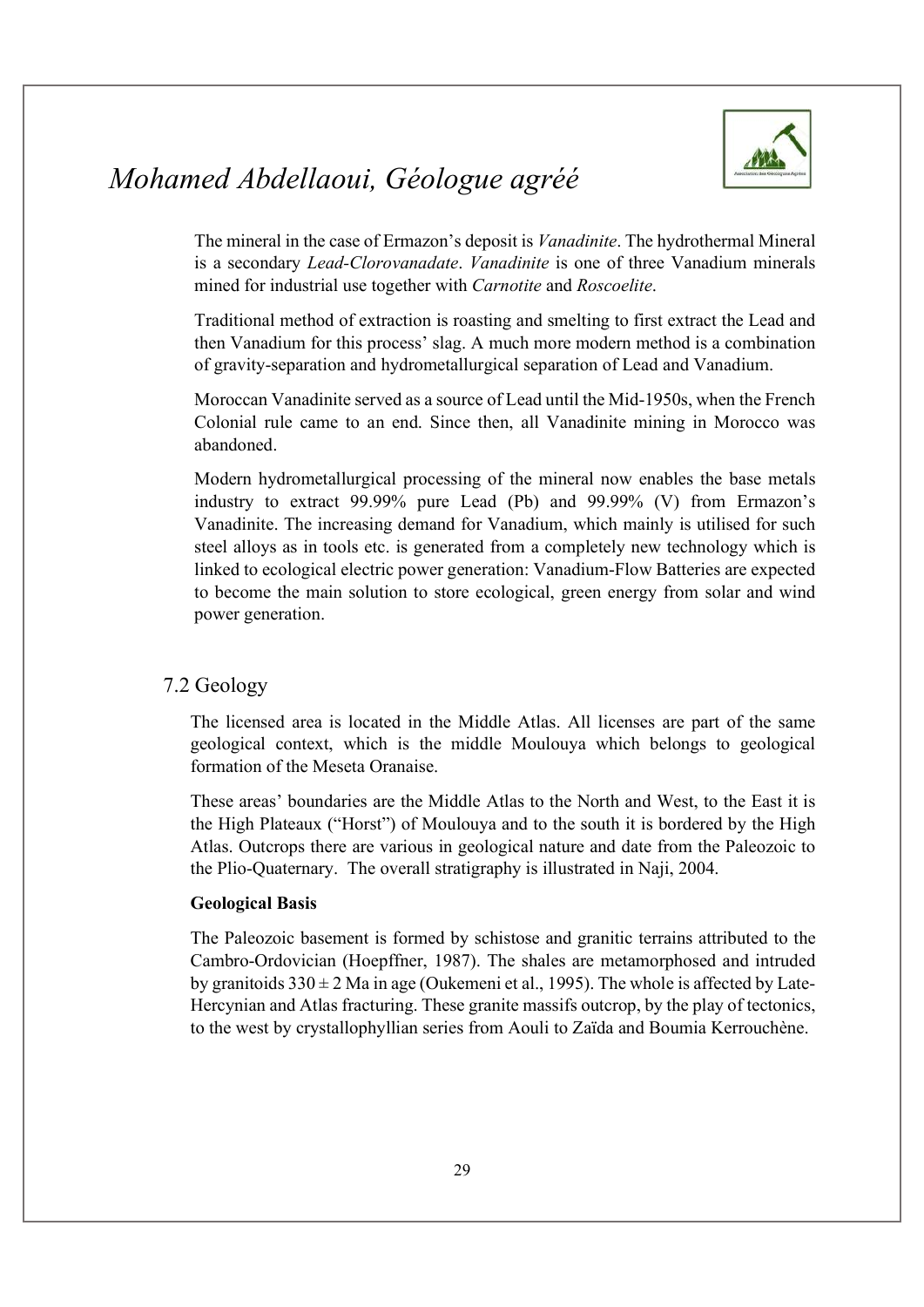The mineral in the case of Ermazon's deposit is *Vanadinite*. The hydrothermal Mineral is a secondary *Lead-Clorovanadate*. *Vanadinite* is one of three Vanadium minerals mined for industrial use together with *Carnotite* and *Roscoelite*.

Traditional method of extraction is roasting and smelting to first extract the Lead and then Vanadium for this process' slag. A much more modern method is a combination of gravity-separation and hydrometallurgical separation of Lead and Vanadium.

Moroccan Vanadinite served as a source of Lead until the Mid-1950s, when the French Colonial rule came to an end. Since then, all Vanadinite mining in Morocco was abandoned.

Modern hydrometallurgical processing of the mineral now enables the base metals industry to extract 99.99% pure Lead (Pb) and 99.99% (V) from Ermazon's Vanadinite. The increasing demand for Vanadium, which mainly is utilised for such steel alloys as in tools etc. is generated from a completely new technology which is linked to ecological electric power generation: Vanadium-Flow Batteries are expected to become the main solution to store ecological, green energy from solar and wind power generation.

## 7.2 Geology

The licensed area is located in the Middle Atlas. All licenses are part of the same geological context, which is the middle Moulouya which belongs to geological formation of the Meseta Oranaise.

These areas' boundaries are the Middle Atlas to the North and West, to the East it is the High Plateaux ("Horst") of Moulouya and to the south it is bordered by the High Atlas. Outcrops there are various in geological nature and date from the Paleozoic to the Plio-Quaternary. The overall stratigraphy is illustrated in Naji, 2004.

**Geological Basis**

The Paleozoic basement is formed by schistose and granitic terrains attributed to the Cambro-Ordovician (Hoepffner, 1987). The shales are metamorphosed and intruded by granitoids $330 \pm 2$ Ma in age (Oukemeni et al., 1995). The whole is affected by Late-Hercynian and Atlas fracturing. These granite massifs outcrop, by the play of tectonics, to the west by crystallophyllian series from Aouli to Zaïda and Boumia Kerrouchène.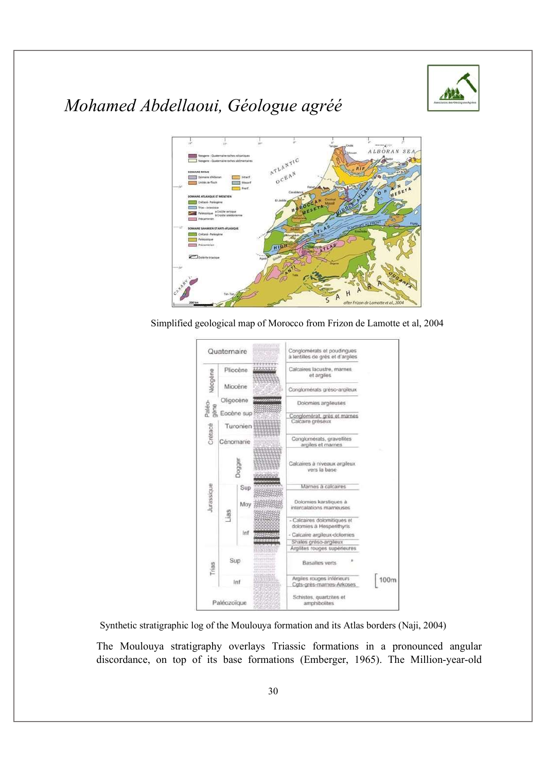Simplified geological map of Morocco from Frizon de Lamotte et al, 2004

Synthetic stratigraphic log of the Moulouya formation and its Atlas borders (Naji, 2004)

The Moulouya stratigraphy overlays Triassic formations in a pronounced angular discordance, on top of its base formations (Emberger, 1965). The Million-year-old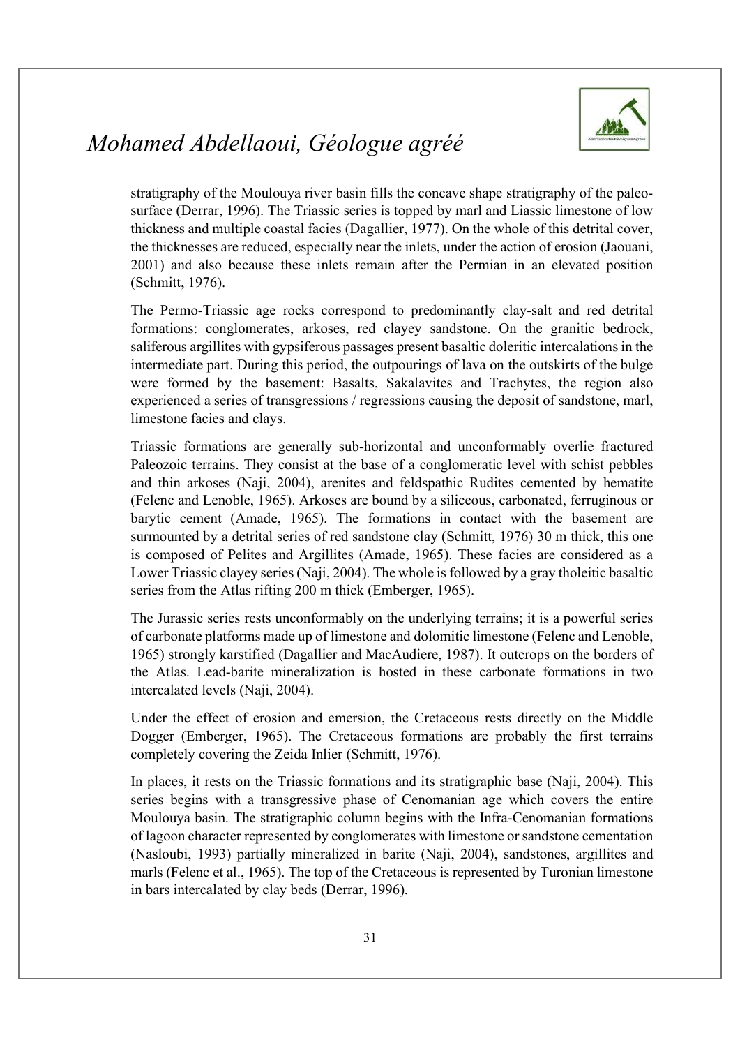stratigraphy of the Moulouya river basin fills the concave shape stratigraphy of the paleo-surface (Derrar, 1996). The Triassic series is topped by marl and Liassic limestone of low thickness and multiple coastal facies (Dagallier, 1977). On the whole of this detrital cover, the thicknesses are reduced, especially near the inlets, under the action of erosion (Jaouani, 2001) and also because these inlets remain after the Permian in an elevated position (Schmitt, 1976).

The Permo-Triassic age rocks correspond to predominantly clay-salt and red detrital formations: conglomerates, arkoses, red clayey sandstone. On the granitic bedrock, saliferous argillites with gypsiferous passages present basaltic doleritic intercalations in the intermediate part. During this period, the outpourings of lava on the outskirts of the bulge were formed by the basement: Basalts, Sakalavites and Trachytes, the region also experienced a series of transgressions / regressions causing the deposit of sandstone, marl, limestone facies and clays.

Triassic formations are generally sub-horizontal and unconformably overlie fractured Paleozoic terrains. They consist at the base of a conglomeratic level with schist pebbles and thin arkoses (Naji, 2004), arenites and feldspathic Rudites cemented by hematite (Felenc and Lenoble, 1965). Arkoses are bound by a siliceous, carbonated, ferruginous or barytic cement (Amade, 1965). The formations in contact with the basement are surmounted by a detrital series of red sandstone clay (Schmitt, 1976) 30 m thick, this one is composed of Pelites and Argillites (Amade, 1965). These facies are considered as a Lower Triassic clayey series (Naji, 2004). The whole is followed by a gray tholeitic basaltic series from the Atlas rifting 200 m thick (Emberger, 1965).

The Jurassic series rests unconformably on the underlying terrains; it is a powerful series of carbonate platforms made up of limestone and dolomitic limestone (Felenc and Lenoble, 1965) strongly karstified (Dagallier and MacAudiere, 1987). It outcrops on the borders of the Atlas. Lead-barite mineralization is hosted in these carbonate formations in two intercalated levels (Naji, 2004).

Under the effect of erosion and emersion, the Cretaceous rests directly on the Middle Dogger (Emberger, 1965). The Cretaceous formations are probably the first terrains completely covering the Zeida Inlier (Schmitt, 1976).

In places, it rests on the Triassic formations and its stratigraphic base (Naji, 2004). This series begins with a transgressive phase of Cenomanian age which covers the entire Moulouya basin. The stratigraphic column begins with the Infra-Cenomanian formations of lagoon character represented by conglomerates with limestone or sandstone cementation (Nasloubi, 1993) partially mineralized in barite (Naji, 2004), sandstones, argillites and marls (Felenc et al., 1965). The top of the Cretaceous is represented by Turonian limestone in bars intercalated by clay beds (Derrar, 1996).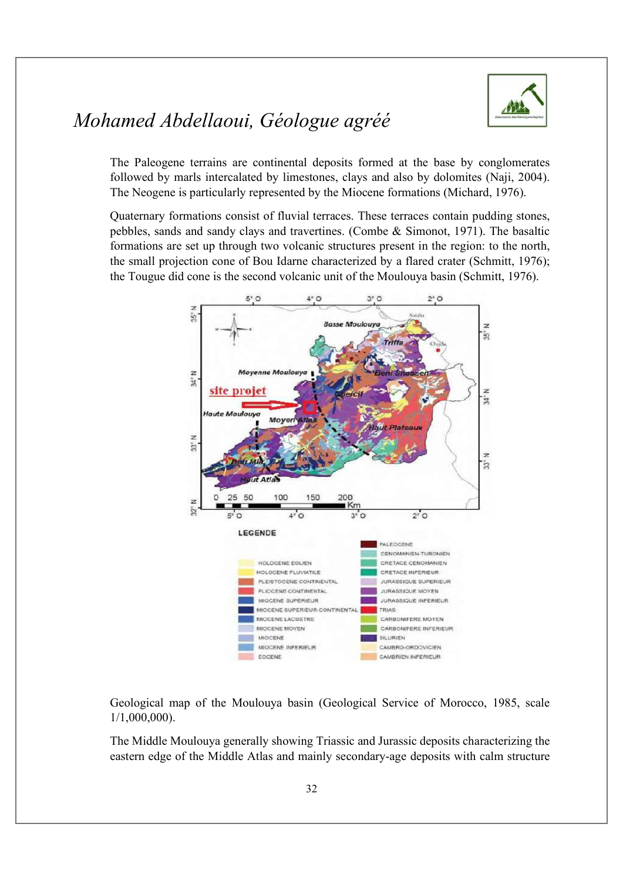The Paleogene terrains are continental deposits formed at the base by conglomerates followed by marls intercalated by limestones, clays and also by dolomites (Naji, 2004). The Neogene is particularly represented by the Miocene formations (Michard, 1976).

Quaternary formations consist of fluvial terraces. These terraces contain pudding stones, pebbles, sands and sandy clays and travertines. (Combe & Simonot, 1971). The basaltic formations are set up through two volcanic structures present in the region: to the north, the small projection cone of Bou Idarne characterized by a flared crater (Schmitt, 1976); the Tougue did cone is the second volcanic unit of the Moulouya basin (Schmitt, 1976).

Geological map of the Moulouya basin (Geological Service of Morocco, 1985, scale 1/1,000,000).

The Middle Moulouya generally showing Triassic and Jurassic deposits characterizing the eastern edge of the Middle Atlas and mainly secondary-age deposits with calm structure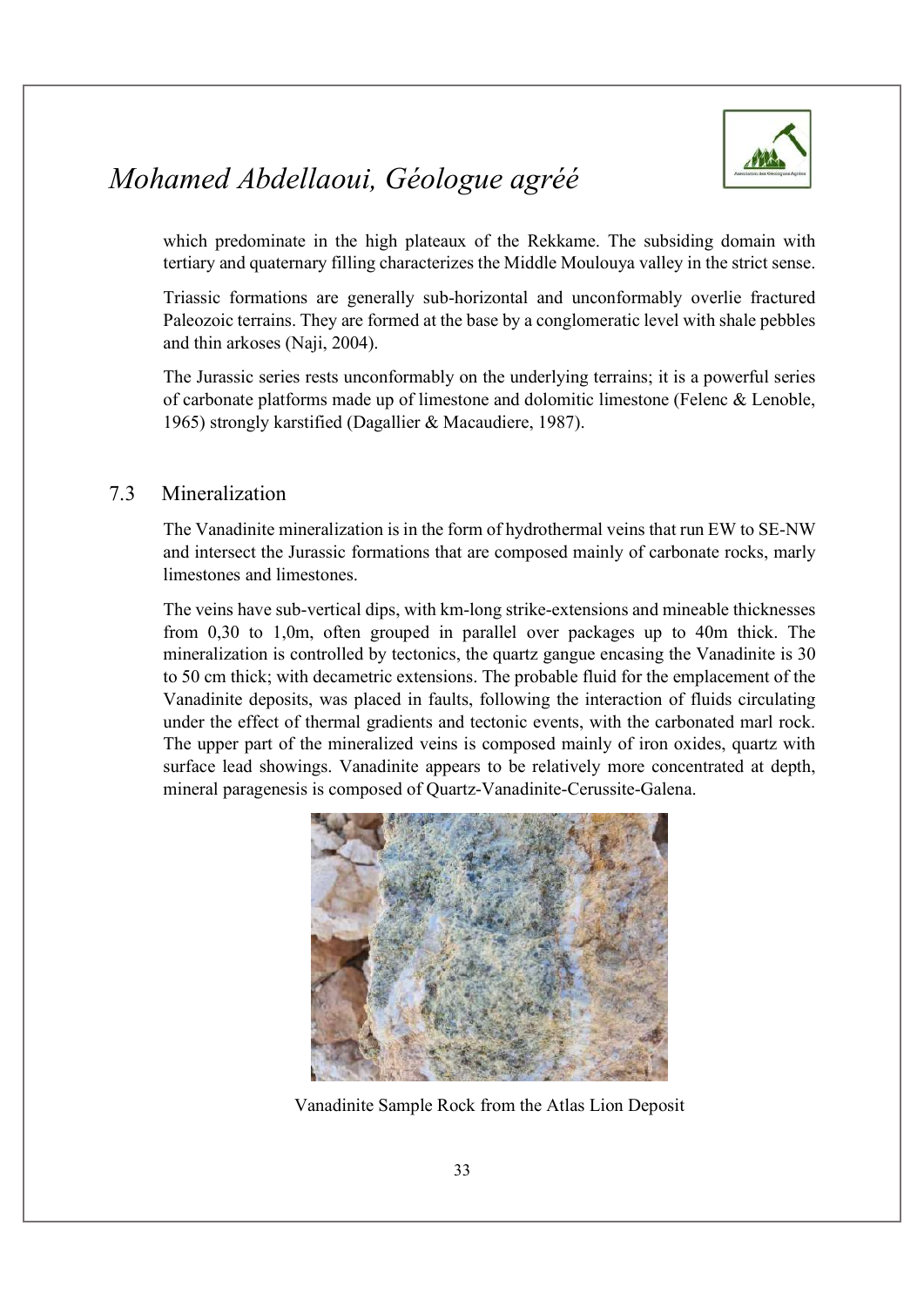which predominate in the high plateaux of the Rekkame. The subsiding domain with tertiary and quaternary filling characterizes the Middle Moulouya valley in the strict sense.

Triassic formations are generally sub-horizontal and unconformably overlie fractured Paleozoic terrains. They are formed at the base by a conglomeratic level with shale pebbles and thin arkoses (Naji, 2004).

The Jurassic series rests unconformably on the underlying terrains; it is a powerful series of carbonate platforms made up of limestone and dolomitic limestone (Felenc & Lenoble, 1965) strongly karstified (Dagallier & Macaudiere, 1987).

## 7.3 Mineralization

The Vanadinite mineralization is in the form of hydrothermal veins that run EW to SE-NW and intersect the Jurassic formations that are composed mainly of carbonate rocks, marly limestones and limestones.

The veins have sub-vertical dips, with km-long strike-extensions and mineable thicknesses from 0,30 to 1,0m, often grouped in parallel over packages up to 40m thick. The mineralization is controlled by tectonics, the quartz gangue encasing the Vanadinite is 30 to 50 cm thick; with decametric extensions. The probable fluid for the emplacement of the Vanadinite deposits, was placed in faults, following the interaction of fluids circulating under the effect of thermal gradients and tectonic events, with the carbonated marl rock. The upper part of the mineralized veins is composed mainly of iron oxides, quartz with surface lead showings. Vanadinite appears to be relatively more concentrated at depth, mineral paragenesis is composed of Quartz-Vanadinite-Cerussite-Galena.

Vanadinite Sample Rock from the Atlas Lion Deposit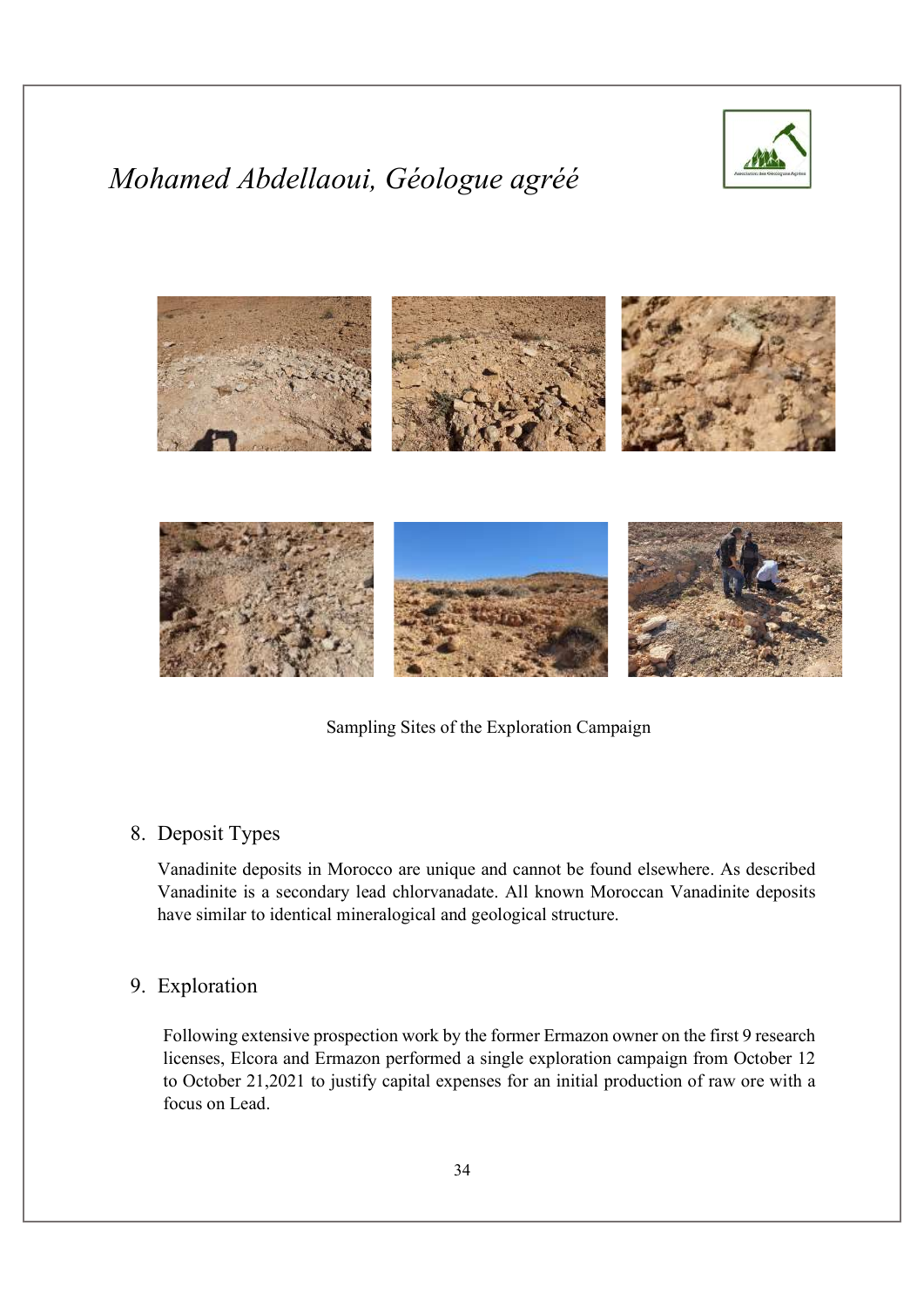Sampling Sites of the Exploration Campaign

## 8. Deposit Types

Vanadinite deposits in Morocco are unique and cannot be found elsewhere. As described Vanadinite is a secondary lead chlorvanadate. All known Moroccan Vanadinite deposits have similar to identical mineralogical and geological structure.

## 9. Exploration

Following extensive prospection work by the former Ermazon owner on the first 9 research licenses, Elcora and Ermazon performed a single exploration campaign from October 12 to October 21,2021 to justify capital expenses for an initial production of raw ore with a focus on Lead.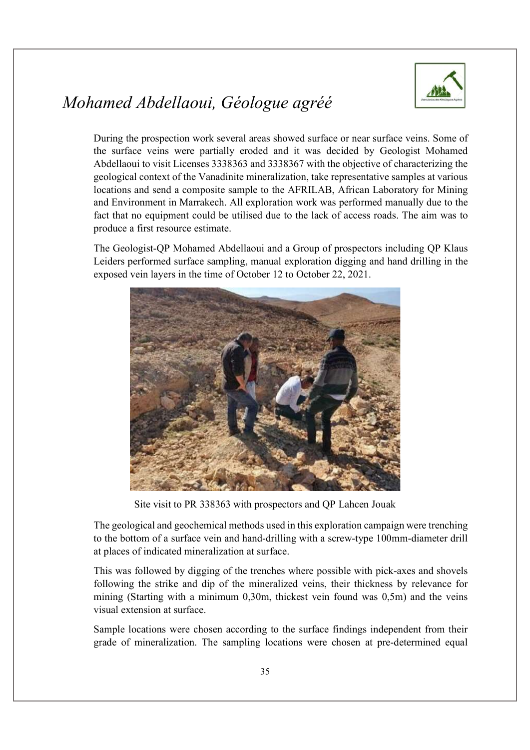During the prospection work several areas showed surface or near surface veins. Some of the surface veins were partially eroded and it was decided by Geologist Mohamed Abdellaoui to visit Licenses 3338363 and 3338367 with the objective of characterizing the geological context of the Vanadinite mineralization, take representative samples at various locations and send a composite sample to the AFRILAB, African Laboratory for Mining and Environment in Marrakech. All exploration work was performed manually due to the fact that no equipment could be utilised due to the lack of access roads. The aim was to produce a first resource estimate.

The Geologist-QP Mohamed Abdellaoui and a Group of prospectors including QP Klaus Leiders performed surface sampling, manual exploration digging and hand drilling in the exposed vein layers in the time of October 12 to October 22, 2021.

Site visit to PR 338363 with prospectors and QP Lahcen Jouak

The geological and geochemical methods used in this exploration campaign were trenching to the bottom of a surface vein and hand-drilling with a screw-type 100mm-diameter drill at places of indicated mineralization at surface.

This was followed by digging of the trenches where possible with pick-axes and shovels following the strike and dip of the mineralized veins, their thickness by relevance for mining (Starting with a minimum 0,30m, thickest vein found was 0,5m) and the veins visual extension at surface.

Sample locations were chosen according to the surface findings independent from their grade of mineralization. The sampling locations were chosen at pre-determined equal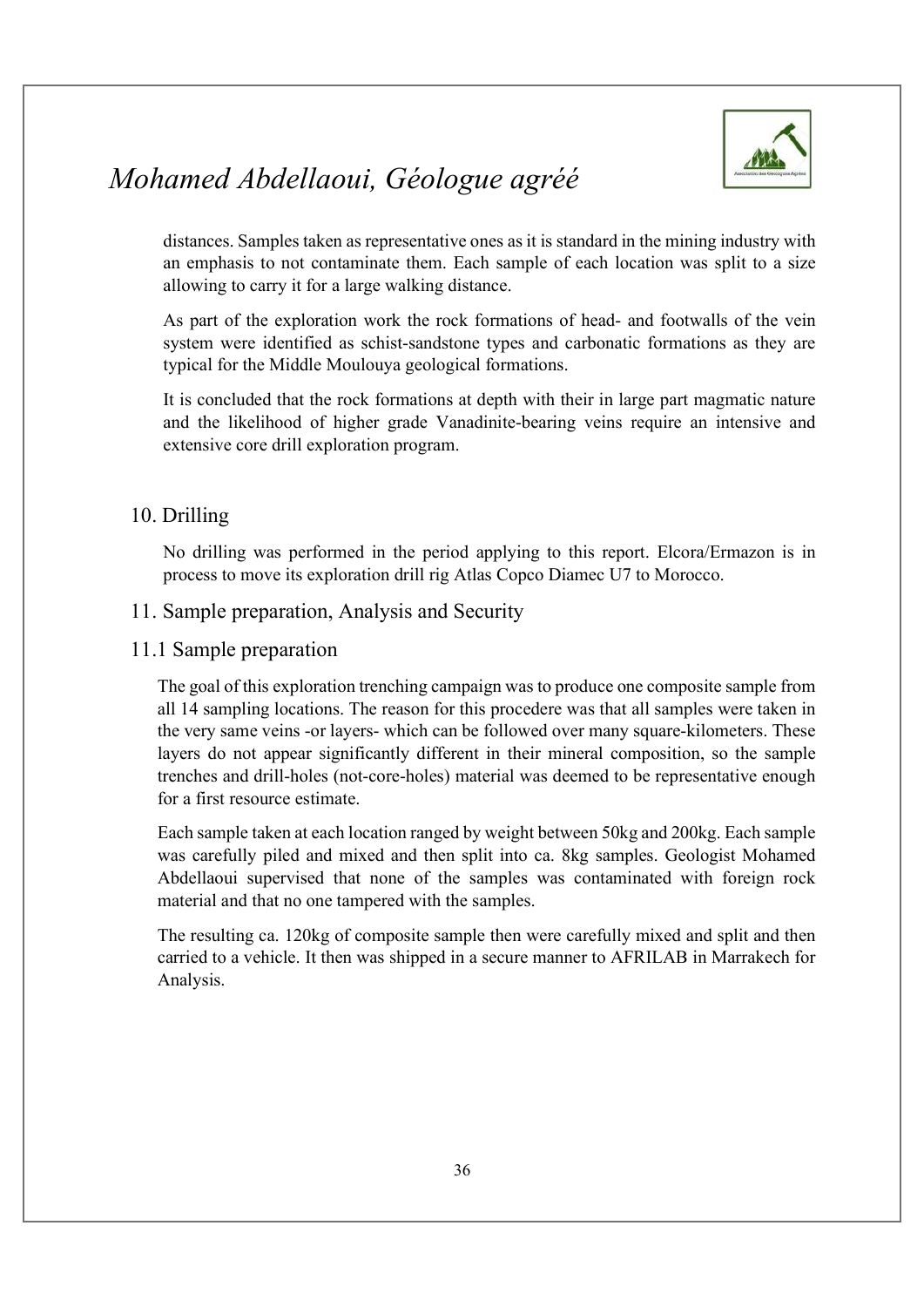distances. Samples taken as representative ones as it is standard in the mining industry with an emphasis to not contaminate them. Each sample of each location was split to a size allowing to carry it for a large walking distance.

As part of the exploration work the rock formations of head- and footwalls of the vein system were identified as schist-sandstone types and carbonatic formations as they are typical for the Middle Moulouya geological formations.

It is concluded that the rock formations at depth with their in large part magmatic nature and the likelihood of higher grade Vanadinite-bearing veins require an intensive and extensive core drill exploration program.

## 10. Drilling

No drilling was performed in the period applying to this report. Elcora/Ermazon is in process to move its exploration drill rig Atlas Copco Diamec U7 to Morocco.

## 11. Sample preparation, Analysis and Security

### 11.1 Sample preparation

The goal of this exploration trenching campaign was to produce one composite sample from all 14 sampling locations. The reason for this procedere was that all samples were taken in the very same veins -or layers- which can be followed over many square-kilometers. These layers do not appear significantly different in their mineral composition, so the sample trenches and drill-holes (not-core-holes) material was deemed to be representative enough for a first resource estimate.

Each sample taken at each location ranged by weight between 50kg and 200kg. Each sample was carefully piled and mixed and then split into ca. 8kg samples. Geologist Mohamed Abdellaoui supervised that none of the samples was contaminated with foreign rock material and that no one tampered with the samples.

The resulting ca. 120kg of composite sample then were carefully mixed and split and then carried to a vehicle. It then was shipped in a secure manner to AFRILAB in Marrakech for Analysis.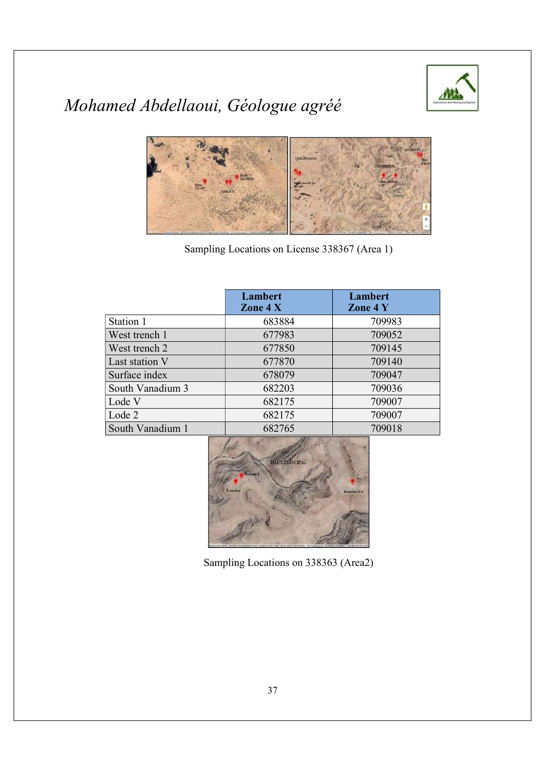Sampling Locations on License 338367 (Area 1)

| | Lambert Zone 4 X | Lambert Zone 4 Y |
|---|---|---|
| Station 1 | 683884 | 709983 |
| West trench 1 | 677983 | 709052 |
| West trench 2 | 677850 | 709145 |
| Last station V | 677870 | 709140 |
| Surface index | 678079 | 709047 |
| South Vanadium 3 | 682203 | 709036 |
| Lode V | 682175 | 709007 |
| Lode 2 | 682175 | 709007 |
| South Vanadium 1 | 682765 | 709018 |

Sampling Locations on 338363 (Area2)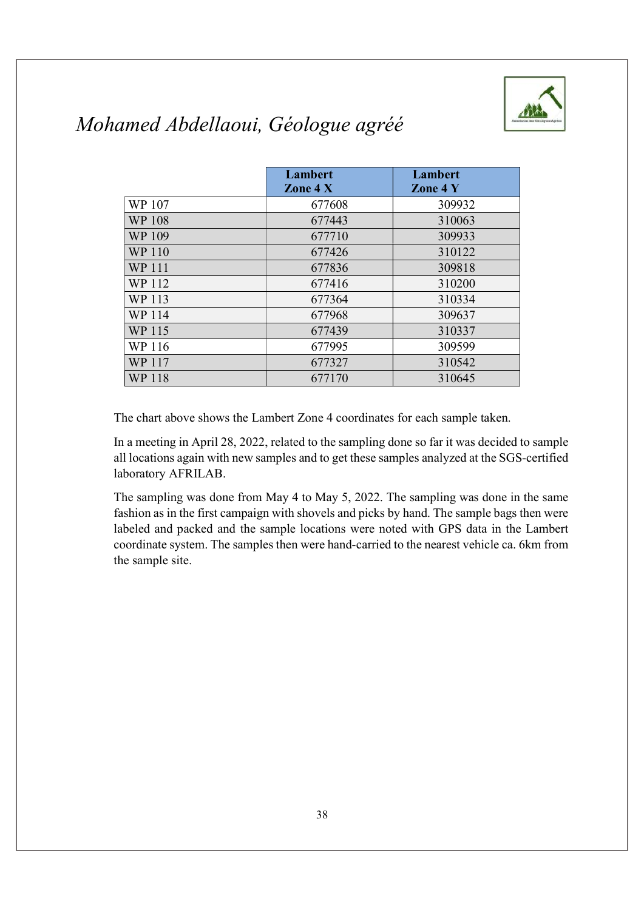| | Lambert Zone 4 X | Lambert Zone 4 Y |
|---|---|---|
| WP 107 | 677608 | 309932 |
| WP 108 | 677443 | 310063 |
| WP 109 | 677710 | 309933 |
| WP 110 | 677426 | 310122 |
| WP 111 | 677836 | 309818 |
| WP 112 | 677416 | 310200 |
| WP 113 | 677364 | 310334 |
| WP 114 | 677968 | 309637 |
| WP 115 | 677439 | 310337 |
| WP 116 | 677995 | 309599 |
| WP 117 | 677327 | 310542 |
| WP 118 | 677170 | 310645 |

The chart above shows the Lambert Zone 4 coordinates for each sample taken.

In a meeting in April 28, 2022, related to the sampling done so far it was decided to sample all locations again with new samples and to get these samples analyzed at the SGS-certified laboratory AFRILAB.

The sampling was done from May 4 to May 5, 2022. The sampling was done in the same fashion as in the first campaign with shovels and picks by hand. The sample bags then were labeled and packed and the sample locations were noted with GPS data in the Lambert coordinate system. The samples then were hand-carried to the nearest vehicle ca. 6km from the sample site.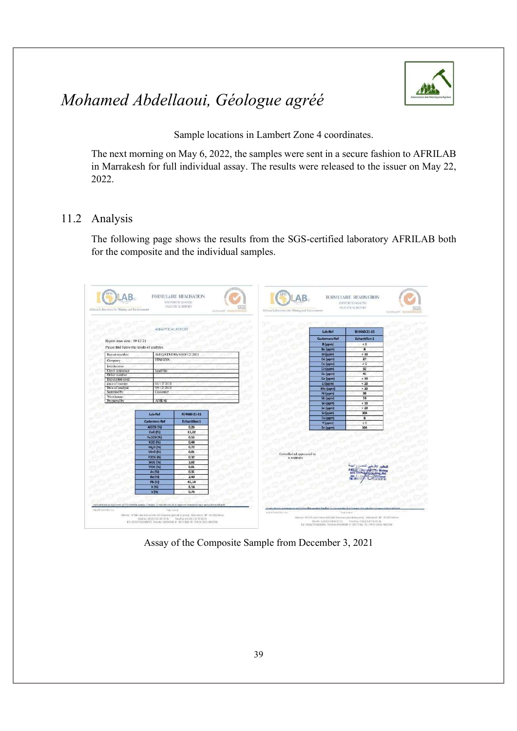Sample locations in Lambert Zone 4 coordinates.

The next morning on May 6, 2022, the samples were sent in a secure fashion to AFRILAB in Marrakesh for full individual assay. The results were released to the issuer on May 22, 2022.

## 11.2 Analysis

The following page shows the results from the SGS-certified laboratory AFRILAB both for the composite and the individual samples.

**FORMULAIRE REALISATION — RAPPORT D'ANALYSE — ANALYTICAL REPORT**

ANALYTICAL REPORT

Report issue date : 09/12/21

Please find below the results of analyzes.

| | |
|---|---|
| Report number | AFLQA/DMRA/4460/12/2021 |
| Company | TIMAZAN |
| Interlocutor | |
| Client reference | lead Ore |
| Order number | |
| Imputation code | |
| date of receipt | 03/12/2021 |
| Date of analysis | 09/12/2021 |
| Sampled by | Customer |
| Warehouse | |
| Prepared by | AFRILAB |

| Lab-Ref | R/4460-21-01 |
|---|---|
| Customers-Ref | Echantillon 1 |
| Al2O3 (%) | 0,26 |
| CaO (%) | 13,22 |
| Fe2O3 (%) | 0,16 |
| K2O (%) | 0,44 |
| MgO (%) | 0,72 |
| MnO (%) | 0,01 |
| P2O5 (%) | 0,32 |
| SiO2 (%) | 1,02 |
| TiO2 (%) | 0,01 |
| As (%) | 0,31 |
| Ba (%) | 2,40 |
| Pb (%) | 45,14 |
| V (%) | 6,14 |
| S (%) | 0,79 |

| Lab-Ref | R/4460-21-01 |
|---|---|
| Customers-Ref | Echantillon 1 |
| B (ppm) | < 5 |
| Be (ppm) | 6 |
| Bi (ppm) | < 10 |
| Cd (ppm) | 27 |
| Co (ppm) | < 5 |
| Cr (ppm) | 32 |
| Cu (ppm) | 41 |
| Ga (ppm) | < 10 |
| Li (ppm) | < 20 |
| Mo (ppm) | < 10 |
| Ni (ppm) | 30 |
| Sb (ppm) | 19 |
| Se (ppm) | < 30 |
| Sn (ppm) | < 20 |
| Sr (ppm) | 304 |
| Ta (ppm) | 6 |
| Y (ppm) | < 1 |
| Zn (ppm) | 304 |

Controlled and approved by

Assay of the Composite Sample from December 3, 2021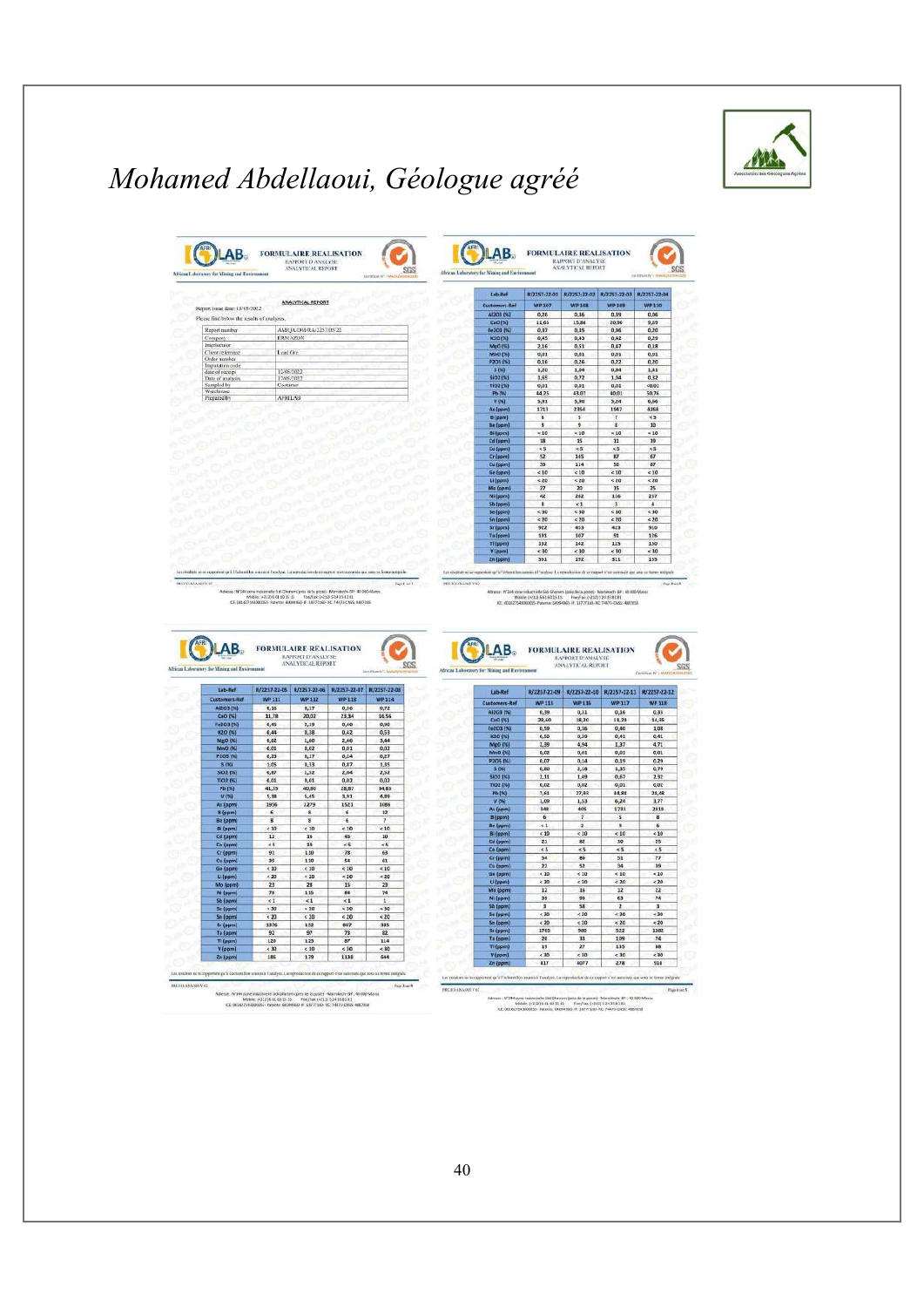*Mohamed Abdellaoui, Géologue agréé*

**AFRILAB** — African Laboratory for Mining and Environment

**FORMULAIRE REALISATION**
RAPPORT D'ANALYSE
ANALYTICAL REPORT

**ANALYTICAL REPORT**

Report issue date: 13/05/2022

Please find below the results of analyses.

| | |
|---|---|
| Report number | AMQA-DIR/RA/2257/05/22 |
| Company | ERMAZON |
| Instructor | |
| Client reference | Lead Ore |
| Order number | |
| Importation code | |
| date of receipt | 12/05/2022 |
| Date of analysis | 12/05/2022 |
| Sampled by | Costumer |
| Warehouse | |
| Prepared by | AFRILAB |

| Lab-Ref | R/2257-22-01 | R/2257-22-02 | R/2257-22-03 | R/2257-22-04 |
|---|---|---|---|---|
| Customers-Ref | WP 107 | WP 108 | WP 109 | WP 110 |
| Al2O3 (%) | 0,26 | 0,16 | 0,39 | 0,06 |
| CaO (%) | 13,61 | 15,84 | 20,96 | 9,09 |
| Fe2O3 (%) | 0,37 | 0,35 | 0,36 | 0,20 |
| K2O (%) | 0,45 | 0,43 | 0,42 | 0,29 |
| MgO (%) | 2,16 | 0,51 | 0,47 | 0,18 |
| MnO (%) | 0,01 | 0,01 | 0,01 | 0,01 |
| P2O5 (%) | 0,16 | 0,26 | 0,22 | 0,20 |
| S (%) | 1,20 | 1,04 | 0,84 | 1,41 |
| SiO2 (%) | 1,65 | 0,72 | 1,34 | 0,32 |
| TiO2 (%) | 0,01 | 0,01 | 0,01 | <0,01 |
| Pb (%) | 44,21 | 43,07 | 40,01 | 50,76 |
| Y (%) | 3,91 | 5,30 | 5,24 | 6,96 |
| As (ppm) | 1711 | 2354 | 1567 | 4268 |
| B (ppm) | 6 | 5 | 7 | < 5 |
| Be (ppm) | 9 | 9 | 8 | 10 |
| Bi (ppm) | < 10 | < 10 | < 10 | < 10 |
| Cd (ppm) | 18 | 15 | 11 | 19 |
| Co (ppm) | < 5 | < 5 | < 5 | < 5 |
| Cr (ppm) | 52 | 145 | 87 | 67 |
| Cu (ppm) | 39 | 114 | 56 | 67 |
| Ge (ppm) | < 10 | < 10 | < 10 | < 10 |
| Li (ppm) | < 20 | < 20 | < 20 | < 20 |
| Mo (ppm) | 27 | 20 | 15 | 25 |
| Ni (ppm) | 42 | 232 | 116 | 217 |
| Sb (ppm) | 8 | < 1 | 3 | 4 |
| Se (ppm) | < 30 | < 30 | < 30 | < 30 |
| Sn (ppm) | < 20 | < 20 | < 20 | < 20 |
| Sr (ppm) | 922 | 453 | 423 | 910 |
| Ta (ppm) | 131 | 107 | 91 | 176 |
| Tl (ppm) | 132 | 142 | 115 | 130 |
| V (ppm) | < 30 | < 30 | < 30 | < 30 |
| Zn (ppm) | 351 | 192 | 511 | 159 |

| Lab-Ref | R/2257-22-05 | R/2257-22-06 | R/2257-22-07 | R/2257-22-08 |
|---|---|---|---|---|
| Customers-Ref | WP 111 | WP 112 | WP 113 | WP 114 |
| Al2O3 (%) | 4,36 | 3,17 | 0,36 | 0,72 |
| CaO (%) | 31,78 | 20,02 | 23,84 | 16,56 |
| Fe2O3 (%) | 4,49 | 3,19 | 0,40 | 0,90 |
| K2O (%) | 4,44 | 3,38 | 0,42 | 0,53 |
| MgO (%) | 6,02 | 1,40 | 2,46 | 3,44 |
| MnO (%) | 0,01 | 0,02 | 0,01 | 0,02 |
| P2O5 (%) | 4,23 | 3,17 | 0,14 | 0,27 |
| S (%) | 1,05 | 3,13 | 0,27 | 1,35 |
| SiO2 (%) | 4,07 | 1,52 | 2,04 | 2,52 |
| TiO2 (%) | 0,01 | 3,61 | 0,03 | 0,03 |
| Pb (%) | 41,15 | 40,80 | 28,87 | 34,85 |
| V (%) | 1,38 | 1,45 | 3,91 | 4,89 |
| As (ppm) | 1956 | 2279 | 1521 | 1086 |
| B (ppm) | 6 | 8 | 6 | 12 |
| Be (ppm) | 8 | 8 | 6 | 7 |
| Bi (ppm) | < 10 | < 10 | < 10 | < 10 |
| Cd (ppm) | 12 | 16 | 45 | 10 |
| Co (ppm) | < 5 | 33 | < 5 | < 5 |
| Cr (ppm) | 91 | 130 | 78 | 63 |
| Cu (ppm) | 36 | 130 | 54 | 41 |
| Ge (ppm) | < 10 | < 10 | < 10 | < 10 |
| Li (ppm) | < 20 | < 20 | < 20 | < 20 |
| Mo (ppm) | 23 | 28 | 15 | 23 |
| Ni (ppm) | 78 | 115 | 84 | 74 |
| Sb (ppm) | < 1 | < 1 | < 1 | 1 |
| Se (ppm) | < 30 | < 30 | < 30 | < 30 |
| Sn (ppm) | < 20 | < 10 | < 20 | < 20 |
| Sr (ppm) | 1976 | 192 | 847 | 345 |
| Ta (ppm) | 92 | 97 | 73 | 82 |
| Tl (ppm) | 129 | 123 | 87 | 114 |
| V (ppm) | < 30 | < 30 | < 30 | < 30 |
| Zn (ppm) | 186 | 179 | 1138 | 644 |

| Lab-Ref | R/2257-22-09 | R/2257-22-10 | R/2257-22-11 | R/2257-22-12 |
|---|---|---|---|---|
| Customers-Ref | WP 115 | WP 116 | WP 117 | WP 118 |
| Al2O3 (%) | 6,39 | 0,11 | 0,16 | 0,33 |
| CaO (%) | 28,40 | 18,20 | 18,29 | 14,35 |
| Fe2O3 (%) | 6,59 | 0,36 | 0,40 | 108 |
| K2O (%) | 6,50 | 0,39 | 0,41 | 0,41 |
| MgO (%) | 1,39 | 6,94 | 1,37 | 4,71 |
| MnO (%) | 0,02 | 0,01 | 0,01 | 0,01 |
| P2O5 (%) | 6,07 | 0,14 | 0,19 | 0,29 |
| S (%) | 6,80 | 2,16 | 1,35 | 0,79 |
| SiO2 (%) | 2,11 | 1,49 | 0,67 | 2,32 |
| TiO2 (%) | 0,02 | 0,02 | 0,01 | 0,01 |
| Pb (%) | 1,61 | 27,03 | 14,88 | 31,48 |
| V (%) | 1,09 | 1,53 | 6,24 | 3,77 |
| As (ppm) | 148 | 405 | 1731 | 2319 |
| B (ppm) | 6 | 7 | 5 | 8 |
| Be (ppm) | < 1 | 2 | 9 | 6 |
| Bi (ppm) | < 10 | < 10 | < 10 | < 10 |
| Cd (ppm) | 21 | 82 | 30 | 19 |
| Co (ppm) | < 5 | < 5 | < 5 | < 5 |
| Cr (ppm) | 94 | 89 | 31 | 77 |
| Cu (ppm) | 22 | 52 | 34 | 39 |
| Ge (ppm) | < 10 | < 10 | < 10 | < 10 |
| Li (ppm) | < 20 | < 10 | < 20 | < 20 |
| Mo (ppm) | 12 | 15 | 12 | 22 |
| Ni (ppm) | 39 | 99 | 63 | 74 |
| Sb (ppm) | 3 | 58 | 2 | 3 |
| Se (ppm) | < 30 | < 30 | < 30 | < 30 |
| Sn (ppm) | < 20 | < 10 | < 20 | < 20 |
| Sr (ppm) | 1765 | 980 | 522 | 1382 |
| Ta (ppm) | 24 | 31 | 109 | 74 |
| Tl (ppm) | 13 | 27 | 135 | 38 |
| V (ppm) | < 30 | < 30 | < 30 | < 30 |
| Zn (ppm) | 317 | 4077 | 278 | 518 |

Les résultats ne se rapportent qu'à l'échantillon soumis à l'analyse. La reproduction de ce rapport n'est autorisée que sous sa forme intégrale.

Adresse : N°344 zone industrielle Sidi Ghanem (près de la poste) - Marrakech BP : 40 000 Maroc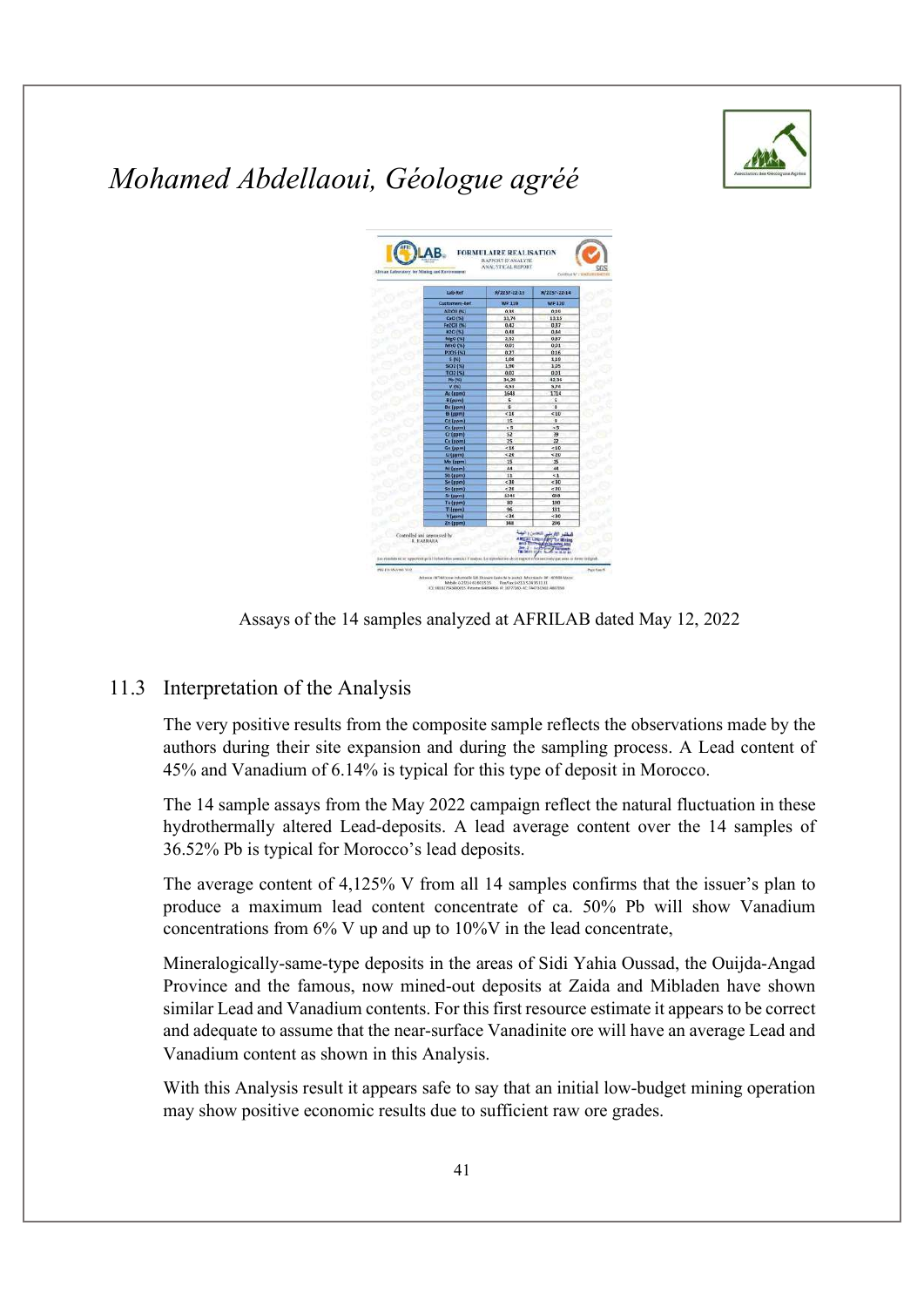# Mohamed Abdellaoui, Géologue agréé

| Lab-Ref | P/2237-22-13 | P/2237-22-14 |
|---|---|---|
| Customers-Ref | WF 130 | WF 130 |
| Al2O3 (%) | 0,35 | 0,16 |
| CaO (%) | 13,76 | 13,15 |
| Fe2O3 (%) | 0,42 | 0,37 |
| K2O (%) | 0,48 | 0,44 |
| MgO (%) | 2,92 | 0,87 |
| MnO (%) | 0,01 | 0,01 |
| P2O5 (%) | 0,27 | 0,16 |
| S (%) | 1,08 | 1,10 |
| SiO2 (%) | 1,90 | 1,25 |
| TiO2 (%) | 0,02 | 0,01 |
| Pb (%) | 34,28 | 42,94 |
| V (%) | 4,93 | 5,74 |
| As (ppm) | 1648 | 1714 |
| B (ppm) | 6 | 5 |
| Be (ppm) | 8 | 6 |
| Bi (ppm) | < 10 | < 10 |
| Cd (ppm) | 15 | 5 |
| Co (ppm) | < 5 | < 5 |
| Cr (ppm) | 52 | 39 |
| Cu (ppm) | 25 | 22 |
| Ga (ppm) | < 10 | < 10 |
| Li (ppm) | < 20 | < 20 |
| Mo (ppm) | 15 | 35 |
| Ni (ppm) | 44 | 44 |
| Sb (ppm) | 11 | < 1 |
| Se (ppm) | < 30 | < 30 |
| Sn (ppm) | < 20 | < 20 |
| Sr (ppm) | 1344 | 610 |
| Te (ppm) | 80 | 100 |
| Tl (ppm) | 96 | 111 |
| Y (ppm) | < 30 | < 30 |
| Zn (ppm) | 348 | 296 |

Assays of the 14 samples analyzed at AFRILAB dated May 12, 2022

## 11.3 Interpretation of the Analysis

The very positive results from the composite sample reflects the observations made by the authors during their site expansion and during the sampling process. A Lead content of 45% and Vanadium of 6.14% is typical for this type of deposit in Morocco.

The 14 sample assays from the May 2022 campaign reflect the natural fluctuation in these hydrothermally altered Lead-deposits. A lead average content over the 14 samples of 36.52% Pb is typical for Morocco's lead deposits.

The average content of 4,125% V from all 14 samples confirms that the issuer's plan to produce a maximum lead content concentrate of ca. 50% Pb will show Vanadium concentrations from 6% V up and up to 10%V in the lead concentrate,

Mineralogically-same-type deposits in the areas of Sidi Yahia Oussad, the Ouijda-Angad Province and the famous, now mined-out deposits at Zaida and Mibladen have shown similar Lead and Vanadium contents. For this first resource estimate it appears to be correct and adequate to assume that the near-surface Vanadinite ore will have an average Lead and Vanadium content as shown in this Analysis.

With this Analysis result it appears safe to say that an initial low-budget mining operation may show positive economic results due to sufficient raw ore grades.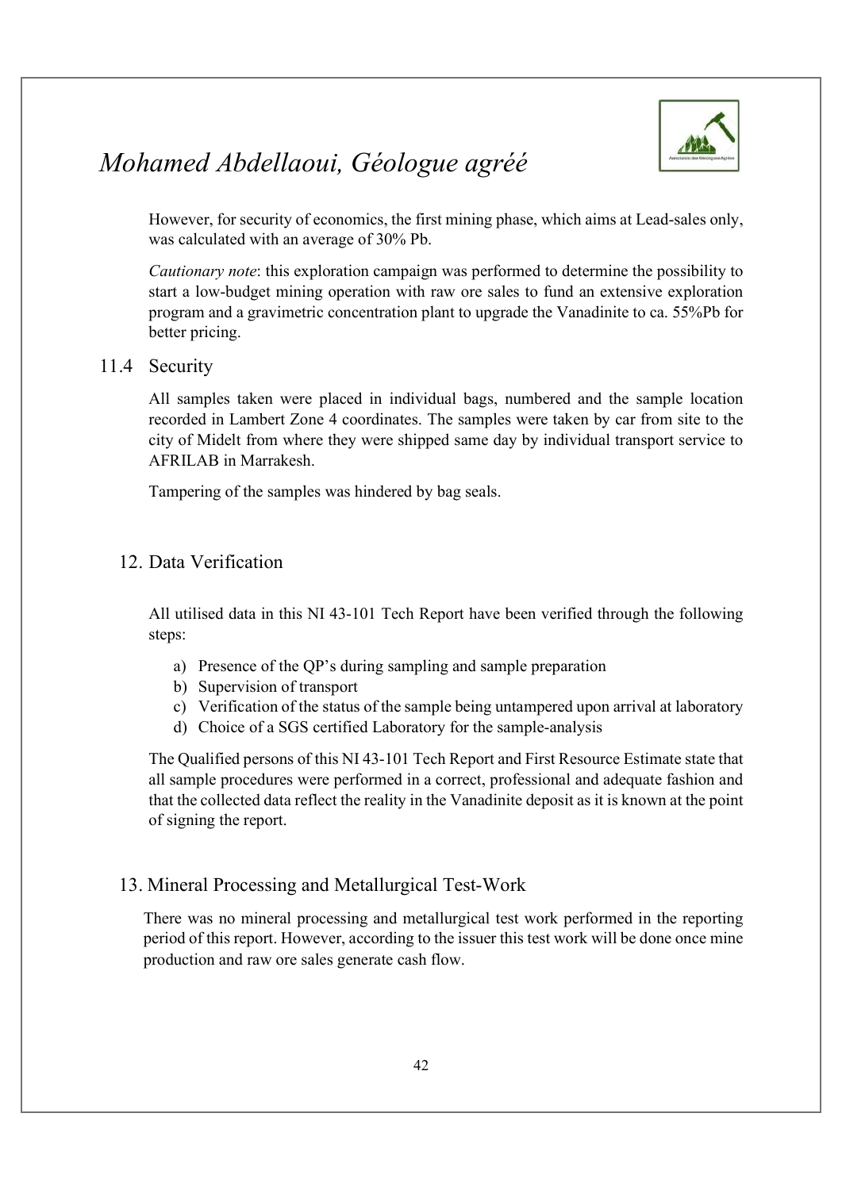However, for security of economics, the first mining phase, which aims at Lead-sales only, was calculated with an average of 30% Pb.

*Cautionary note*: this exploration campaign was performed to determine the possibility to start a low-budget mining operation with raw ore sales to fund an extensive exploration program and a gravimetric concentration plant to upgrade the Vanadinite to ca. 55%Pb for better pricing.

### 11.4 Security

All samples taken were placed in individual bags, numbered and the sample location recorded in Lambert Zone 4 coordinates. The samples were taken by car from site to the city of Midelt from where they were shipped same day by individual transport service to AFRILAB in Marrakesh.

Tampering of the samples was hindered by bag seals.

## 12. Data Verification

All utilised data in this NI 43-101 Tech Report have been verified through the following steps:

a) Presence of the QP's during sampling and sample preparation
b) Supervision of transport
c) Verification of the status of the sample being untampered upon arrival at laboratory
d) Choice of a SGS certified Laboratory for the sample-analysis

The Qualified persons of this NI 43-101 Tech Report and First Resource Estimate state that all sample procedures were performed in a correct, professional and adequate fashion and that the collected data reflect the reality in the Vanadinite deposit as it is known at the point of signing the report.

## 13. Mineral Processing and Metallurgical Test-Work

There was no mineral processing and metallurgical test work performed in the reporting period of this report. However, according to the issuer this test work will be done once mine production and raw ore sales generate cash flow.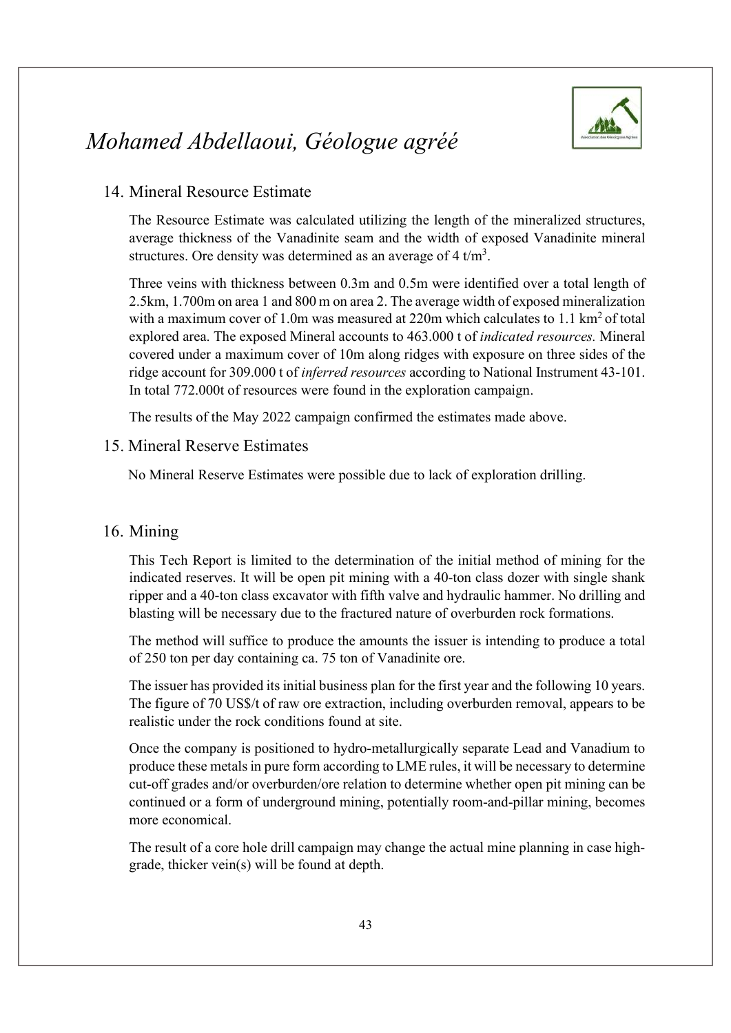## 14. Mineral Resource Estimate

The Resource Estimate was calculated utilizing the length of the mineralized structures, average thickness of the Vanadinite seam and the width of exposed Vanadinite mineral structures. Ore density was determined as an average of 4 t/m$^3$.

Three veins with thickness between 0.3m and 0.5m were identified over a total length of 2.5km, 1.700m on area 1 and 800 m on area 2. The average width of exposed mineralization with a maximum cover of 1.0m was measured at 220m which calculates to 1.1 km$^2$ of total explored area. The exposed Mineral accounts to 463.000 t of *indicated resources.* Mineral covered under a maximum cover of 10m along ridges with exposure on three sides of the ridge account for 309.000 t of *inferred resources* according to National Instrument 43-101. In total 772.000t of resources were found in the exploration campaign.

The results of the May 2022 campaign confirmed the estimates made above.

## 15. Mineral Reserve Estimates

No Mineral Reserve Estimates were possible due to lack of exploration drilling.

## 16. Mining

This Tech Report is limited to the determination of the initial method of mining for the indicated reserves. It will be open pit mining with a 40-ton class dozer with single shank ripper and a 40-ton class excavator with fifth valve and hydraulic hammer. No drilling and blasting will be necessary due to the fractured nature of overburden rock formations.

The method will suffice to produce the amounts the issuer is intending to produce a total of 250 ton per day containing ca. 75 ton of Vanadinite ore.

The issuer has provided its initial business plan for the first year and the following 10 years. The figure of 70 US$/t of raw ore extraction, including overburden removal, appears to be realistic under the rock conditions found at site.

Once the company is positioned to hydro-metallurgically separate Lead and Vanadium to produce these metals in pure form according to LME rules, it will be necessary to determine cut-off grades and/or overburden/ore relation to determine whether open pit mining can be continued or a form of underground mining, potentially room-and-pillar mining, becomes more economical.

The result of a core hole drill campaign may change the actual mine planning in case high-grade, thicker vein(s) will be found at depth.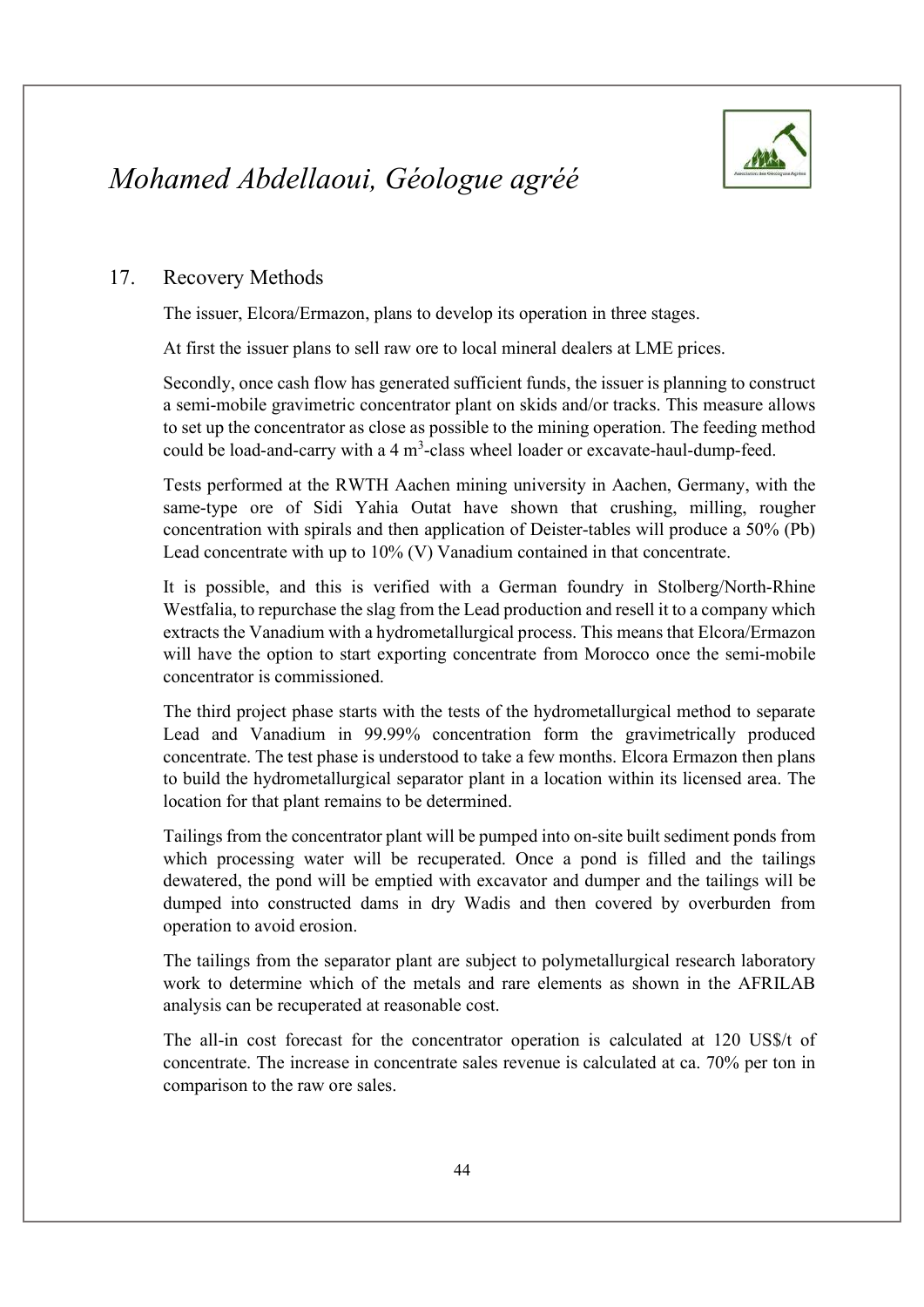## 17. Recovery Methods

The issuer, Elcora/Ermazon, plans to develop its operation in three stages.

At first the issuer plans to sell raw ore to local mineral dealers at LME prices.

Secondly, once cash flow has generated sufficient funds, the issuer is planning to construct a semi-mobile gravimetric concentrator plant on skids and/or tracks. This measure allows to set up the concentrator as close as possible to the mining operation. The feeding method could be load-and-carry with a 4 $m^3$-class wheel loader or excavate-haul-dump-feed.

Tests performed at the RWTH Aachen mining university in Aachen, Germany, with the same-type ore of Sidi Yahia Outat have shown that crushing, milling, rougher concentration with spirals and then application of Deister-tables will produce a 50% (Pb) Lead concentrate with up to 10% (V) Vanadium contained in that concentrate.

It is possible, and this is verified with a German foundry in Stolberg/North-Rhine Westfalia, to repurchase the slag from the Lead production and resell it to a company which extracts the Vanadium with a hydrometallurgical process. This means that Elcora/Ermazon will have the option to start exporting concentrate from Morocco once the semi-mobile concentrator is commissioned.

The third project phase starts with the tests of the hydrometallurgical method to separate Lead and Vanadium in 99.99% concentration form the gravimetrically produced concentrate. The test phase is understood to take a few months. Elcora Ermazon then plans to build the hydrometallurgical separator plant in a location within its licensed area. The location for that plant remains to be determined.

Tailings from the concentrator plant will be pumped into on-site built sediment ponds from which processing water will be recuperated. Once a pond is filled and the tailings dewatered, the pond will be emptied with excavator and dumper and the tailings will be dumped into constructed dams in dry Wadis and then covered by overburden from operation to avoid erosion.

The tailings from the separator plant are subject to polymetallurgical research laboratory work to determine which of the metals and rare elements as shown in the AFRILAB analysis can be recuperated at reasonable cost.

The all-in cost forecast for the concentrator operation is calculated at 120 US$/t of concentrate. The increase in concentrate sales revenue is calculated at ca. 70% per ton in comparison to the raw ore sales.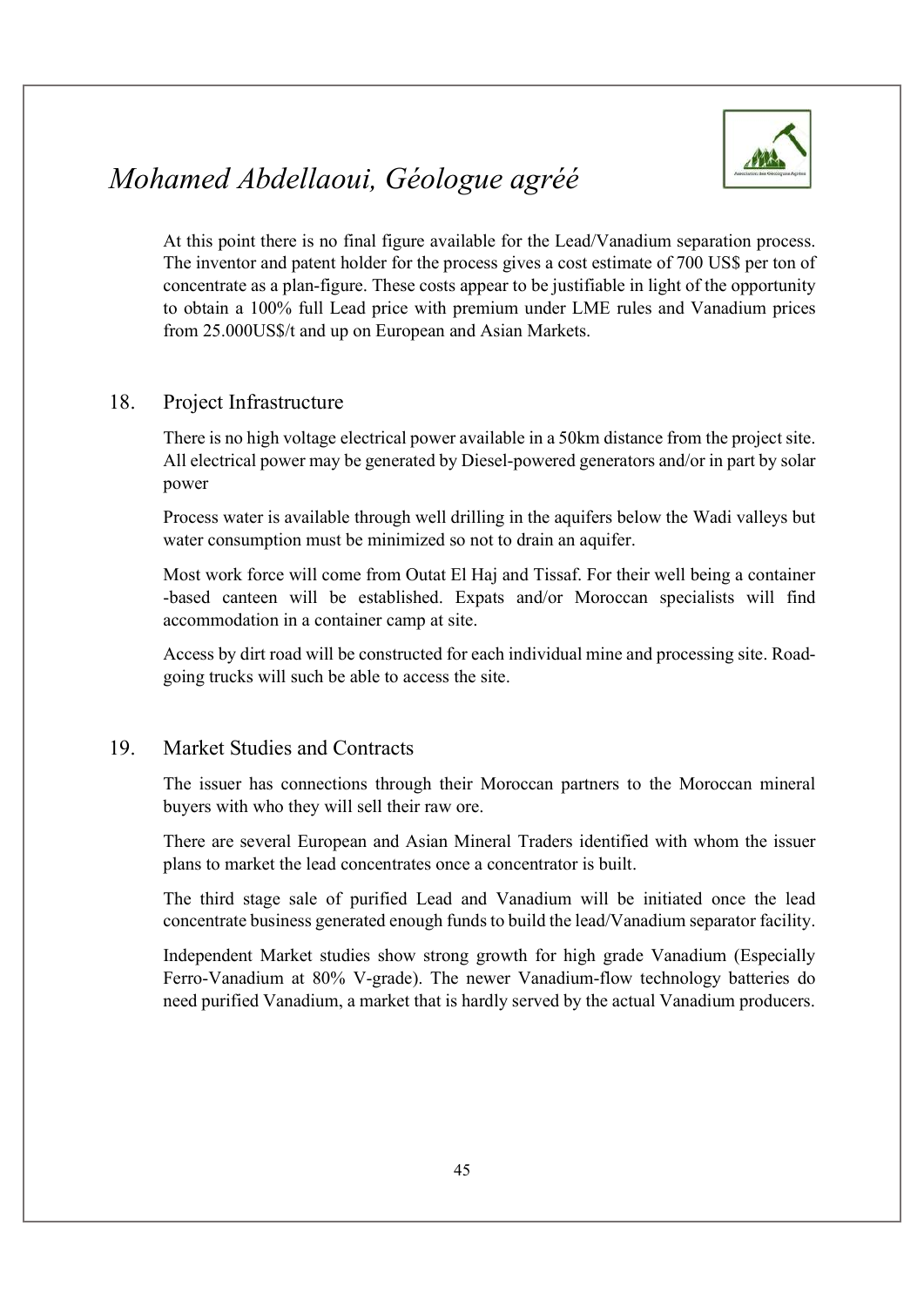At this point there is no final figure available for the Lead/Vanadium separation process. The inventor and patent holder for the process gives a cost estimate of 700 US$ per ton of concentrate as a plan-figure. These costs appear to be justifiable in light of the opportunity to obtain a 100% full Lead price with premium under LME rules and Vanadium prices from 25.000US$/t and up on European and Asian Markets.

## 18. Project Infrastructure

There is no high voltage electrical power available in a 50km distance from the project site. All electrical power may be generated by Diesel-powered generators and/or in part by solar power

Process water is available through well drilling in the aquifers below the Wadi valleys but water consumption must be minimized so not to drain an aquifer.

Most work force will come from Outat El Haj and Tissaf. For their well being a container -based canteen will be established. Expats and/or Moroccan specialists will find accommodation in a container camp at site.

Access by dirt road will be constructed for each individual mine and processing site. Road-going trucks will such be able to access the site.

## 19. Market Studies and Contracts

The issuer has connections through their Moroccan partners to the Moroccan mineral buyers with who they will sell their raw ore.

There are several European and Asian Mineral Traders identified with whom the issuer plans to market the lead concentrates once a concentrator is built.

The third stage sale of purified Lead and Vanadium will be initiated once the lead concentrate business generated enough funds to build the lead/Vanadium separator facility.

Independent Market studies show strong growth for high grade Vanadium (Especially Ferro-Vanadium at 80% V-grade). The newer Vanadium-flow technology batteries do need purified Vanadium, a market that is hardly served by the actual Vanadium producers.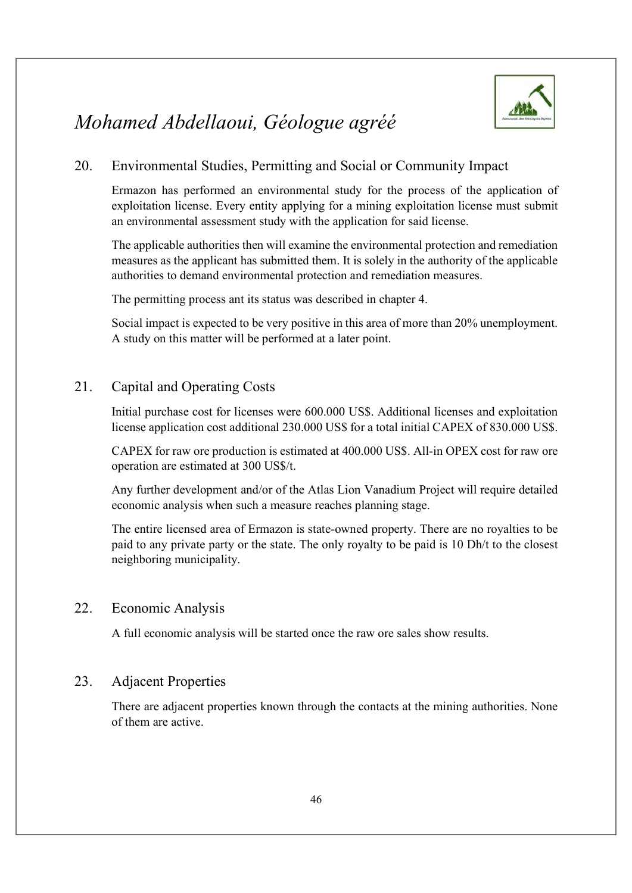## 20. Environmental Studies, Permitting and Social or Community Impact

Ermazon has performed an environmental study for the process of the application of exploitation license. Every entity applying for a mining exploitation license must submit an environmental assessment study with the application for said license.

The applicable authorities then will examine the environmental protection and remediation measures as the applicant has submitted them. It is solely in the authority of the applicable authorities to demand environmental protection and remediation measures.

The permitting process ant its status was described in chapter 4.

Social impact is expected to be very positive in this area of more than 20% unemployment. A study on this matter will be performed at a later point.

## 21. Capital and Operating Costs

Initial purchase cost for licenses were 600.000 US$. Additional licenses and exploitation license application cost additional 230.000 US$ for a total initial CAPEX of 830.000 US$.

CAPEX for raw ore production is estimated at 400.000 US$. All-in OPEX cost for raw ore operation are estimated at 300 US$/t.

Any further development and/or of the Atlas Lion Vanadium Project will require detailed economic analysis when such a measure reaches planning stage.

The entire licensed area of Ermazon is state-owned property. There are no royalties to be paid to any private party or the state. The only royalty to be paid is 10 Dh/t to the closest neighboring municipality.

## 22. Economic Analysis

A full economic analysis will be started once the raw ore sales show results.

## 23. Adjacent Properties

There are adjacent properties known through the contacts at the mining authorities. None of them are active.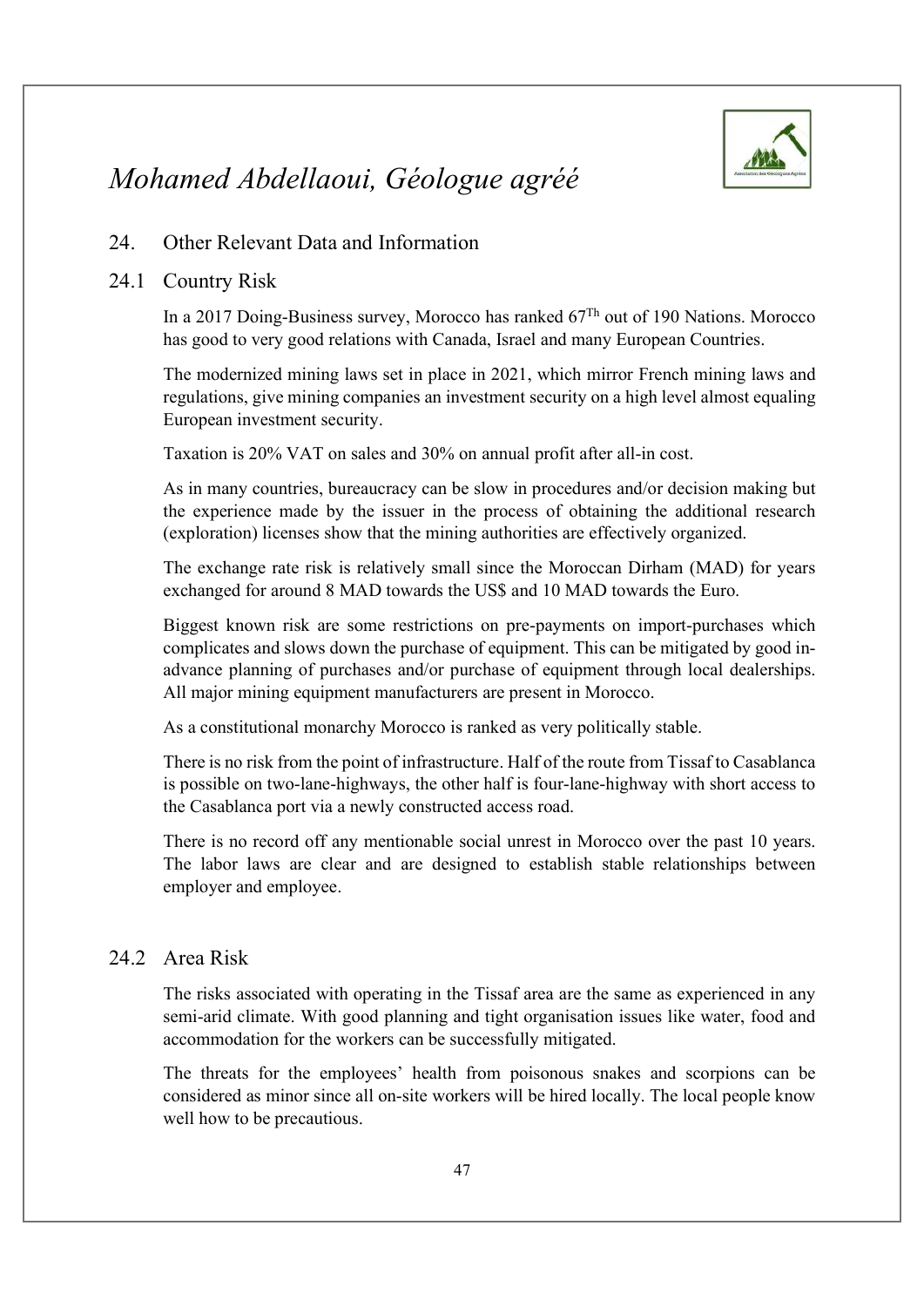## 24. Other Relevant Data and Information

### 24.1 Country Risk

In a 2017 Doing-Business survey, Morocco has ranked 67$^{Th}$ out of 190 Nations. Morocco has good to very good relations with Canada, Israel and many European Countries.

The modernized mining laws set in place in 2021, which mirror French mining laws and regulations, give mining companies an investment security on a high level almost equaling European investment security.

Taxation is 20% VAT on sales and 30% on annual profit after all-in cost.

As in many countries, bureaucracy can be slow in procedures and/or decision making but the experience made by the issuer in the process of obtaining the additional research (exploration) licenses show that the mining authorities are effectively organized.

The exchange rate risk is relatively small since the Moroccan Dirham (MAD) for years exchanged for around 8 MAD towards the US$ and 10 MAD towards the Euro.

Biggest known risk are some restrictions on pre-payments on import-purchases which complicates and slows down the purchase of equipment. This can be mitigated by good in-advance planning of purchases and/or purchase of equipment through local dealerships. All major mining equipment manufacturers are present in Morocco.

As a constitutional monarchy Morocco is ranked as very politically stable.

There is no risk from the point of infrastructure. Half of the route from Tissaf to Casablanca is possible on two-lane-highways, the other half is four-lane-highway with short access to the Casablanca port via a newly constructed access road.

There is no record off any mentionable social unrest in Morocco over the past 10 years. The labor laws are clear and are designed to establish stable relationships between employer and employee.

### 24.2 Area Risk

The risks associated with operating in the Tissaf area are the same as experienced in any semi-arid climate. With good planning and tight organisation issues like water, food and accommodation for the workers can be successfully mitigated.

The threats for the employees' health from poisonous snakes and scorpions can be considered as minor since all on-site workers will be hired locally. The local people know well how to be precautious.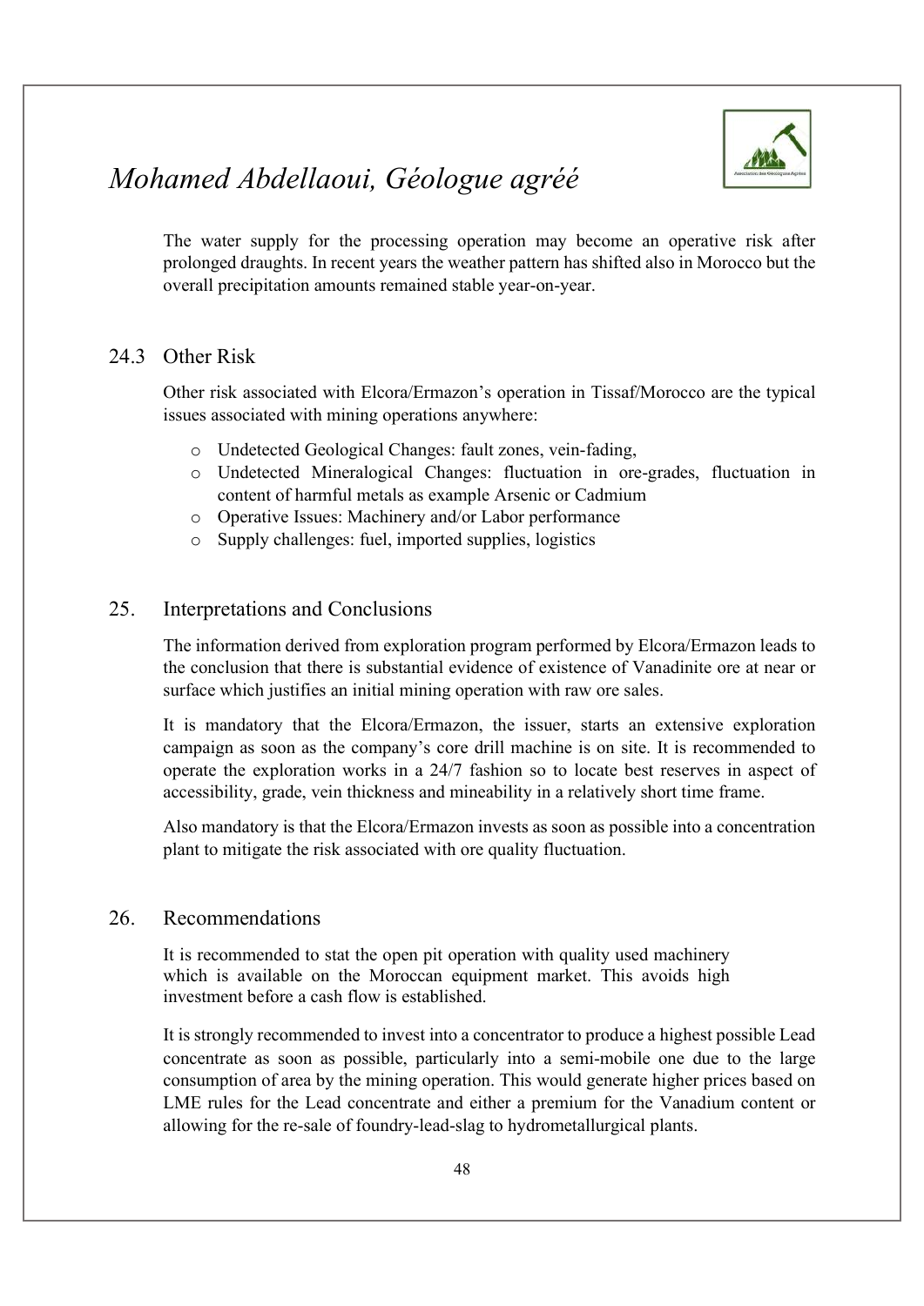The water supply for the processing operation may become an operative risk after prolonged draughts. In recent years the weather pattern has shifted also in Morocco but the overall precipitation amounts remained stable year-on-year.

## 24.3 Other Risk

Other risk associated with Elcora/Ermazon's operation in Tissaf/Morocco are the typical issues associated with mining operations anywhere:

- Undetected Geological Changes: fault zones, vein-fading,
- Undetected Mineralogical Changes: fluctuation in ore-grades, fluctuation in content of harmful metals as example Arsenic or Cadmium
- Operative Issues: Machinery and/or Labor performance
- Supply challenges: fuel, imported supplies, logistics

# 25. Interpretations and Conclusions

The information derived from exploration program performed by Elcora/Ermazon leads to the conclusion that there is substantial evidence of existence of Vanadinite ore at near or surface which justifies an initial mining operation with raw ore sales.

It is mandatory that the Elcora/Ermazon, the issuer, starts an extensive exploration campaign as soon as the company's core drill machine is on site. It is recommended to operate the exploration works in a 24/7 fashion so to locate best reserves in aspect of accessibility, grade, vein thickness and mineability in a relatively short time frame.

Also mandatory is that the Elcora/Ermazon invests as soon as possible into a concentration plant to mitigate the risk associated with ore quality fluctuation.

# 26. Recommendations

It is recommended to stat the open pit operation with quality used machinery which is available on the Moroccan equipment market. This avoids high investment before a cash flow is established.

It is strongly recommended to invest into a concentrator to produce a highest possible Lead concentrate as soon as possible, particularly into a semi-mobile one due to the large consumption of area by the mining operation. This would generate higher prices based on LME rules for the Lead concentrate and either a premium for the Vanadium content or allowing for the re-sale of foundry-lead-slag to hydrometallurgical plants.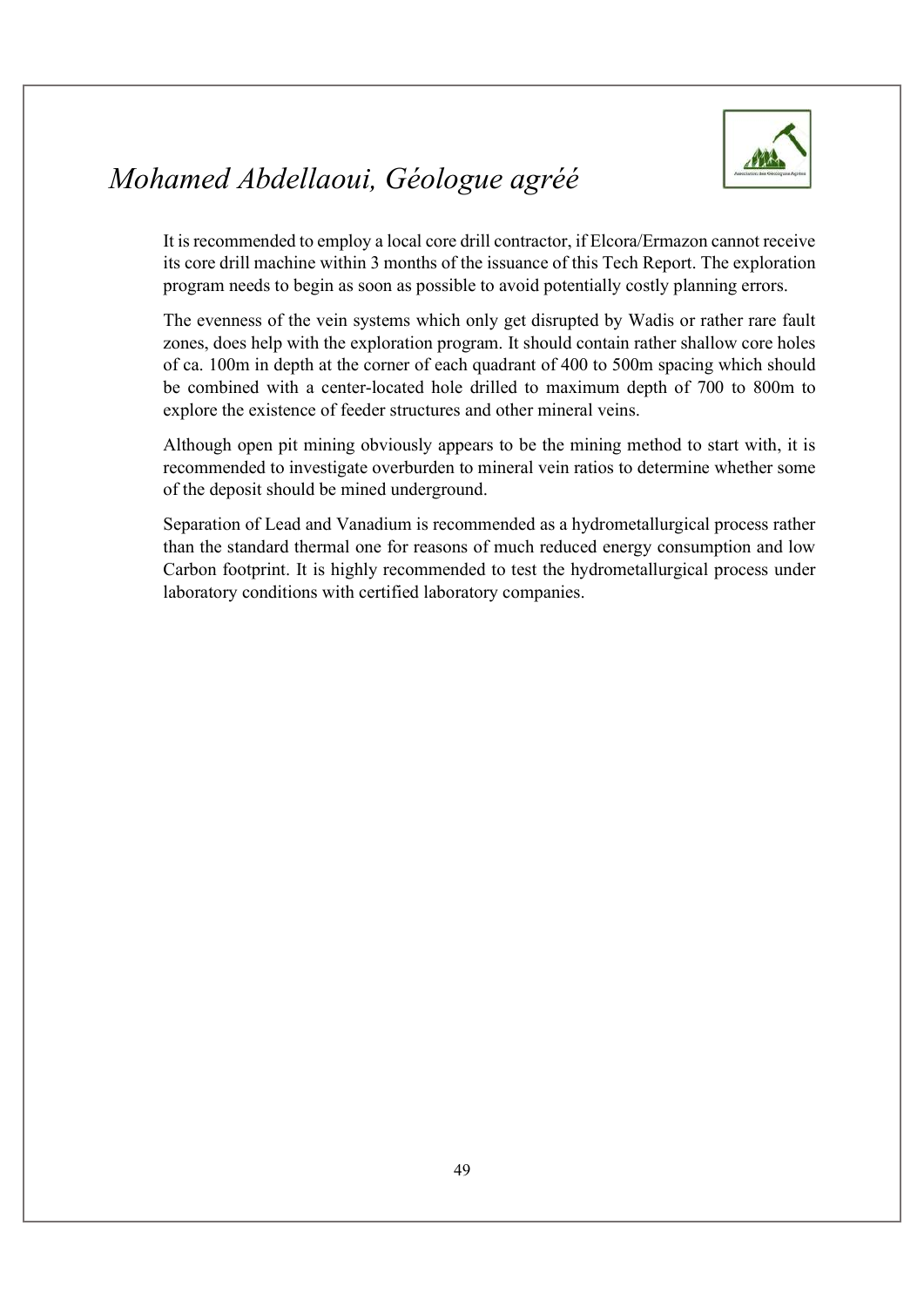It is recommended to employ a local core drill contractor, if Elcora/Ermazon cannot receive its core drill machine within 3 months of the issuance of this Tech Report. The exploration program needs to begin as soon as possible to avoid potentially costly planning errors.

The evenness of the vein systems which only get disrupted by Wadis or rather rare fault zones, does help with the exploration program. It should contain rather shallow core holes of ca. 100m in depth at the corner of each quadrant of 400 to 500m spacing which should be combined with a center-located hole drilled to maximum depth of 700 to 800m to explore the existence of feeder structures and other mineral veins.

Although open pit mining obviously appears to be the mining method to start with, it is recommended to investigate overburden to mineral vein ratios to determine whether some of the deposit should be mined underground.

Separation of Lead and Vanadium is recommended as a hydrometallurgical process rather than the standard thermal one for reasons of much reduced energy consumption and low Carbon footprint. It is highly recommended to test the hydrometallurgical process under laboratory conditions with certified laboratory companies.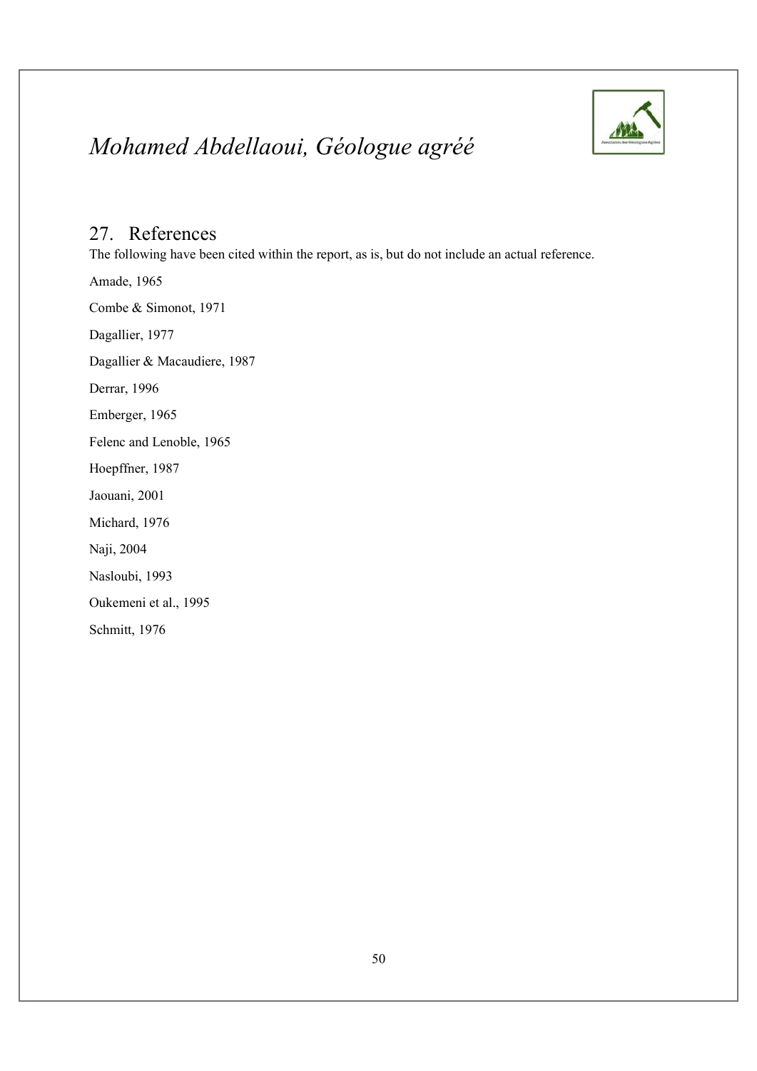## 27. References

The following have been cited within the report, as is, but do not include an actual reference.

Amade, 1965

Combe & Simonot, 1971

Dagallier, 1977

Dagallier & Macaudiere, 1987

Derrar, 1996

Emberger, 1965

Felenc and Lenoble, 1965

Hoepffner, 1987

Jaouani, 2001

Michard, 1976

Naji, 2004

Nasloubi, 1993

Oukemeni et al., 1995

Schmitt, 1976